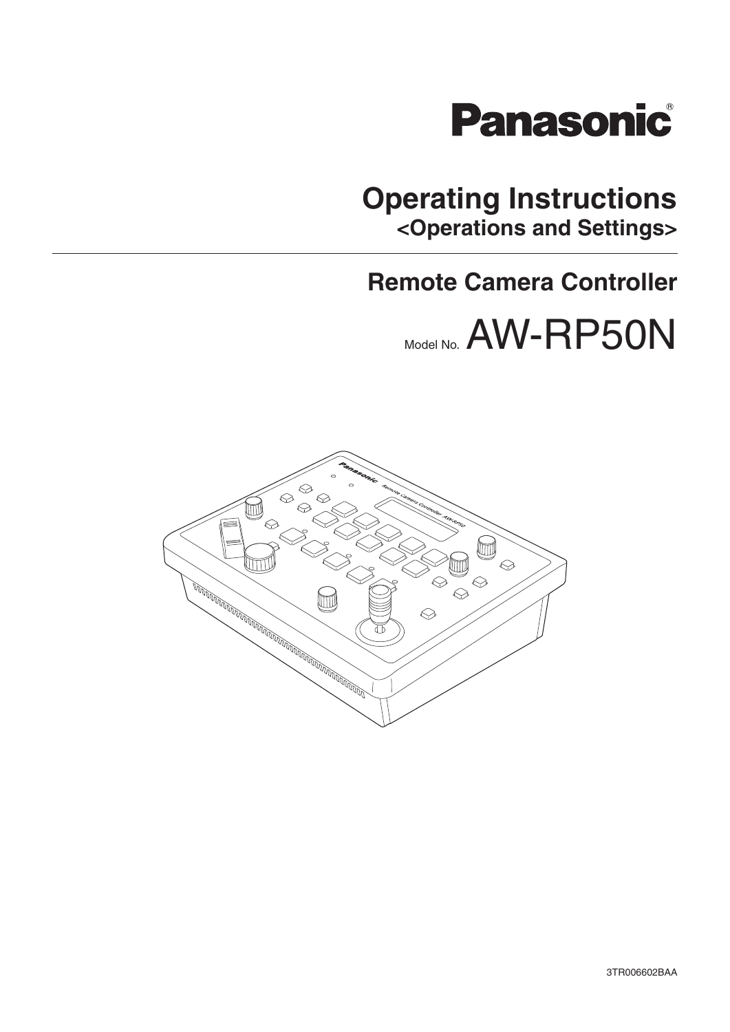Panasonic®

# Operating Instructions
## <Operations and Settings>

## Remote Camera Controller

Model No. AW-RP50N

3TR006602BAA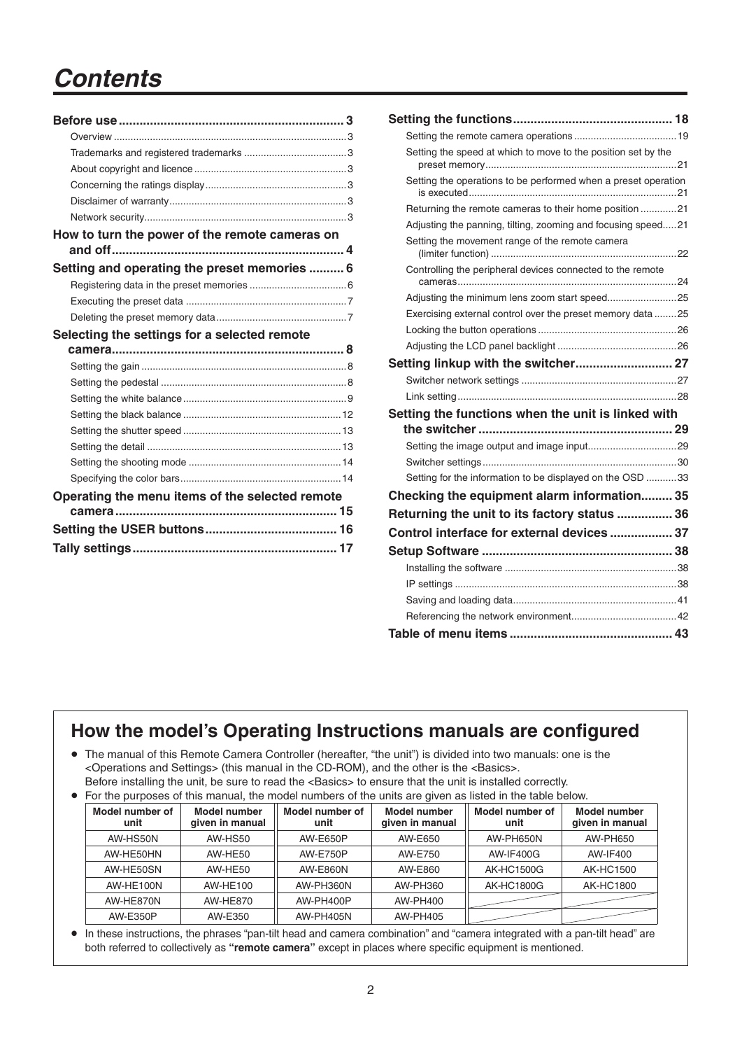# Contents

**Before use** ................................................................ 3
- Overview ................................................................ 3
- Trademarks and registered trademarks ................................ 3
- About copyright and licence ................................ 3
- Concerning the ratings display ................................ 3
- Disclaimer of warranty ................................ 3
- Network security ................................ 3

**How to turn the power of the remote cameras on and off** ................................ 4

**Setting and operating the preset memories** .......... 6
- Registering data in the preset memories ................................ 6
- Executing the preset data ................................ 7
- Deleting the preset memory data ................................ 7

**Selecting the settings for a selected remote camera** ................................ 8
- Setting the gain ................................ 8
- Setting the pedestal ................................ 8
- Setting the white balance ................................ 9
- Setting the black balance ................................ 12
- Setting the shutter speed ................................ 13
- Setting the detail ................................ 13
- Setting the shooting mode ................................ 14
- Specifying the color bars ................................ 14

**Operating the menu items of the selected remote camera** ................................ 15

**Setting the USER buttons** ................................ 16

**Tally settings** ................................ 17

**Setting the functions** ................................ 18
- Setting the remote camera operations ................................ 19
- Setting the speed at which to move to the position set by the preset memory ................................ 21
- Setting the operations to be performed when a preset operation is executed ................................ 21
- Returning the remote cameras to their home position ................................ 21
- Adjusting the panning, tilting, zooming and focusing speed ..... 21
- Setting the movement range of the remote camera (limiter function) ................................ 22
- Controlling the peripheral devices connected to the remote cameras ................................ 24
- Adjusting the minimum lens zoom start speed ................................ 25
- Exercising external control over the preset memory data ........ 25
- Locking the button operations ................................ 26
- Adjusting the LCD panel backlight ................................ 26

**Setting linkup with the switcher** ................................ 27
- Switcher network settings ................................ 27
- Link setting ................................ 28

**Setting the functions when the unit is linked with the switcher** ................................ 29
- Setting the image output and image input ................................ 29
- Switcher settings ................................ 30
- Setting for the information to be displayed on the OSD ........... 33

**Checking the equipment alarm information** ......... 35

**Returning the unit to its factory status** ................ 36

**Control interface for external devices** .................. 37

**Setup Software** ................................ 38
- Installing the software ................................ 38
- IP settings ................................ 38
- Saving and loading data ................................ 41
- Referencing the network environment ................................ 42

**Table of menu items** ................................ 43

## How the model's Operating Instructions manuals are configured

- The manual of this Remote Camera Controller (hereafter, "the unit") is divided into two manuals: one is the <Operations and Settings> (this manual in the CD-ROM), and the other is the <Basics>.
  Before installing the unit, be sure to read the <Basics> to ensure that the unit is installed correctly.
- For the purposes of this manual, the model numbers of the units are given as listed in the table below.

| Model number of unit | Model number given in manual | Model number of unit | Model number given in manual | Model number of unit | Model number given in manual |
|---|---|---|---|---|---|
| AW-HS50N | AW-HS50 | AW-E650P | AW-E650 | AW-PH650N | AW-PH650 |
| AW-HE50HN | AW-HE50 | AW-E750P | AW-E750 | AW-IF400G | AW-IF400 |
| AW-HE50SN | AW-HE50 | AW-E860N | AW-E860 | AK-HC1500G | AK-HC1500 |
| AW-HE100N | AW-HE100 | AW-PH360N | AW-PH360 | AK-HC1800G | AK-HC1800 |
| AW-HE870N | AW-HE870 | AW-PH400P | AW-PH400 | | |
| AW-E350P | AW-E350 | AW-PH405N | AW-PH405 | | |

- In these instructions, the phrases "pan-tilt head and camera combination" and "camera integrated with a pan-tilt head" are both referred to collectively as **"remote camera"** except in places where specific equipment is mentioned.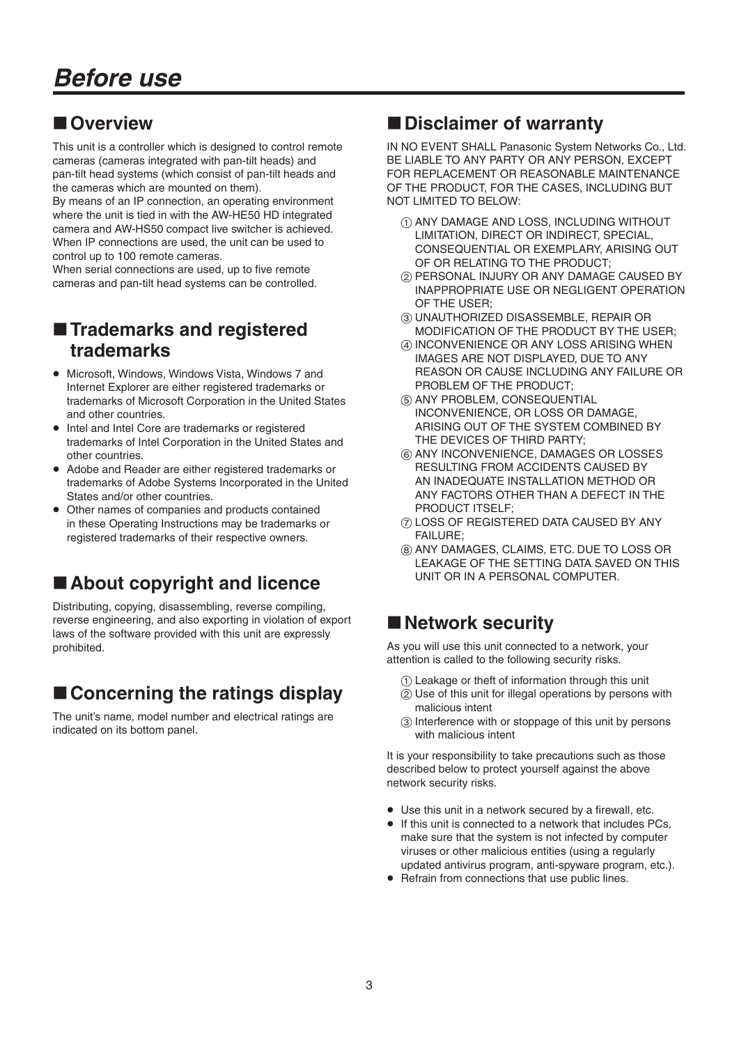# Before use

## ■ Overview

This unit is a controller which is designed to control remote cameras (cameras integrated with pan-tilt heads) and pan-tilt head systems (which consist of pan-tilt heads and the cameras which are mounted on them).

By means of an IP connection, an operating environment where the unit is tied in with the AW-HE50 HD integrated camera and AW-HS50 compact live switcher is achieved. When IP connections are used, the unit can be used to control up to 100 remote cameras.

When serial connections are used, up to five remote cameras and pan-tilt head systems can be controlled.

## ■ Trademarks and registered trademarks

- Microsoft, Windows, Windows Vista, Windows 7 and Internet Explorer are either registered trademarks or trademarks of Microsoft Corporation in the United States and other countries.
- Intel and Intel Core are trademarks or registered trademarks of Intel Corporation in the United States and other countries.
- Adobe and Reader are either registered trademarks or trademarks of Adobe Systems Incorporated in the United States and/or other countries.
- Other names of companies and products contained in these Operating Instructions may be trademarks or registered trademarks of their respective owners.

## ■ About copyright and licence

Distributing, copying, disassembling, reverse compiling, reverse engineering, and also exporting in violation of export laws of the software provided with this unit are expressly prohibited.

## ■ Concerning the ratings display

The unit's name, model number and electrical ratings are indicated on its bottom panel.

## ■ Disclaimer of warranty

IN NO EVENT SHALL Panasonic System Networks Co., Ltd. BE LIABLE TO ANY PARTY OR ANY PERSON, EXCEPT FOR REPLACEMENT OR REASONABLE MAINTENANCE OF THE PRODUCT, FOR THE CASES, INCLUDING BUT NOT LIMITED TO BELOW:

① ANY DAMAGE AND LOSS, INCLUDING WITHOUT LIMITATION, DIRECT OR INDIRECT, SPECIAL, CONSEQUENTIAL OR EXEMPLARY, ARISING OUT OF OR RELATING TO THE PRODUCT;
② PERSONAL INJURY OR ANY DAMAGE CAUSED BY INAPPROPRIATE USE OR NEGLIGENT OPERATION OF THE USER;
③ UNAUTHORIZED DISASSEMBLE, REPAIR OR MODIFICATION OF THE PRODUCT BY THE USER;
④ INCONVENIENCE OR ANY LOSS ARISING WHEN IMAGES ARE NOT DISPLAYED, DUE TO ANY REASON OR CAUSE INCLUDING ANY FAILURE OR PROBLEM OF THE PRODUCT;
⑤ ANY PROBLEM, CONSEQUENTIAL INCONVENIENCE, OR LOSS OR DAMAGE, ARISING OUT OF THE SYSTEM COMBINED BY THE DEVICES OF THIRD PARTY;
⑥ ANY INCONVENIENCE, DAMAGES OR LOSSES RESULTING FROM ACCIDENTS CAUSED BY AN INADEQUATE INSTALLATION METHOD OR ANY FACTORS OTHER THAN A DEFECT IN THE PRODUCT ITSELF;
⑦ LOSS OF REGISTERED DATA CAUSED BY ANY FAILURE;
⑧ ANY DAMAGES, CLAIMS, ETC. DUE TO LOSS OR LEAKAGE OF THE SETTING DATA SAVED ON THIS UNIT OR IN A PERSONAL COMPUTER.

## ■ Network security

As you will use this unit connected to a network, your attention is called to the following security risks.

① Leakage or theft of information through this unit
② Use of this unit for illegal operations by persons with malicious intent
③ Interference with or stoppage of this unit by persons with malicious intent

It is your responsibility to take precautions such as those described below to protect yourself against the above network security risks.

- Use this unit in a network secured by a firewall, etc.
- If this unit is connected to a network that includes PCs, make sure that the system is not infected by computer viruses or other malicious entities (using a regularly updated antivirus program, anti-spyware program, etc.).
- Refrain from connections that use public lines.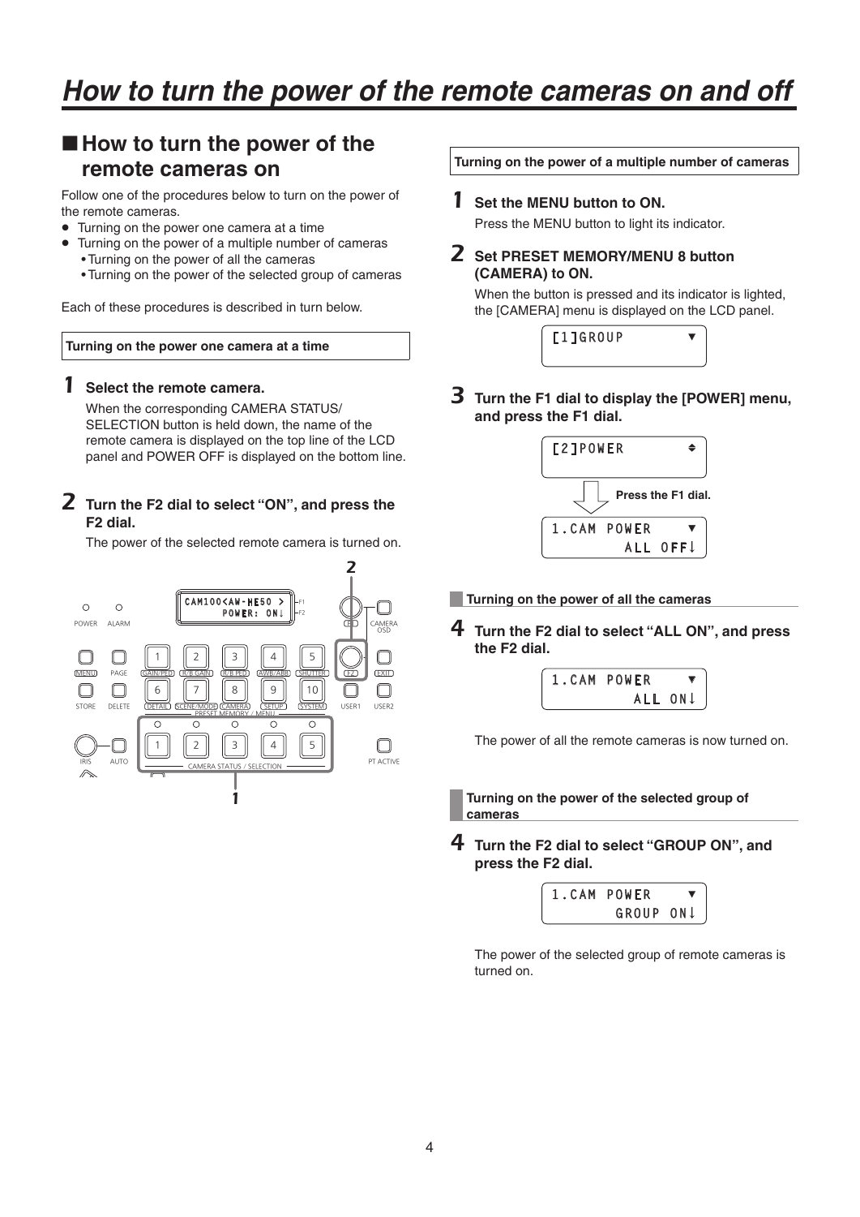# How to turn the power of the remote cameras on and off

## ■ How to turn the power of the remote cameras on

Follow one of the procedures below to turn on the power of the remote cameras.

- Turning on the power one camera at a time
- Turning on the power of a multiple number of cameras
  - Turning on the power of all the cameras
  - Turning on the power of the selected group of cameras

Each of these procedures is described in turn below.

**Turning on the power one camera at a time**

**1 Select the remote camera.**

When the corresponding CAMERA STATUS/SELECTION button is held down, the name of the remote camera is displayed on the top line of the LCD panel and POWER OFF is displayed on the bottom line.

**2 Turn the F2 dial to select "ON", and press the F2 dial.**

The power of the selected remote camera is turned on.

```
CAM100<AW-HE50 >
      POWER: ON↓
```

**Turning on the power of a multiple number of cameras**

**1 Set the MENU button to ON.**

Press the MENU button to light its indicator.

**2 Set PRESET MEMORY/MENU 8 button (CAMERA) to ON.**

When the button is pressed and its indicator is lighted, the [CAMERA] menu is displayed on the LCD panel.

```
[1]GROUP        ▼
```

**3 Turn the F1 dial to display the [POWER] menu, and press the F1 dial.**

```
[2]POWER        ♦
```

Press the F1 dial.

```
1.CAM POWER     ▼
        ALL OFF↓
```

**Turning on the power of all the cameras**

**4 Turn the F2 dial to select "ALL ON", and press the F2 dial.**

```
1.CAM POWER     ▼
         ALL ON↓
```

The power of all the remote cameras is now turned on.

**Turning on the power of the selected group of cameras**

**4 Turn the F2 dial to select "GROUP ON", and press the F2 dial.**

```
1.CAM POWER     ▼
       GROUP ON↓
```

The power of the selected group of remote cameras is turned on.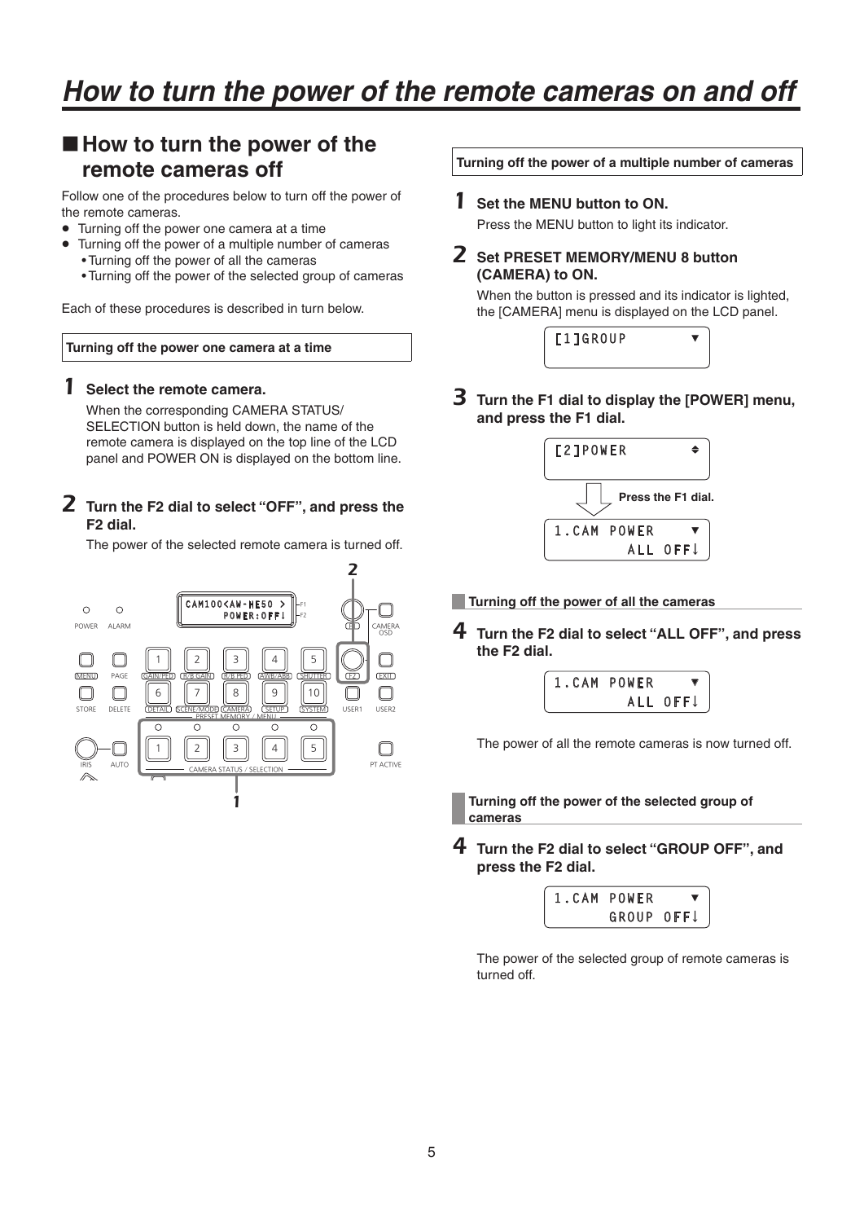# How to turn the power of the remote cameras on and off

## ■ How to turn the power of the remote cameras off

Follow one of the procedures below to turn off the power of the remote cameras.

- Turning off the power one camera at a time
- Turning off the power of a multiple number of cameras
  - Turning off the power of all the cameras
  - Turning off the power of the selected group of cameras

Each of these procedures is described in turn below.

**Turning off the power one camera at a time**

**1 Select the remote camera.**

When the corresponding CAMERA STATUS/ SELECTION button is held down, the name of the remote camera is displayed on the top line of the LCD panel and POWER ON is displayed on the bottom line.

**2 Turn the F2 dial to select "OFF", and press the F2 dial.**

The power of the selected remote camera is turned off.

**Turning off the power of a multiple number of cameras**

**1 Set the MENU button to ON.**

Press the MENU button to light its indicator.

**2 Set PRESET MEMORY/MENU 8 button (CAMERA) to ON.**

When the button is pressed and its indicator is lighted, the [CAMERA] menu is displayed on the LCD panel.

```
[1]GROUP          ▼
```

**3 Turn the F1 dial to display the [POWER] menu, and press the F1 dial.**

```
[2]POWER          ⇕
```

Press the F1 dial.

```
1.CAM POWER     ▼
        ALL OFF↓
```

**Turning off the power of all the cameras**

**4 Turn the F2 dial to select "ALL OFF", and press the F2 dial.**

```
1.CAM POWER     ▼
        ALL OFF↓
```

The power of all the remote cameras is now turned off.

**Turning off the power of the selected group of cameras**

**4 Turn the F2 dial to select "GROUP OFF", and press the F2 dial.**

```
1.CAM POWER     ▼
      GROUP OFF↓
```

The power of the selected group of remote cameras is turned off.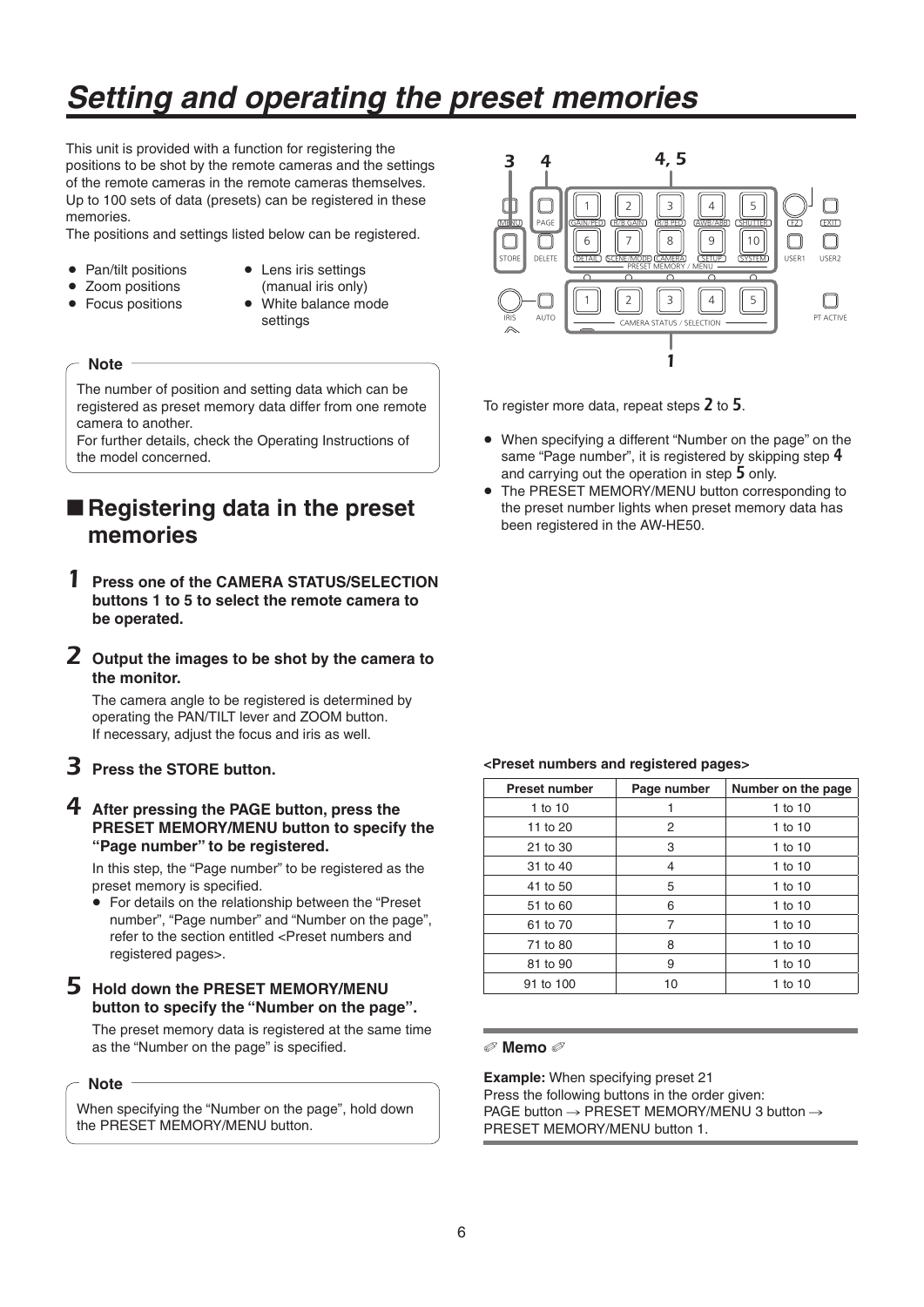# Setting and operating the preset memories

This unit is provided with a function for registering the positions to be shot by the remote cameras and the settings of the remote cameras in the remote cameras themselves. Up to 100 sets of data (presets) can be registered in these memories.

The positions and settings listed below can be registered.

- Pan/tilt positions
- Zoom positions
- Focus positions
- Lens iris settings (manual iris only)
- White balance mode settings

**Note**

The number of position and setting data which can be registered as preset memory data differ from one remote camera to another.
For further details, check the Operating Instructions of the model concerned.

## ■ Registering data in the preset memories

**1 Press one of the CAMERA STATUS/SELECTION buttons 1 to 5 to select the remote camera to be operated.**

**2 Output the images to be shot by the camera to the monitor.**

The camera angle to be registered is determined by operating the PAN/TILT lever and ZOOM button.
If necessary, adjust the focus and iris as well.

**3 Press the STORE button.**

**4 After pressing the PAGE button, press the PRESET MEMORY/MENU button to specify the "Page number" to be registered.**

In this step, the "Page number" to be registered as the preset memory is specified.

- For details on the relationship between the "Preset number", "Page number" and "Number on the page", refer to the section entitled <Preset numbers and registered pages>.

**5 Hold down the PRESET MEMORY/MENU button to specify the "Number on the page".**

The preset memory data is registered at the same time as the "Number on the page" is specified.

**Note**

When specifying the "Number on the page", hold down the PRESET MEMORY/MENU button.

To register more data, repeat steps **2** to **5**.

- When specifying a different "Number on the page" on the same "Page number", it is registered by skipping step **4** and carrying out the operation in step **5** only.
- The PRESET MEMORY/MENU button corresponding to the preset number lights when preset memory data has been registered in the AW-HE50.

**<Preset numbers and registered pages>**

| Preset number | Page number | Number on the page |
|---|---|---|
| 1 to 10 | 1 | 1 to 10 |
| 11 to 20 | 2 | 1 to 10 |
| 21 to 30 | 3 | 1 to 10 |
| 31 to 40 | 4 | 1 to 10 |
| 41 to 50 | 5 | 1 to 10 |
| 51 to 60 | 6 | 1 to 10 |
| 61 to 70 | 7 | 1 to 10 |
| 71 to 80 | 8 | 1 to 10 |
| 81 to 90 | 9 | 1 to 10 |
| 91 to 100 | 10 | 1 to 10 |

**Memo**

**Example:** When specifying preset 21
Press the following buttons in the order given:
PAGE button → PRESET MEMORY/MENU 3 button → PRESET MEMORY/MENU button 1.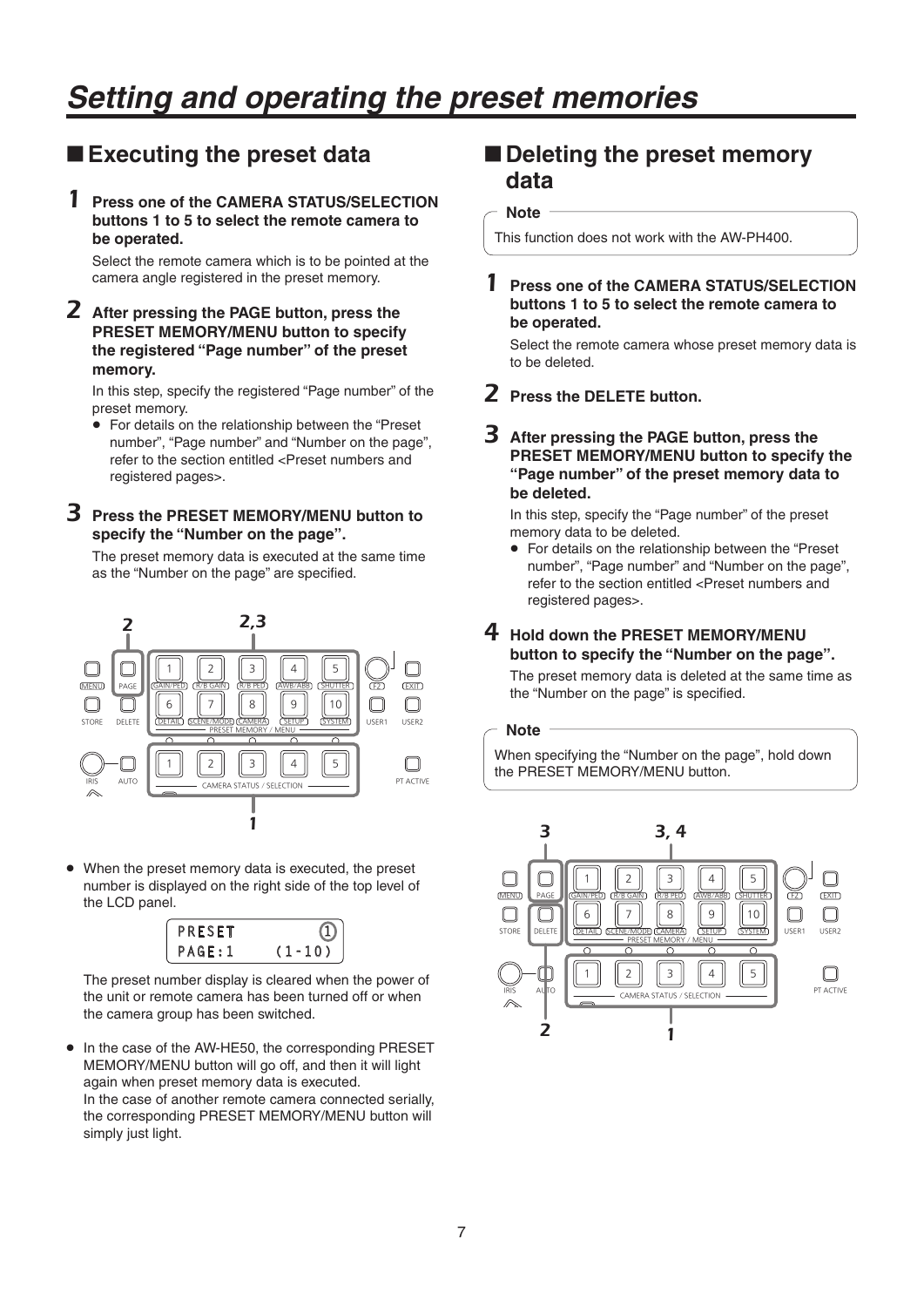# Setting and operating the preset memories

## ■ Executing the preset data

**1 Press one of the CAMERA STATUS/SELECTION buttons 1 to 5 to select the remote camera to be operated.**

Select the remote camera which is to be pointed at the camera angle registered in the preset memory.

**2 After pressing the PAGE button, press the PRESET MEMORY/MENU button to specify the registered "Page number" of the preset memory.**

In this step, specify the registered "Page number" of the preset memory.

- For details on the relationship between the "Preset number", "Page number" and "Number on the page", refer to the section entitled <Preset numbers and registered pages>.

**3 Press the PRESET MEMORY/MENU button to specify the "Number on the page".**

The preset memory data is executed at the same time as the "Number on the page" are specified.

- When the preset memory data is executed, the preset number is displayed on the right side of the top level of the LCD panel.

```
PRESET          ①
PAGE:1     (1-10)
```

The preset number display is cleared when the power of the unit or remote camera has been turned off or when the camera group has been switched.

- In the case of the AW-HE50, the corresponding PRESET MEMORY/MENU button will go off, and then it will light again when preset memory data is executed.
  In the case of another remote camera connected serially, the corresponding PRESET MEMORY/MENU button will simply just light.

## ■ Deleting the preset memory data

**Note**

This function does not work with the AW-PH400.

**1 Press one of the CAMERA STATUS/SELECTION buttons 1 to 5 to select the remote camera to be operated.**

Select the remote camera whose preset memory data is to be deleted.

**2 Press the DELETE button.**

**3 After pressing the PAGE button, press the PRESET MEMORY/MENU button to specify the "Page number" of the preset memory data to be deleted.**

In this step, specify the "Page number" of the preset memory data to be deleted.

- For details on the relationship between the "Preset number", "Page number" and "Number on the page", refer to the section entitled <Preset numbers and registered pages>.

**4 Hold down the PRESET MEMORY/MENU button to specify the "Number on the page".**

The preset memory data is deleted at the same time as the "Number on the page" is specified.

**Note**

When specifying the "Number on the page", hold down the PRESET MEMORY/MENU button.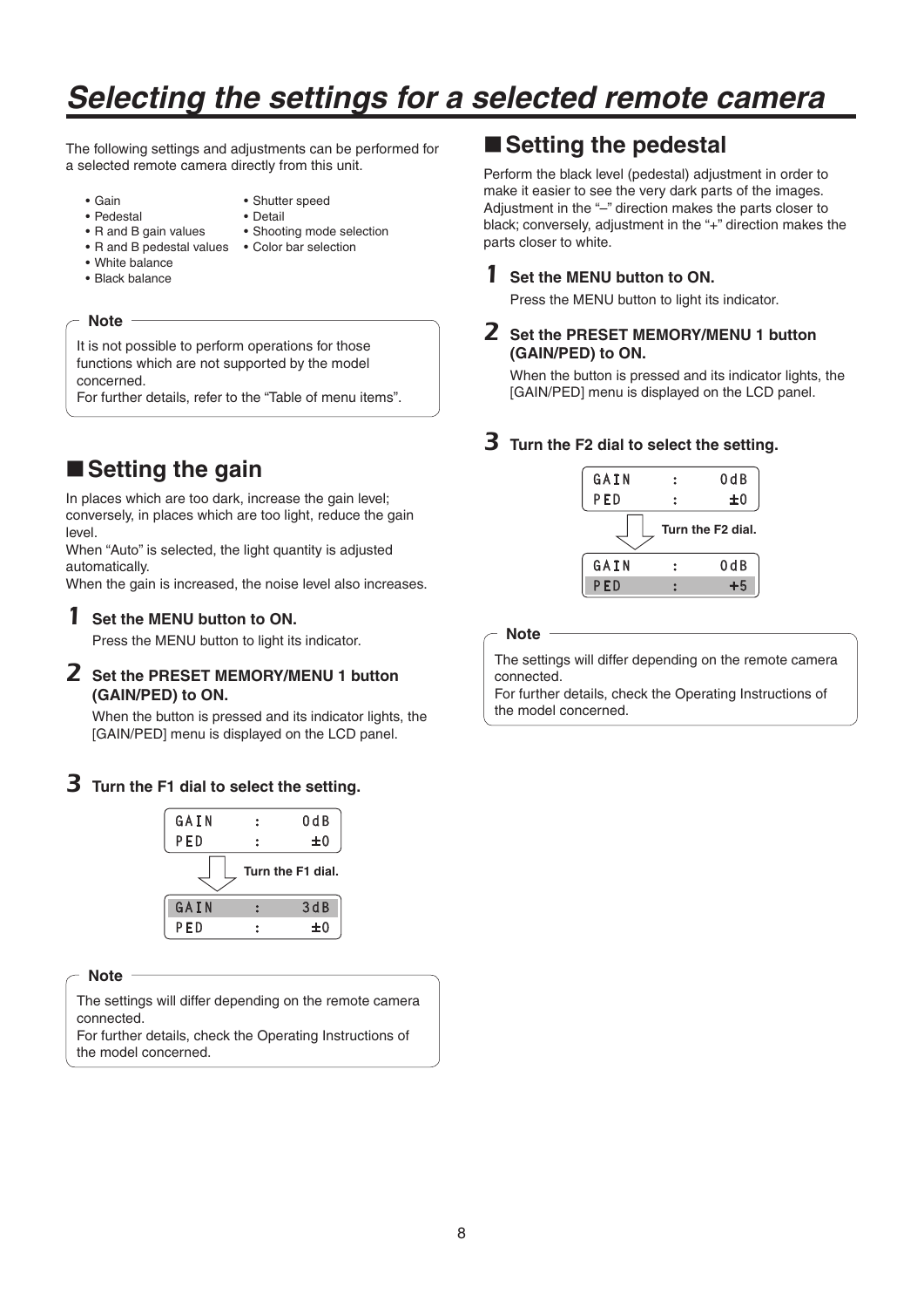# Selecting the settings for a selected remote camera

The following settings and adjustments can be performed for a selected remote camera directly from this unit.

- Gain
- Pedestal
- R and B gain values
- R and B pedestal values
- White balance
- Black balance
- Shutter speed
- Detail
- Shooting mode selection
- Color bar selection

**Note**

It is not possible to perform operations for those functions which are not supported by the model concerned.
For further details, refer to the "Table of menu items".

## ■ Setting the gain

In places which are too dark, increase the gain level; conversely, in places which are too light, reduce the gain level.
When "Auto" is selected, the light quantity is adjusted automatically.
When the gain is increased, the noise level also increases.

**1 Set the MENU button to ON.**

Press the MENU button to light its indicator.

**2 Set the PRESET MEMORY/MENU 1 button (GAIN/PED) to ON.**

When the button is pressed and its indicator lights, the [GAIN/PED] menu is displayed on the LCD panel.

**3 Turn the F1 dial to select the setting.**

```
GAIN    :    0dB
PED     :     ±0
```

Turn the F1 dial.

```
GAIN    :    3dB
PED     :     ±0
```

**Note**

The settings will differ depending on the remote camera connected.
For further details, check the Operating Instructions of the model concerned.

## ■ Setting the pedestal

Perform the black level (pedestal) adjustment in order to make it easier to see the very dark parts of the images.
Adjustment in the "–" direction makes the parts closer to black; conversely, adjustment in the "+" direction makes the parts closer to white.

**1 Set the MENU button to ON.**

Press the MENU button to light its indicator.

**2 Set the PRESET MEMORY/MENU 1 button (GAIN/PED) to ON.**

When the button is pressed and its indicator lights, the [GAIN/PED] menu is displayed on the LCD panel.

**3 Turn the F2 dial to select the setting.**

```
GAIN    :    0dB
PED     :     ±0
```

Turn the F2 dial.

```
GAIN    :    0dB
PED     :     +5
```

**Note**

The settings will differ depending on the remote camera connected.
For further details, check the Operating Instructions of the model concerned.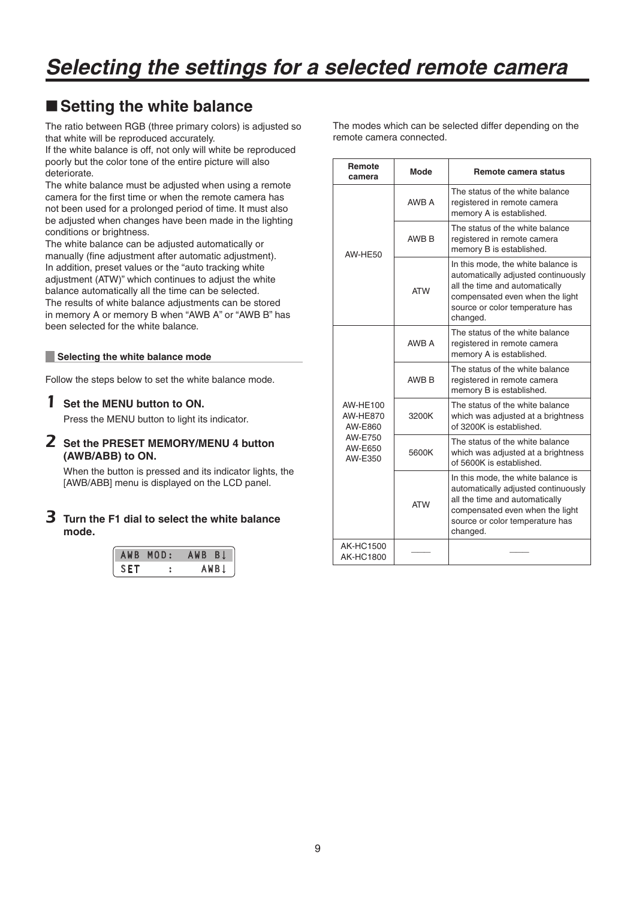# Selecting the settings for a selected remote camera

## ■ Setting the white balance

The ratio between RGB (three primary colors) is adjusted so that white will be reproduced accurately.
If the white balance is off, not only will white be reproduced poorly but the color tone of the entire picture will also deteriorate.
The white balance must be adjusted when using a remote camera for the first time or when the remote camera has not been used for a prolonged period of time. It must also be adjusted when changes have been made in the lighting conditions or brightness.
The white balance can be adjusted automatically or manually (fine adjustment after automatic adjustment).
In addition, preset values or the "auto tracking white adjustment (ATW)" which continues to adjust the white balance automatically all the time can be selected.
The results of white balance adjustments can be stored in memory A or memory B when "AWB A" or "AWB B" has been selected for the white balance.

### Selecting the white balance mode

Follow the steps below to set the white balance mode.

**1 Set the MENU button to ON.**

Press the MENU button to light its indicator.

**2 Set the PRESET MEMORY/MENU 4 button (AWB/ABB) to ON.**

When the button is pressed and its indicator lights, the [AWB/ABB] menu is displayed on the LCD panel.

**3 Turn the F1 dial to select the white balance mode.**

```
AWB MOD:  AWB B↓
SET    :   AWB↓
```

The modes which can be selected differ depending on the remote camera connected.

| Remote camera | Mode | Remote camera status |
|---|---|---|
| AW-HE50 | AWB A | The status of the white balance registered in remote camera memory A is established. |
| | AWB B | The status of the white balance registered in remote camera memory B is established. |
| | ATW | In this mode, the white balance is automatically adjusted continuously all the time and automatically compensated even when the light source or color temperature has changed. |
| AW-HE100<br>AW-HE870<br>AW-E860<br>AW-E750<br>AW-E650<br>AW-E350 | AWB A | The status of the white balance registered in remote camera memory A is established. |
| | AWB B | The status of the white balance registered in remote camera memory B is established. |
| | 3200K | The status of the white balance which was adjusted at a brightness of 3200K is established. |
| | 5600K | The status of the white balance which was adjusted at a brightness of 5600K is established. |
| | ATW | In this mode, the white balance is automatically adjusted continuously all the time and automatically compensated even when the light source or color temperature has changed. |
| AK-HC1500<br>AK-HC1800 | —— | —— |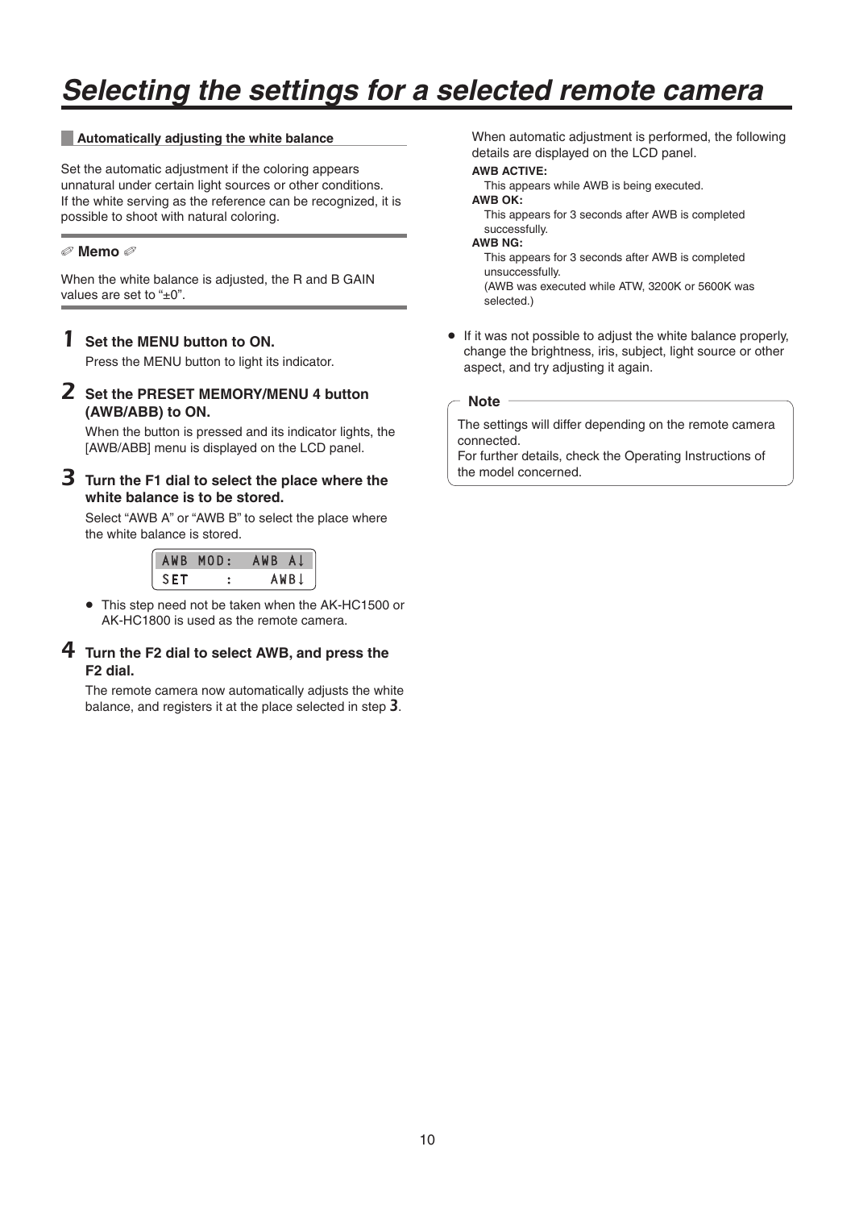# Selecting the settings for a selected remote camera

### Automatically adjusting the white balance

Set the automatic adjustment if the coloring appears unnatural under certain light sources or other conditions. If the white serving as the reference can be recognized, it is possible to shoot with natural coloring.

**Memo**

When the white balance is adjusted, the R and B GAIN values are set to "±0".

**1 Set the MENU button to ON.**

Press the MENU button to light its indicator.

**2 Set the PRESET MEMORY/MENU 4 button (AWB/ABB) to ON.**

When the button is pressed and its indicator lights, the [AWB/ABB] menu is displayed on the LCD panel.

**3 Turn the F1 dial to select the place where the white balance is to be stored.**

Select "AWB A" or "AWB B" to select the place where the white balance is stored.

```
AWB MOD:  AWB A↓
SET    :    AWB↓
```

- This step need not be taken when the AK-HC1500 or AK-HC1800 is used as the remote camera.

**4 Turn the F2 dial to select AWB, and press the F2 dial.**

The remote camera now automatically adjusts the white balance, and registers it at the place selected in step 3.

When automatic adjustment is performed, the following details are displayed on the LCD panel.

**AWB ACTIVE:**
This appears while AWB is being executed.

**AWB OK:**
This appears for 3 seconds after AWB is completed successfully.

**AWB NG:**
This appears for 3 seconds after AWB is completed unsuccessfully.
(AWB was executed while ATW, 3200K or 5600K was selected.)

- If it was not possible to adjust the white balance properly, change the brightness, iris, subject, light source or other aspect, and try adjusting it again.

**Note**

The settings will differ depending on the remote camera connected.
For further details, check the Operating Instructions of the model concerned.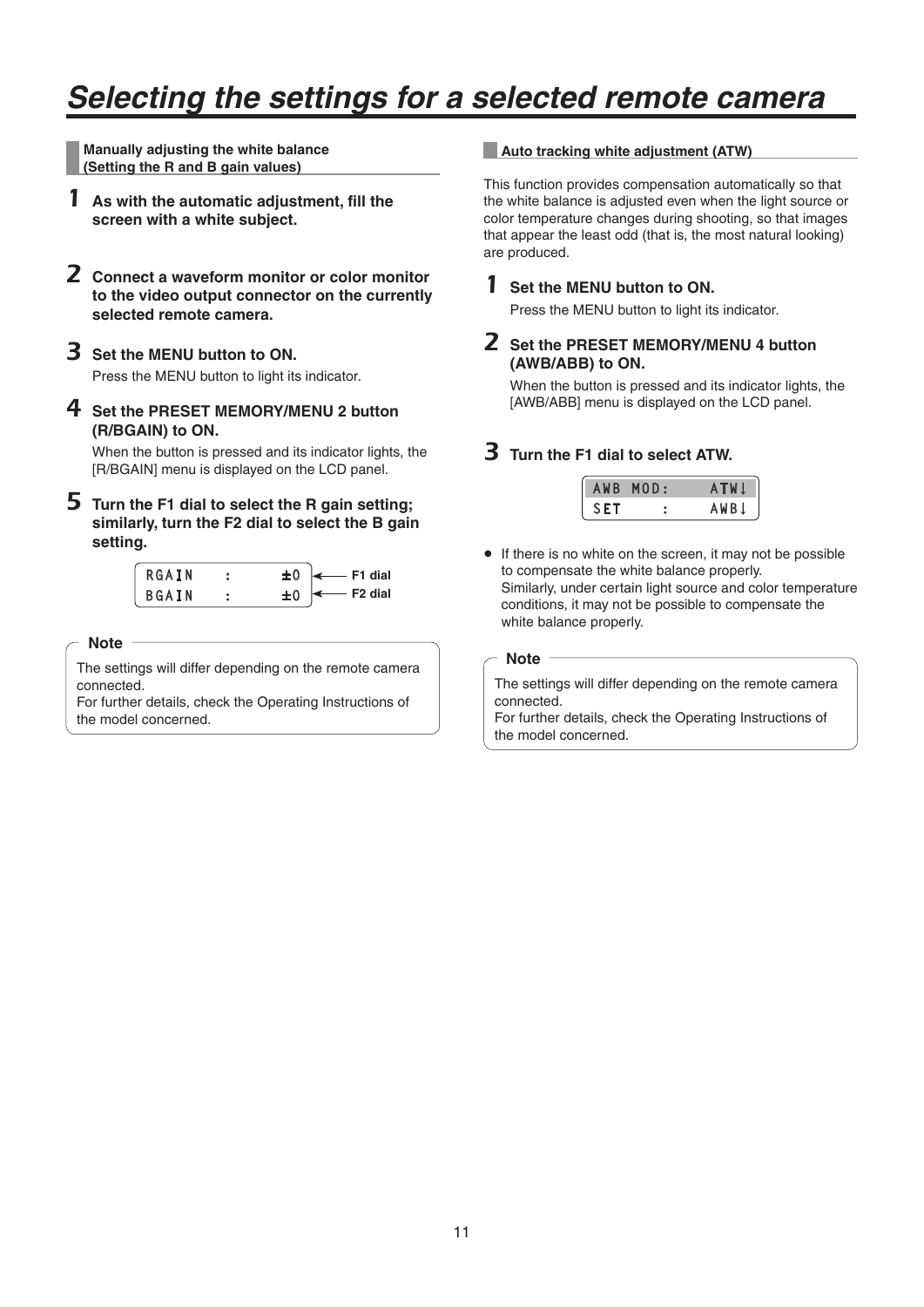# Selecting the settings for a selected remote camera

### Manually adjusting the white balance (Setting the R and B gain values)

**1** **As with the automatic adjustment, fill the screen with a white subject.**

**2** **Connect a waveform monitor or color monitor to the video output connector on the currently selected remote camera.**

**3** **Set the MENU button to ON.**

Press the MENU button to light its indicator.

**4** **Set the PRESET MEMORY/MENU 2 button (R/BGAIN) to ON.**

When the button is pressed and its indicator lights, the [R/BGAIN] menu is displayed on the LCD panel.

**5** **Turn the F1 dial to select the R gain setting; similarly, turn the F2 dial to select the B gain setting.**

```
RGAIN   :    ±0   ← F1 dial
BGAIN   :    ±0   ← F2 dial
```

**Note**

The settings will differ depending on the remote camera connected.
For further details, check the Operating Instructions of the model concerned.

### Auto tracking white adjustment (ATW)

This function provides compensation automatically so that the white balance is adjusted even when the light source or color temperature changes during shooting, so that images that appear the least odd (that is, the most natural looking) are produced.

**1** **Set the MENU button to ON.**

Press the MENU button to light its indicator.

**2** **Set the PRESET MEMORY/MENU 4 button (AWB/ABB) to ON.**

When the button is pressed and its indicator lights, the [AWB/ABB] menu is displayed on the LCD panel.

**3** **Turn the F1 dial to select ATW.**

```
AWB MOD:    ATW↓
SET    :    AWB↓
```

- If there is no white on the screen, it may not be possible to compensate the white balance properly.
  Similarly, under certain light source and color temperature conditions, it may not be possible to compensate the white balance properly.

**Note**

The settings will differ depending on the remote camera connected.
For further details, check the Operating Instructions of the model concerned.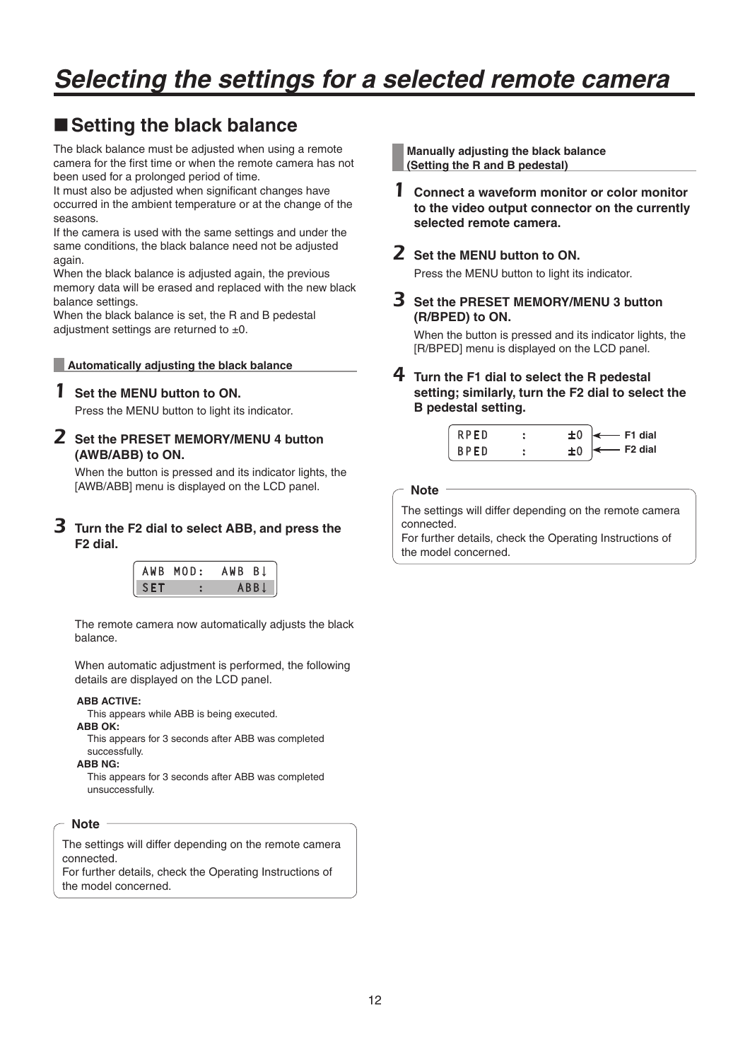# Selecting the settings for a selected remote camera

## ■ Setting the black balance

The black balance must be adjusted when using a remote camera for the first time or when the remote camera has not been used for a prolonged period of time.
It must also be adjusted when significant changes have occurred in the ambient temperature or at the change of the seasons.
If the camera is used with the same settings and under the same conditions, the black balance need not be adjusted again.
When the black balance is adjusted again, the previous memory data will be erased and replaced with the new black balance settings.
When the black balance is set, the R and B pedestal adjustment settings are returned to ±0.

### Automatically adjusting the black balance

**1 Set the MENU button to ON.**

Press the MENU button to light its indicator.

**2 Set the PRESET MEMORY/MENU 4 button (AWB/ABB) to ON.**

When the button is pressed and its indicator lights, the [AWB/ABB] menu is displayed on the LCD panel.

**3 Turn the F2 dial to select ABB, and press the F2 dial.**

```
AWB MOD:  AWB B↓
SET    :    ABB↓
```

The remote camera now automatically adjusts the black balance.

When automatic adjustment is performed, the following details are displayed on the LCD panel.

**ABB ACTIVE:**
This appears while ABB is being executed.

**ABB OK:**
This appears for 3 seconds after ABB was completed successfully.

**ABB NG:**
This appears for 3 seconds after ABB was completed unsuccessfully.

**Note**

The settings will differ depending on the remote camera connected.
For further details, check the Operating Instructions of the model concerned.

### Manually adjusting the black balance (Setting the R and B pedestal)

**1 Connect a waveform monitor or color monitor to the video output connector on the currently selected remote camera.**

**2 Set the MENU button to ON.**

Press the MENU button to light its indicator.

**3 Set the PRESET MEMORY/MENU 3 button (R/BPED) to ON.**

When the button is pressed and its indicator lights, the [R/BPED] menu is displayed on the LCD panel.

**4 Turn the F1 dial to select the R pedestal setting; similarly, turn the F2 dial to select the B pedestal setting.**

```
RPED    :    ±0   ← F1 dial
BPED    :    ±0   ← F2 dial
```

**Note**

The settings will differ depending on the remote camera connected.
For further details, check the Operating Instructions of the model concerned.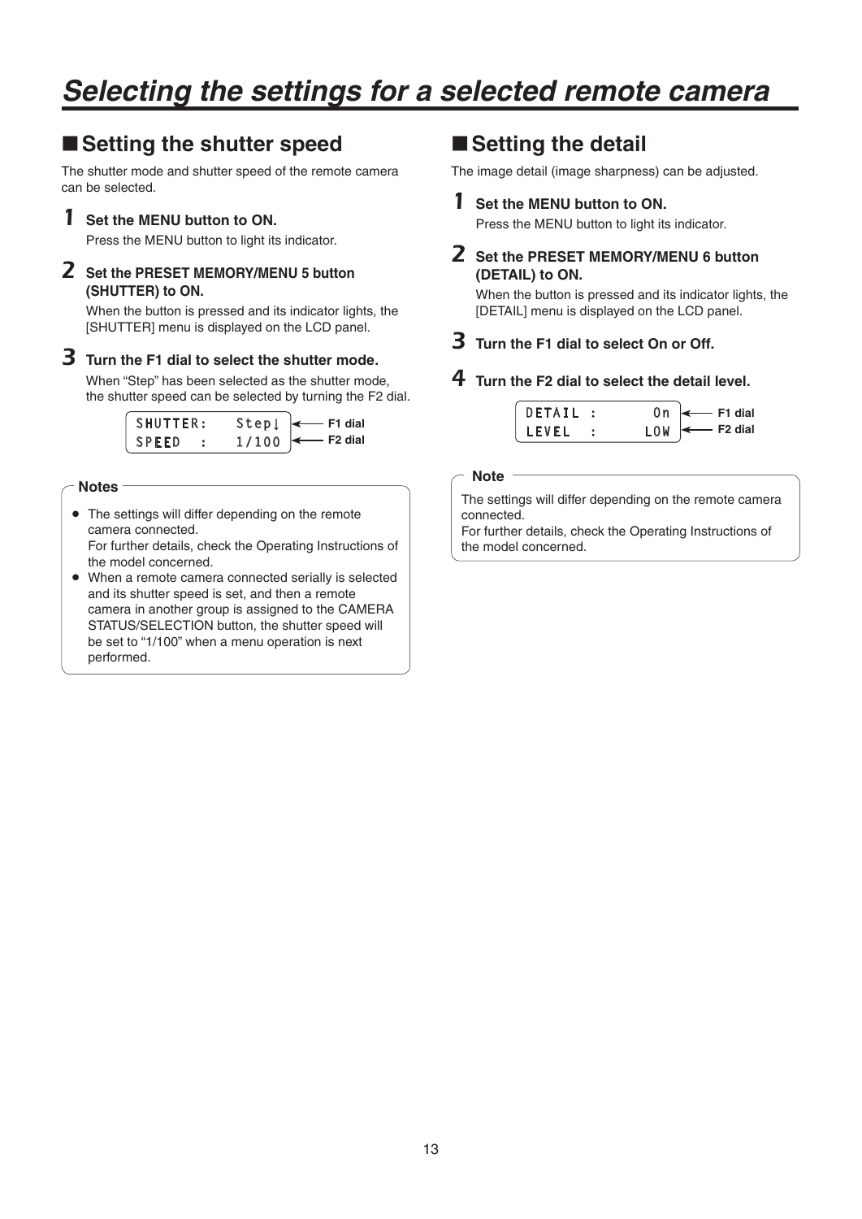# Selecting the settings for a selected remote camera

## ■ Setting the shutter speed

The shutter mode and shutter speed of the remote camera can be selected.

**1 Set the MENU button to ON.**

Press the MENU button to light its indicator.

**2 Set the PRESET MEMORY/MENU 5 button (SHUTTER) to ON.**

When the button is pressed and its indicator lights, the [SHUTTER] menu is displayed on the LCD panel.

**3 Turn the F1 dial to select the shutter mode.**

When “Step” has been selected as the shutter mode, the shutter speed can be selected by turning the F2 dial.

```
SHUTTER:   Step↓   ← F1 dial
SPEED  :   1/100   ← F2 dial
```

**Notes**

- The settings will differ depending on the remote camera connected.
  For further details, check the Operating Instructions of the model concerned.
- When a remote camera connected serially is selected and its shutter speed is set, and then a remote camera in another group is assigned to the CAMERA STATUS/SELECTION button, the shutter speed will be set to “1/100” when a menu operation is next performed.

## ■ Setting the detail

The image detail (image sharpness) can be adjusted.

**1 Set the MENU button to ON.**

Press the MENU button to light its indicator.

**2 Set the PRESET MEMORY/MENU 6 button (DETAIL) to ON.**

When the button is pressed and its indicator lights, the [DETAIL] menu is displayed on the LCD panel.

**3 Turn the F1 dial to select On or Off.**

**4 Turn the F2 dial to select the detail level.**

```
DETAIL :      On   ← F1 dial
LEVEL  :     LOW   ← F2 dial
```

**Note**

The settings will differ depending on the remote camera connected.
For further details, check the Operating Instructions of the model concerned.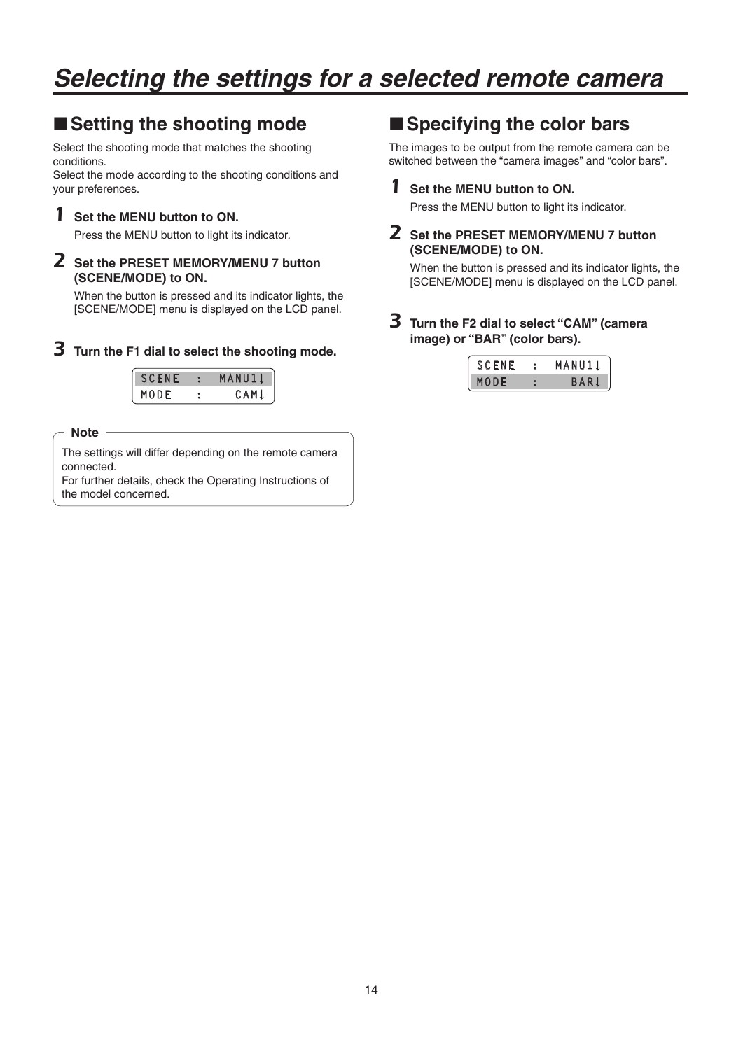# Selecting the settings for a selected remote camera

## ■ Setting the shooting mode

Select the shooting mode that matches the shooting conditions.
Select the mode according to the shooting conditions and your preferences.

**1 Set the MENU button to ON.**

Press the MENU button to light its indicator.

**2 Set the PRESET MEMORY/MENU 7 button (SCENE/MODE) to ON.**

When the button is pressed and its indicator lights, the [SCENE/MODE] menu is displayed on the LCD panel.

**3 Turn the F1 dial to select the shooting mode.**

```
SCENE   :   MANU1↓
MODE    :     CAM↓
```

**Note**

The settings will differ depending on the remote camera connected.
For further details, check the Operating Instructions of the model concerned.

## ■ Specifying the color bars

The images to be output from the remote camera can be switched between the "camera images" and "color bars".

**1 Set the MENU button to ON.**

Press the MENU button to light its indicator.

**2 Set the PRESET MEMORY/MENU 7 button (SCENE/MODE) to ON.**

When the button is pressed and its indicator lights, the [SCENE/MODE] menu is displayed on the LCD panel.

**3 Turn the F2 dial to select "CAM" (camera image) or "BAR" (color bars).**

```
SCENE   :   MANU1↓
MODE    :     BAR↓
```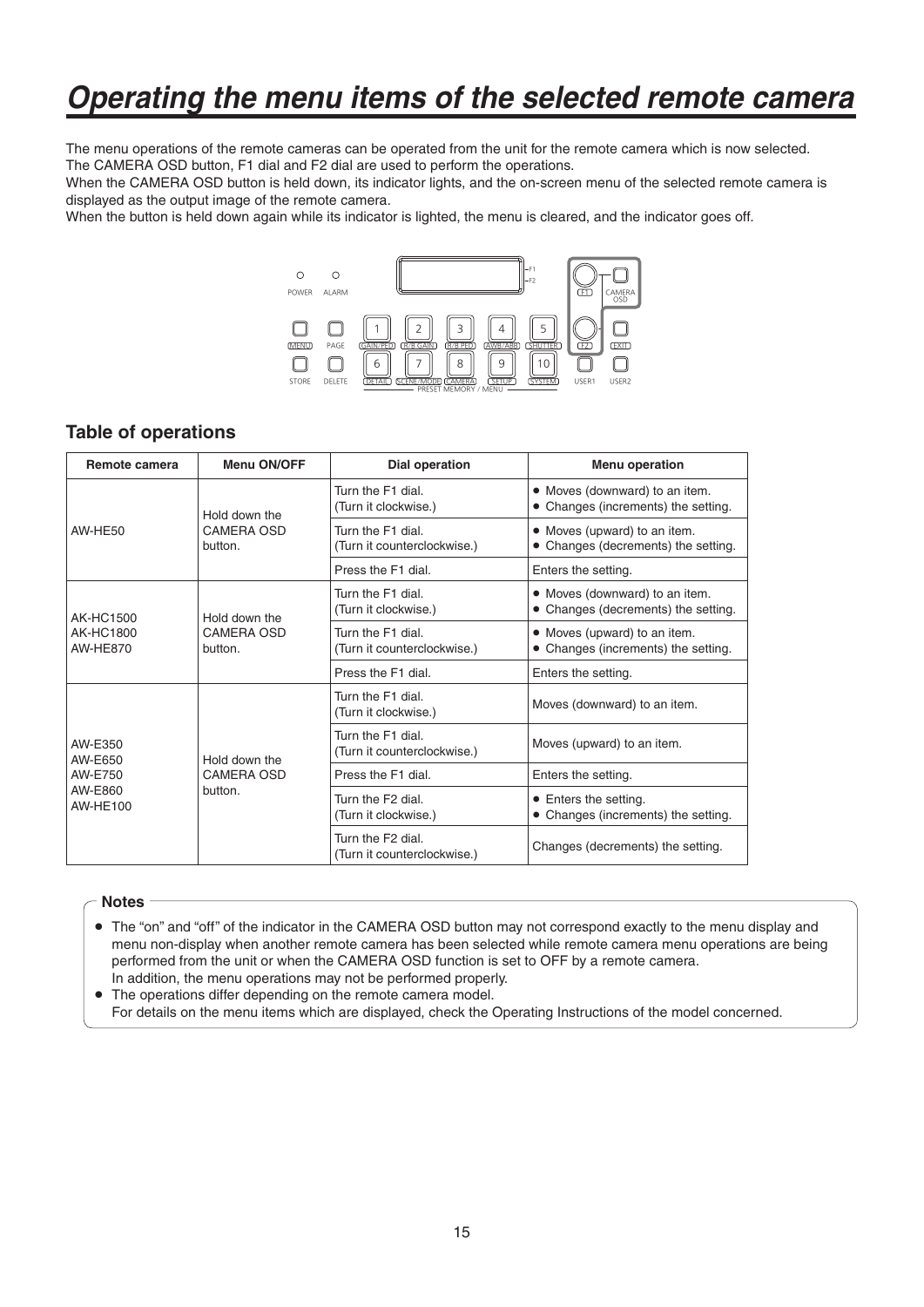# Operating the menu items of the selected remote camera

The menu operations of the remote cameras can be operated from the unit for the remote camera which is now selected.
The CAMERA OSD button, F1 dial and F2 dial are used to perform the operations.
When the CAMERA OSD button is held down, its indicator lights, and the on-screen menu of the selected remote camera is displayed as the output image of the remote camera.
When the button is held down again while its indicator is lighted, the menu is cleared, and the indicator goes off.

## Table of operations

| Remote camera | Menu ON/OFF | Dial operation | Menu operation |
|---|---|---|---|
| AW-HE50 | Hold down the CAMERA OSD button. | Turn the F1 dial. (Turn it clockwise.) | • Moves (downward) to an item. • Changes (increments) the setting. |
| | | Turn the F1 dial. (Turn it counterclockwise.) | • Moves (upward) to an item. • Changes (decrements) the setting. |
| | | Press the F1 dial. | Enters the setting. |
| AK-HC1500 AK-HC1800 AW-HE870 | Hold down the CAMERA OSD button. | Turn the F1 dial. (Turn it clockwise.) | • Moves (downward) to an item. • Changes (decrements) the setting. |
| | | Turn the F1 dial. (Turn it counterclockwise.) | • Moves (upward) to an item. • Changes (increments) the setting. |
| | | Press the F1 dial. | Enters the setting. |
| AW-E350 AW-E650 AW-E750 AW-E860 AW-HE100 | Hold down the CAMERA OSD button. | Turn the F1 dial. (Turn it clockwise.) | Moves (downward) to an item. |
| | | Turn the F1 dial. (Turn it counterclockwise.) | Moves (upward) to an item. |
| | | Press the F1 dial. | Enters the setting. |
| | | Turn the F2 dial. (Turn it clockwise.) | • Enters the setting. • Changes (increments) the setting. |
| | | Turn the F2 dial. (Turn it counterclockwise.) | Changes (decrements) the setting. |

**Notes**

- The "on" and "off" of the indicator in the CAMERA OSD button may not correspond exactly to the menu display and menu non-display when another remote camera has been selected while remote camera menu operations are being performed from the unit or when the CAMERA OSD function is set to OFF by a remote camera.
  In addition, the menu operations may not be performed properly.
- The operations differ depending on the remote camera model.
  For details on the menu items which are displayed, check the Operating Instructions of the model concerned.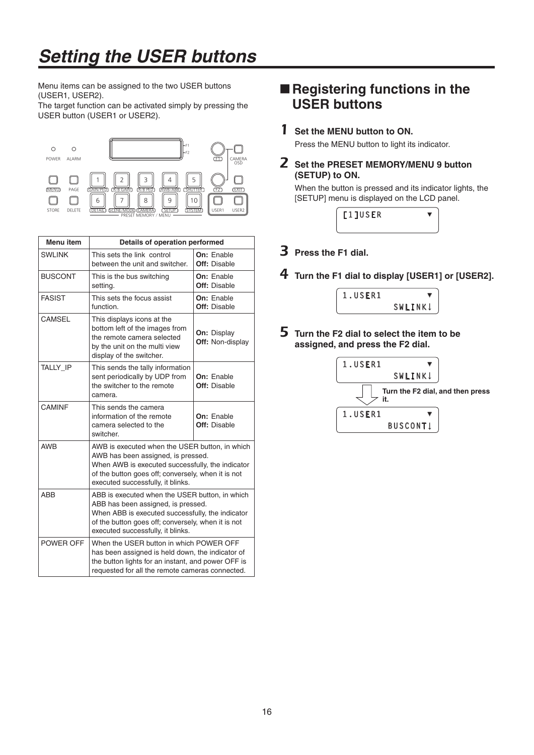# Setting the USER buttons

Menu items can be assigned to the two USER buttons (USER1, USER2).
The target function can be activated simply by pressing the USER button (USER1 or USER2).

| Menu item | Details of operation performed | |
|---|---|---|
| SWLINK | This sets the link control between the unit and switcher. | **On:** Enable **Off:** Disable |
| BUSCONT | This is the bus switching setting. | **On:** Enable **Off:** Disable |
| FASIST | This sets the focus assist function. | **On:** Enable **Off:** Disable |
| CAMSEL | This displays icons at the bottom left of the images from the remote camera selected by the unit on the multi view display of the switcher. | **On:** Display **Off:** Non-display |
| TALLY_IP | This sends the tally information sent periodically by UDP from the switcher to the remote camera. | **On:** Enable **Off:** Disable |
| CAMINF | This sends the camera information of the remote camera selected to the switcher. | **On:** Enable **Off:** Disable |
| AWB | AWB is executed when the USER button, in which AWB has been assigned, is pressed. When AWB is executed successfully, the indicator of the button goes off; conversely, when it is not executed successfully, it blinks. | |
| ABB | ABB is executed when the USER button, in which ABB has been assigned, is pressed. When ABB is executed successfully, the indicator of the button goes off; conversely, when it is not executed successfully, it blinks. | |
| POWER OFF | When the USER button in which POWER OFF has been assigned is held down, the indicator of the button lights for an instant, and power OFF is requested for all the remote cameras connected. | |

## ■ Registering functions in the USER buttons

**1 Set the MENU button to ON.**

Press the MENU button to light its indicator.

**2 Set the PRESET MEMORY/MENU 9 button (SETUP) to ON.**

When the button is pressed and its indicator lights, the [SETUP] menu is displayed on the LCD panel.

```
[1]USER        ▼
```

**3 Press the F1 dial.**

**4 Turn the F1 dial to display [USER1] or [USER2].**

```
1.USER1        ▼
        SWLINK↓
```

**5 Turn the F2 dial to select the item to be assigned, and press the F2 dial.**

```
1.USER1        ▼
        SWLINK↓
```

Turn the F2 dial, and then press it.

```
1.USER1        ▼
       BUSCONT↓
```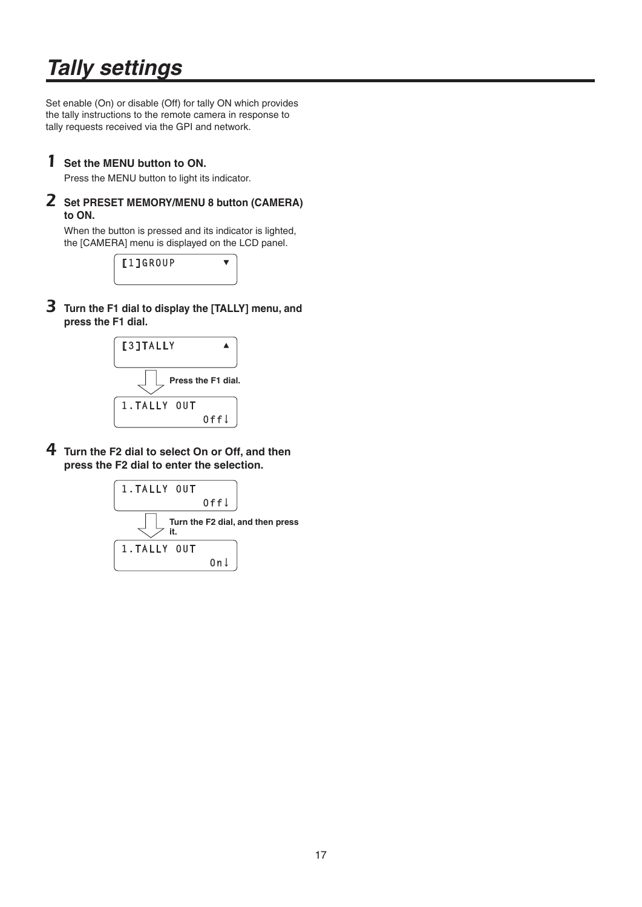# Tally settings

Set enable (On) or disable (Off) for tally ON which provides the tally instructions to the remote camera in response to tally requests received via the GPI and network.

**1 Set the MENU button to ON.**

Press the MENU button to light its indicator.

**2 Set PRESET MEMORY/MENU 8 button (CAMERA) to ON.**

When the button is pressed and its indicator is lighted, the [CAMERA] menu is displayed on the LCD panel.

```
[1]GROUP          ▼
```

**3 Turn the F1 dial to display the [TALLY] menu, and press the F1 dial.**

```
[3]TALLY          ▲
```

Press the F1 dial.

```
1.TALLY OUT
             Off↓
```

**4 Turn the F2 dial to select On or Off, and then press the F2 dial to enter the selection.**

```
1.TALLY OUT
             Off↓
```

Turn the F2 dial, and then press it.

```
1.TALLY OUT
              On↓
```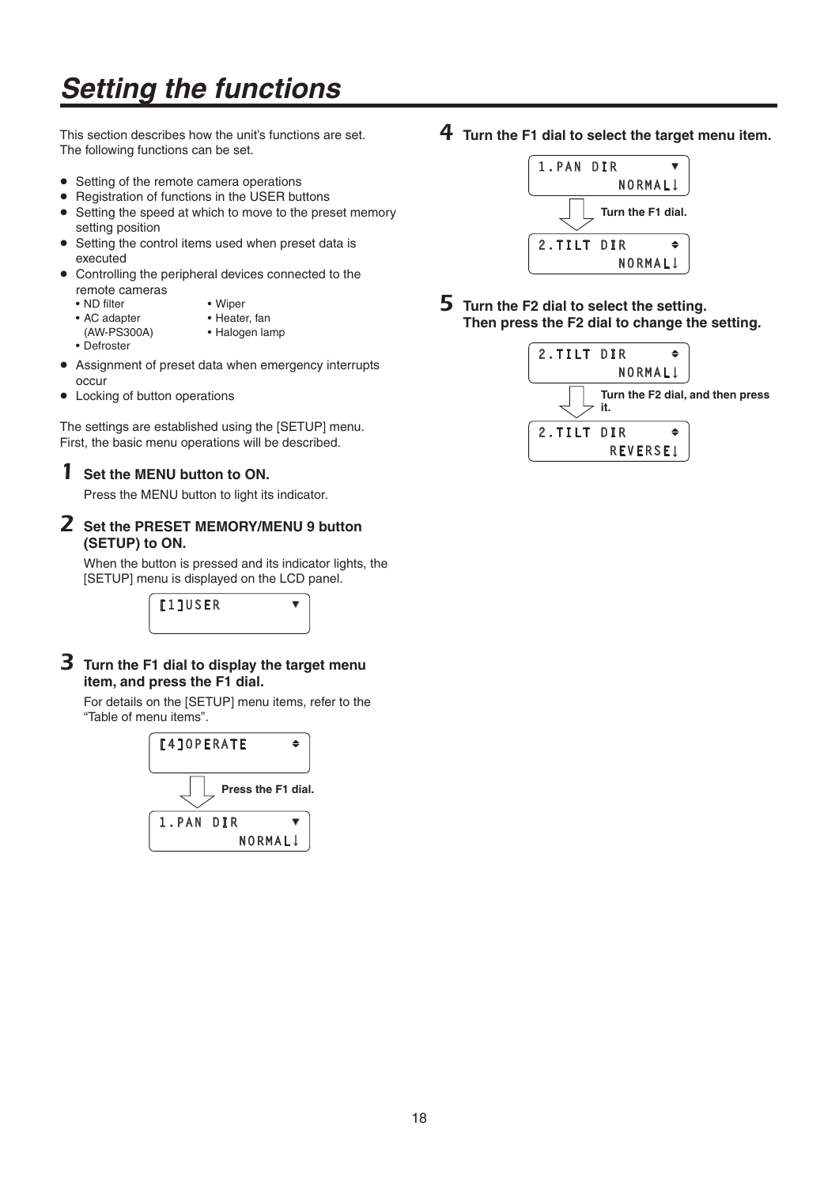# Setting the functions

This section describes how the unit's functions are set.
The following functions can be set.

- Setting of the remote camera operations
- Registration of functions in the USER buttons
- Setting the speed at which to move to the preset memory setting position
- Setting the control items used when preset data is executed
- Controlling the peripheral devices connected to the remote cameras
  - ND filter
  - AC adapter (AW-PS300A)
  - Defroster
  - Wiper
  - Heater, fan
  - Halogen lamp
- Assignment of preset data when emergency interrupts occur
- Locking of button operations

The settings are established using the [SETUP] menu.
First, the basic menu operations will be described.

**1 Set the MENU button to ON.**

Press the MENU button to light its indicator.

**2 Set the PRESET MEMORY/MENU 9 button (SETUP) to ON.**

When the button is pressed and its indicator lights, the [SETUP] menu is displayed on the LCD panel.

```
[1]USER          ▼
```

**3 Turn the F1 dial to display the target menu item, and press the F1 dial.**

For details on the [SETUP] menu items, refer to the "Table of menu items".

```
[4]OPERATE       ♦
```

Press the F1 dial.

```
1.PAN DIR        ▼
          NORMAL↓
```

**4 Turn the F1 dial to select the target menu item.**

```
1.PAN DIR        ▼
          NORMAL↓
```

Turn the F1 dial.

```
2.TILT DIR       ♦
          NORMAL↓
```

**5 Turn the F2 dial to select the setting. Then press the F2 dial to change the setting.**

```
2.TILT DIR       ♦
          NORMAL↓
```

Turn the F2 dial, and then press it.

```
2.TILT DIR       ♦
         REVERSE↓
```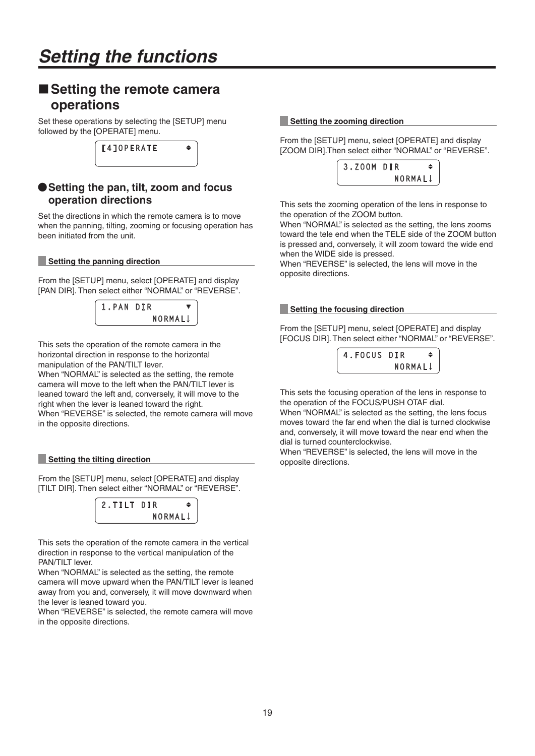# Setting the functions

## ■ Setting the remote camera operations

Set these operations by selecting the [SETUP] menu followed by the [OPERATE] menu.

```
[4]OPERATE       ♦
```

### ● Setting the pan, tilt, zoom and focus operation directions

Set the directions in which the remote camera is to move when the panning, tilting, zooming or focusing operation has been initiated from the unit.

#### Setting the panning direction

From the [SETUP] menu, select [OPERATE] and display [PAN DIR]. Then select either "NORMAL" or "REVERSE".

```
1.PAN DIR        ▼
          NORMAL↓
```

This sets the operation of the remote camera in the horizontal direction in response to the horizontal manipulation of the PAN/TILT lever.
When "NORMAL" is selected as the setting, the remote camera will move to the left when the PAN/TILT lever is leaned toward the left and, conversely, it will move to the right when the lever is leaned toward the right.
When "REVERSE" is selected, the remote camera will move in the opposite directions.

#### Setting the tilting direction

From the [SETUP] menu, select [OPERATE] and display [TILT DIR]. Then select either "NORMAL" or "REVERSE".

```
2.TILT DIR       ♦
          NORMAL↓
```

This sets the operation of the remote camera in the vertical direction in response to the vertical manipulation of the PAN/TILT lever.
When "NORMAL" is selected as the setting, the remote camera will move upward when the PAN/TILT lever is leaned away from you and, conversely, it will move downward when the lever is leaned toward you.
When "REVERSE" is selected, the remote camera will move in the opposite directions.

#### Setting the zooming direction

From the [SETUP] menu, select [OPERATE] and display [ZOOM DIR].Then select either "NORMAL" or "REVERSE".

```
3.ZOOM DIR       ♦
          NORMAL↓
```

This sets the zooming operation of the lens in response to the operation of the ZOOM button.
When "NORMAL" is selected as the setting, the lens zooms toward the tele end when the TELE side of the ZOOM button is pressed and, conversely, it will zoom toward the wide end when the WIDE side is pressed.
When "REVERSE" is selected, the lens will move in the opposite directions.

#### Setting the focusing direction

From the [SETUP] menu, select [OPERATE] and display [FOCUS DIR]. Then select either "NORMAL" or "REVERSE".

```
4.FOCUS DIR      ♦
          NORMAL↓
```

This sets the focusing operation of the lens in response to the operation of the FOCUS/PUSH OTAF dial.
When "NORMAL" is selected as the setting, the lens focus moves toward the far end when the dial is turned clockwise and, conversely, it will move toward the near end when the dial is turned counterclockwise.
When "REVERSE" is selected, the lens will move in the opposite directions.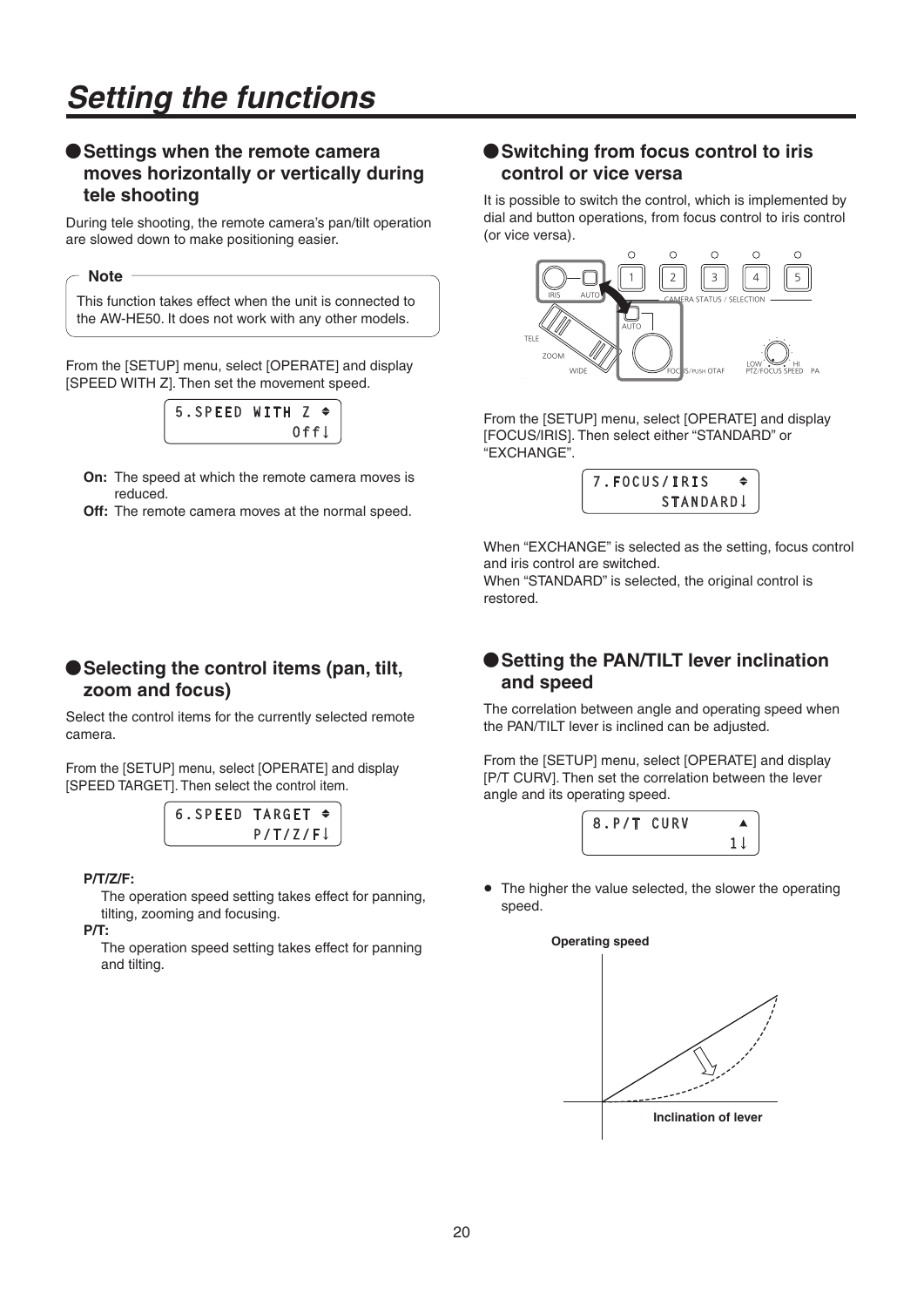# Setting the functions

## ● Settings when the remote camera moves horizontally or vertically during tele shooting

During tele shooting, the remote camera's pan/tilt operation are slowed down to make positioning easier.

**Note**

This function takes effect when the unit is connected to the AW-HE50. It does not work with any other models.

From the [SETUP] menu, select [OPERATE] and display [SPEED WITH Z]. Then set the movement speed.

```
5.SPEED WITH Z ⇕
           Off↓
```

**On:** The speed at which the remote camera moves is reduced.
**Off:** The remote camera moves at the normal speed.

## ● Selecting the control items (pan, tilt, zoom and focus)

Select the control items for the currently selected remote camera.

From the [SETUP] menu, select [OPERATE] and display [SPEED TARGET]. Then select the control item.

```
6.SPEED TARGET ⇕
        P/T/Z/F↓
```

**P/T/Z/F:**
The operation speed setting takes effect for panning, tilting, zooming and focusing.

**P/T:**
The operation speed setting takes effect for panning and tilting.

## ● Switching from focus control to iris control or vice versa

It is possible to switch the control, which is implemented by dial and button operations, from focus control to iris control (or vice versa).

From the [SETUP] menu, select [OPERATE] and display [FOCUS/IRIS]. Then select either "STANDARD" or "EXCHANGE".

```
7.FOCUS/IRIS   ⇕
       STANDARD↓
```

When "EXCHANGE" is selected as the setting, focus control and iris control are switched.
When "STANDARD" is selected, the original control is restored.

## ● Setting the PAN/TILT lever inclination and speed

The correlation between angle and operating speed when the PAN/TILT lever is inclined can be adjusted.

From the [SETUP] menu, select [OPERATE] and display [P/T CURV]. Then set the correlation between the lever angle and its operating speed.

```
8.P/T CURV     ▲
              1↓
```

- The higher the value selected, the slower the operating speed.

Operating speed

Inclination of lever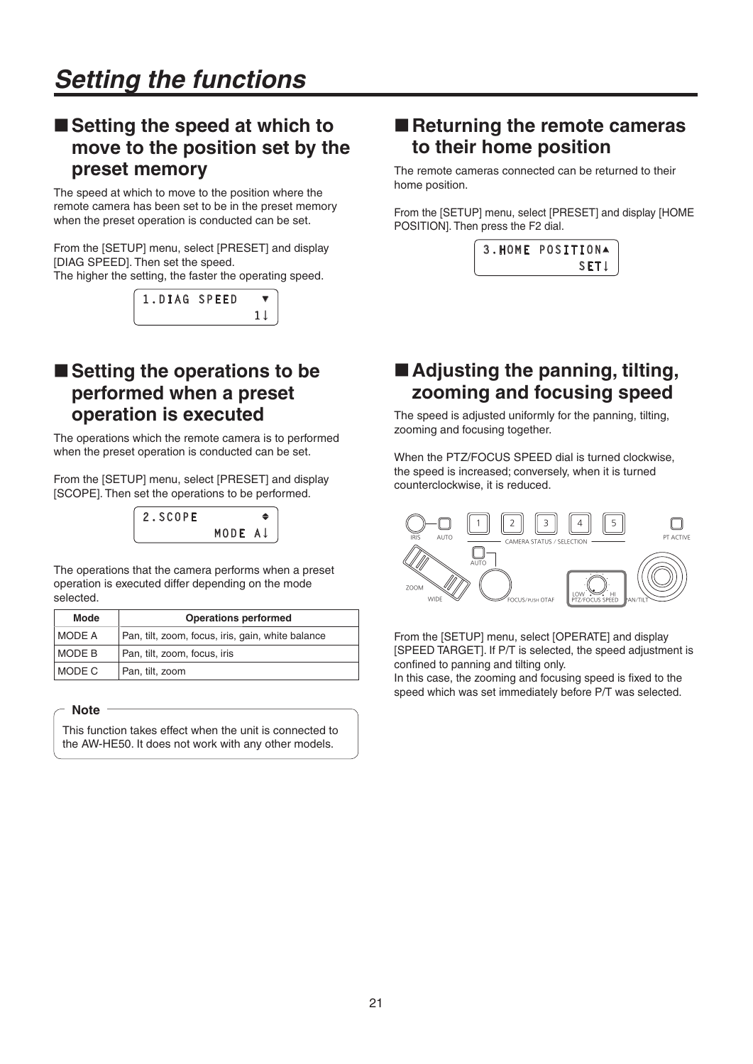# Setting the functions

## ■ Setting the speed at which to move to the position set by the preset memory

The speed at which to move to the position where the remote camera has been set to be in the preset memory when the preset operation is conducted can be set.

From the [SETUP] menu, select [PRESET] and display [DIAG SPEED]. Then set the speed.
The higher the setting, the faster the operating speed.

```
1.DIAG SPEED    ▼
               1↓
```

## ■ Setting the operations to be performed when a preset operation is executed

The operations which the remote camera is to performed when the preset operation is conducted can be set.

From the [SETUP] menu, select [PRESET] and display [SCOPE]. Then set the operations to be performed.

```
2.SCOPE         ◆
          MODE A↓
```

The operations that the camera performs when a preset operation is executed differ depending on the mode selected.

| Mode | Operations performed |
|---|---|
| MODE A | Pan, tilt, zoom, focus, iris, gain, white balance |
| MODE B | Pan, tilt, zoom, focus, iris |
| MODE C | Pan, tilt, zoom |

**Note**

This function takes effect when the unit is connected to the AW-HE50. It does not work with any other models.

## ■ Returning the remote cameras to their home position

The remote cameras connected can be returned to their home position.

From the [SETUP] menu, select [PRESET] and display [HOME POSITION]. Then press the F2 dial.

```
3.HOME POSITION▲
            SET↓
```

## ■ Adjusting the panning, tilting, zooming and focusing speed

The speed is adjusted uniformly for the panning, tilting, zooming and focusing together.

When the PTZ/FOCUS SPEED dial is turned clockwise, the speed is increased; conversely, when it is turned counterclockwise, it is reduced.

From the [SETUP] menu, select [OPERATE] and display [SPEED TARGET]. If P/T is selected, the speed adjustment is confined to panning and tilting only.
In this case, the zooming and focusing speed is fixed to the speed which was set immediately before P/T was selected.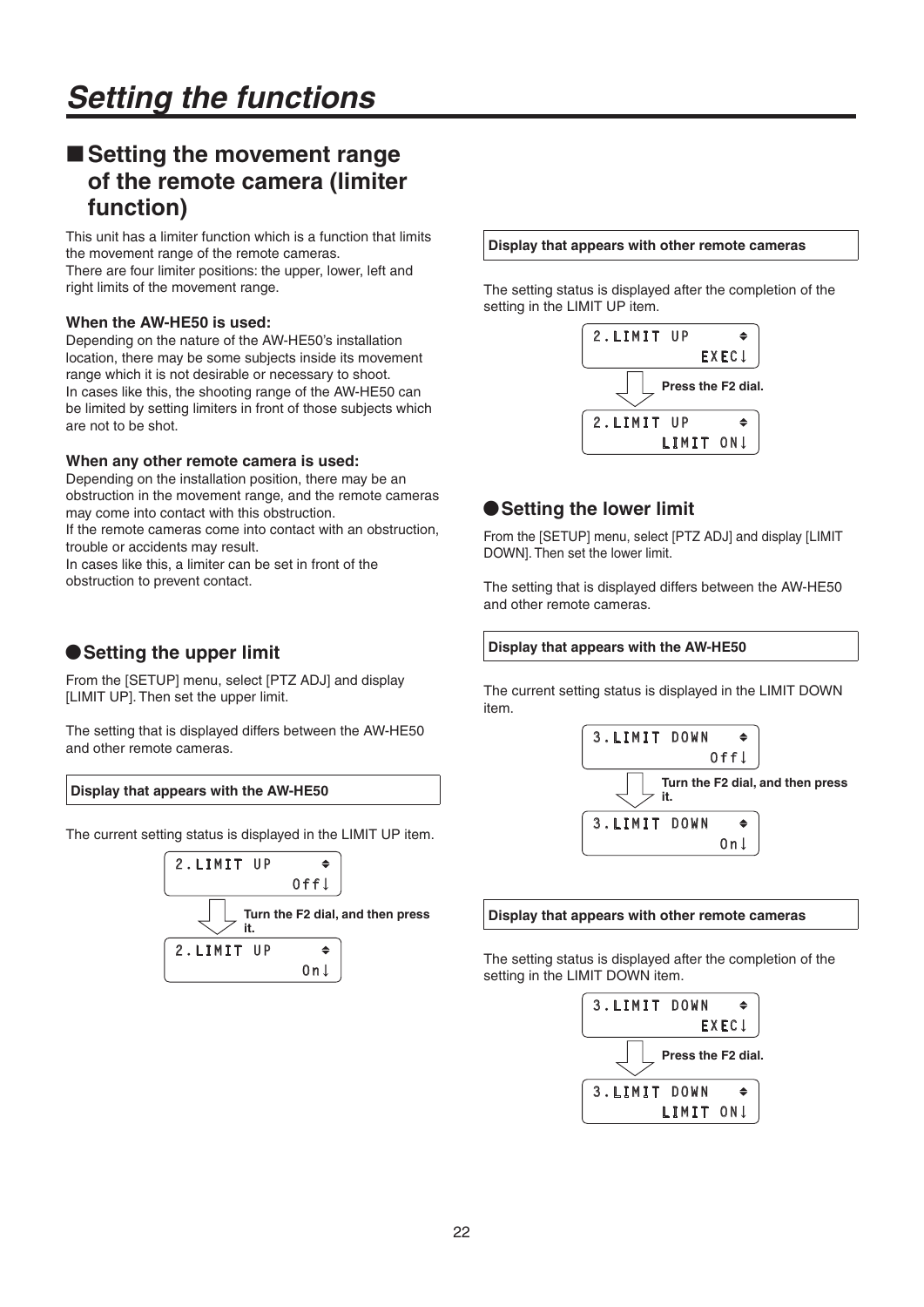# Setting the functions

## ■ Setting the movement range of the remote camera (limiter function)

This unit has a limiter function which is a function that limits the movement range of the remote cameras.
There are four limiter positions: the upper, lower, left and right limits of the movement range.

**When the AW-HE50 is used:**
Depending on the nature of the AW-HE50's installation location, there may be some subjects inside its movement range which it is not desirable or necessary to shoot.
In cases like this, the shooting range of the AW-HE50 can be limited by setting limiters in front of those subjects which are not to be shot.

**When any other remote camera is used:**
Depending on the installation position, there may be an obstruction in the movement range, and the remote cameras may come into contact with this obstruction.
If the remote cameras come into contact with an obstruction, trouble or accidents may result.
In cases like this, a limiter can be set in front of the obstruction to prevent contact.

### ● Setting the upper limit

From the [SETUP] menu, select [PTZ ADJ] and display [LIMIT UP]. Then set the upper limit.

The setting that is displayed differs between the AW-HE50 and other remote cameras.

**Display that appears with the AW-HE50**

The current setting status is displayed in the LIMIT UP item.

```
2.LIMIT UP      ⇕
            Off↓
```

Turn the F2 dial, and then press it.

```
2.LIMIT UP      ⇕
             On↓
```

**Display that appears with other remote cameras**

The setting status is displayed after the completion of the setting in the LIMIT UP item.

```
2.LIMIT UP      ⇕
           EXEC↓
```

Press the F2 dial.

```
2.LIMIT UP      ⇕
       LIMIT ON↓
```

### ● Setting the lower limit

From the [SETUP] menu, select [PTZ ADJ] and display [LIMIT DOWN]. Then set the lower limit.

The setting that is displayed differs between the AW-HE50 and other remote cameras.

**Display that appears with the AW-HE50**

The current setting status is displayed in the LIMIT DOWN item.

```
3.LIMIT DOWN    ⇕
            Off↓
```

Turn the F2 dial, and then press it.

```
3.LIMIT DOWN    ⇕
             On↓
```

**Display that appears with other remote cameras**

The setting status is displayed after the completion of the setting in the LIMIT DOWN item.

```
3.LIMIT DOWN    ⇕
           EXEC↓
```

Press the F2 dial.

```
3.LIMIT DOWN    ⇕
       LIMIT ON↓
```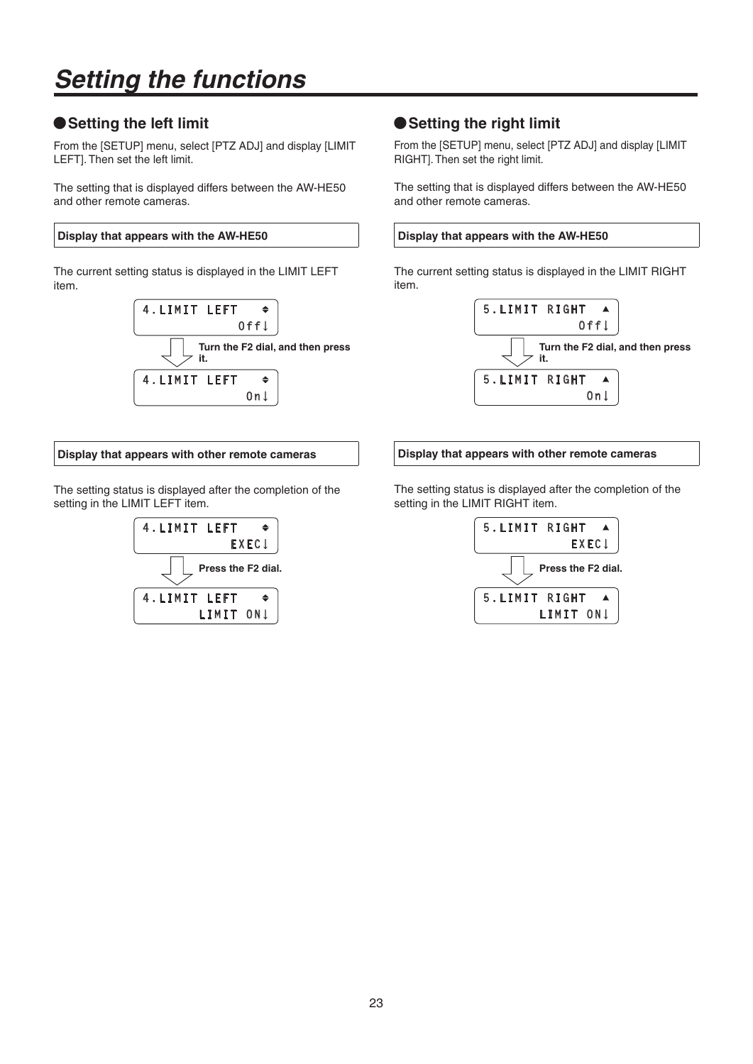# Setting the functions

## ●Setting the left limit

From the [SETUP] menu, select [PTZ ADJ] and display [LIMIT LEFT]. Then set the left limit.

The setting that is displayed differs between the AW-HE50 and other remote cameras.

**Display that appears with the AW-HE50**

The current setting status is displayed in the LIMIT LEFT item.

```
4.LIMIT LEFT    ⬍
            Off↓
```

**Turn the F2 dial, and then press it.**

```
4.LIMIT LEFT    ⬍
             On↓
```

**Display that appears with other remote cameras**

The setting status is displayed after the completion of the setting in the LIMIT LEFT item.

```
4.LIMIT LEFT    ⬍
           EXEC↓
```

**Press the F2 dial.**

```
4.LIMIT LEFT    ⬍
       LIMIT ON↓
```

## ●Setting the right limit

From the [SETUP] menu, select [PTZ ADJ] and display [LIMIT RIGHT]. Then set the right limit.

The setting that is displayed differs between the AW-HE50 and other remote cameras.

**Display that appears with the AW-HE50**

The current setting status is displayed in the LIMIT RIGHT item.

```
5.LIMIT RIGHT   ▲
            Off↓
```

**Turn the F2 dial, and then press it.**

```
5.LIMIT RIGHT   ▲
             On↓
```

**Display that appears with other remote cameras**

The setting status is displayed after the completion of the setting in the LIMIT RIGHT item.

```
5.LIMIT RIGHT   ▲
           EXEC↓
```

**Press the F2 dial.**

```
5.LIMIT RIGHT   ▲
       LIMIT ON↓
```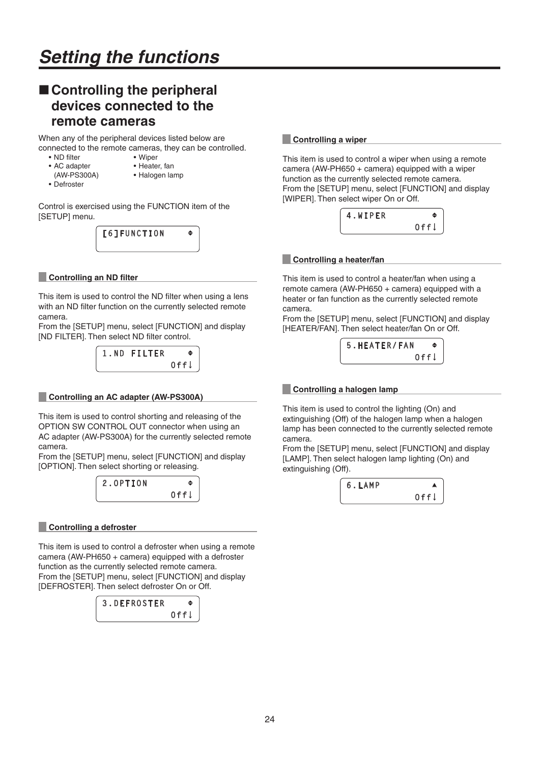# Setting the functions

## ■ Controlling the peripheral devices connected to the remote cameras

When any of the peripheral devices listed below are connected to the remote cameras, they can be controlled.

- ND filter
- AC adapter (AW-PS300A)
- Defroster
- Wiper
- Heater, fan
- Halogen lamp

Control is exercised using the FUNCTION item of the [SETUP] menu.

```
[6]FUNCTION     ⇕
```

### Controlling an ND filter

This item is used to control the ND filter when using a lens with an ND filter function on the currently selected remote camera.
From the [SETUP] menu, select [FUNCTION] and display [ND FILTER]. Then select ND filter control.

```
1.ND FILTER     ⇕
            Off↓
```

### Controlling an AC adapter (AW-PS300A)

This item is used to control shorting and releasing of the OPTION SW CONTROL OUT connector when using an AC adapter (AW-PS300A) for the currently selected remote camera.
From the [SETUP] menu, select [FUNCTION] and display [OPTION]. Then select shorting or releasing.

```
2.OPTION        ⇕
            Off↓
```

### Controlling a defroster

This item is used to control a defroster when using a remote camera (AW-PH650 + camera) equipped with a defroster function as the currently selected remote camera.
From the [SETUP] menu, select [FUNCTION] and display [DEFROSTER]. Then select defroster On or Off.

```
3.DEFROSTER     ⇕
            Off↓
```

### Controlling a wiper

This item is used to control a wiper when using a remote camera (AW-PH650 + camera) equipped with a wiper function as the currently selected remote camera.
From the [SETUP] menu, select [FUNCTION] and display [WIPER]. Then select wiper On or Off.

```
4.WIPER         ⇕
            Off↓
```

### Controlling a heater/fan

This item is used to control a heater/fan when using a remote camera (AW-PH650 + camera) equipped with a heater or fan function as the currently selected remote camera.
From the [SETUP] menu, select [FUNCTION] and display [HEATER/FAN]. Then select heater/fan On or Off.

```
5.HEATER/FAN    ⇕
            Off↓
```

### Controlling a halogen lamp

This item is used to control the lighting (On) and extinguishing (Off) of the halogen lamp when a halogen lamp has been connected to the currently selected remote camera.
From the [SETUP] menu, select [FUNCTION] and display [LAMP]. Then select halogen lamp lighting (On) and extinguishing (Off).

```
6.LAMP          ▲
            Off↓
```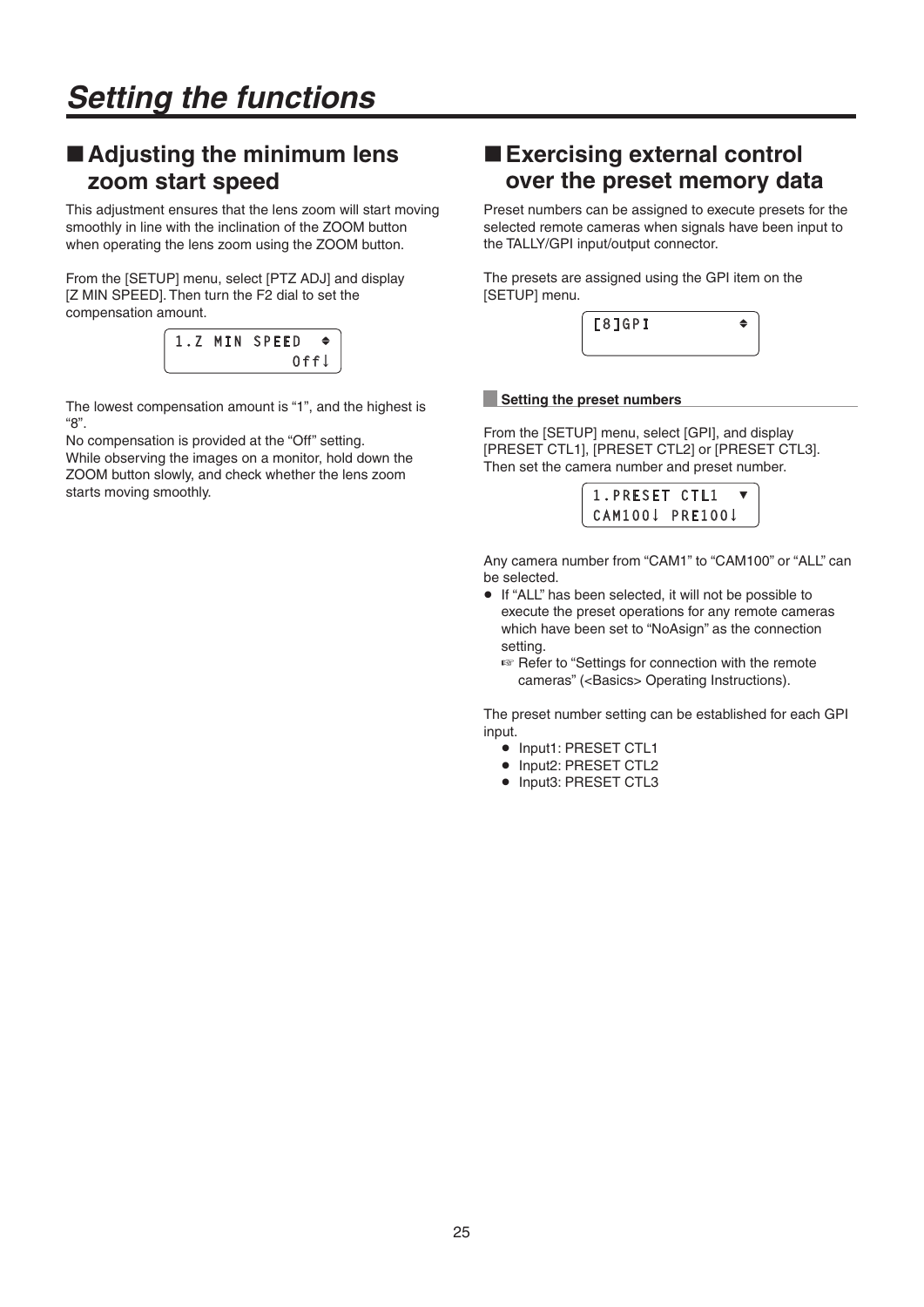# Setting the functions

## ■ Adjusting the minimum lens zoom start speed

This adjustment ensures that the lens zoom will start moving smoothly in line with the inclination of the ZOOM button when operating the lens zoom using the ZOOM button.

From the [SETUP] menu, select [PTZ ADJ] and display [Z MIN SPEED]. Then turn the F2 dial to set the compensation amount.

```
1.Z MIN SPEED  ⇕
           Off↓
```

The lowest compensation amount is “1”, and the highest is “8”.

No compensation is provided at the “Off” setting.

While observing the images on a monitor, hold down the ZOOM button slowly, and check whether the lens zoom starts moving smoothly.

## ■ Exercising external control over the preset memory data

Preset numbers can be assigned to execute presets for the selected remote cameras when signals have been input to the TALLY/GPI input/output connector.

The presets are assigned using the GPI item on the [SETUP] menu.

```
[8]GPI          ⇕
```

### Setting the preset numbers

From the [SETUP] menu, select [GPI], and display [PRESET CTL1], [PRESET CTL2] or [PRESET CTL3]. Then set the camera number and preset number.

```
1.PRESET CTL1  ▼
CAM100↓ PRE100↓
```

Any camera number from “CAM1” to “CAM100” or “ALL” can be selected.

- If “ALL” has been selected, it will not be possible to execute the preset operations for any remote cameras which have been set to “NoAsign” as the connection setting.
  ☞ Refer to “Settings for connection with the remote cameras” (<Basics> Operating Instructions).

The preset number setting can be established for each GPI input.

- Input1: PRESET CTL1
- Input2: PRESET CTL2
- Input3: PRESET CTL3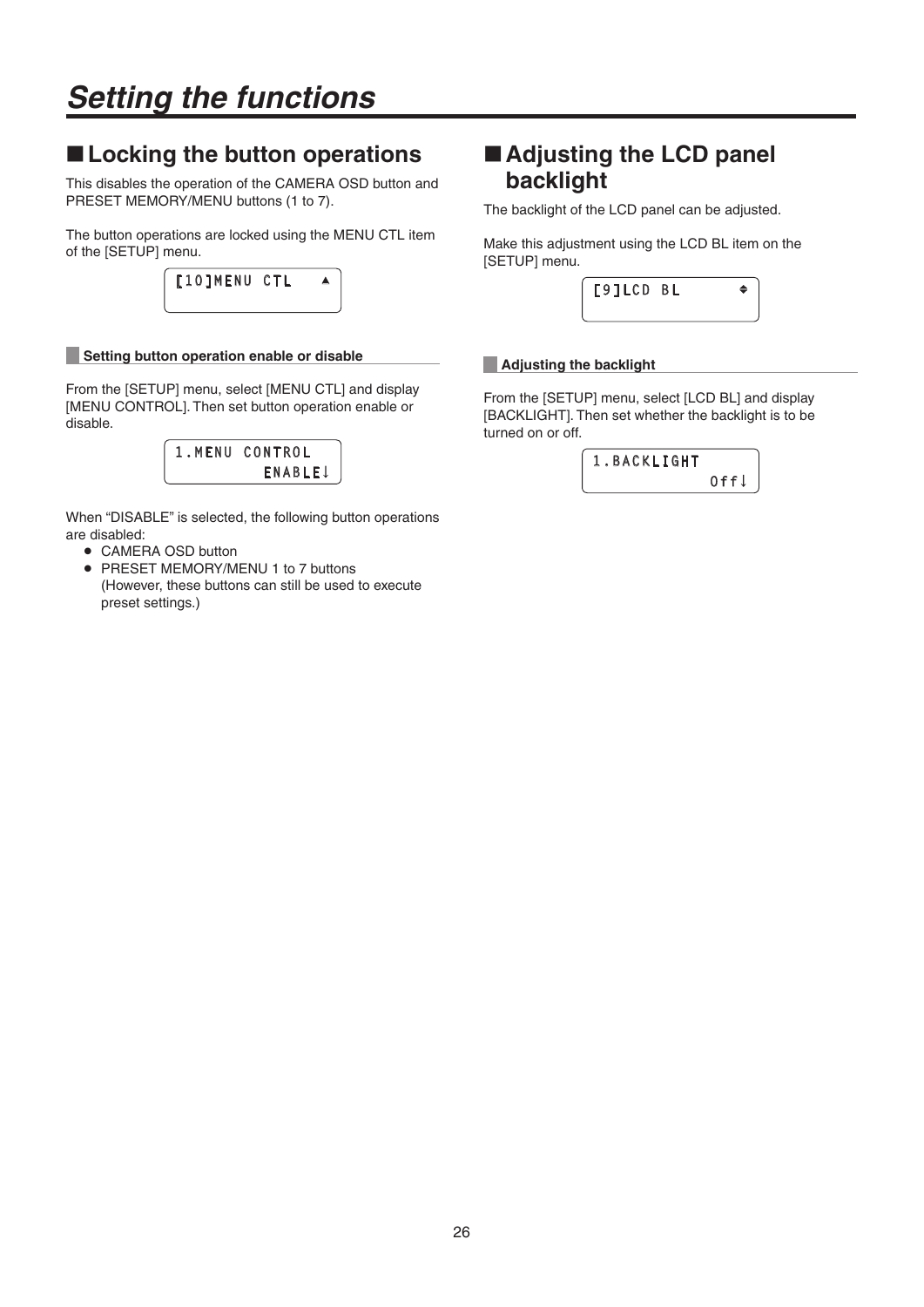# Setting the functions

## ■ Locking the button operations

This disables the operation of the CAMERA OSD button and PRESET MEMORY/MENU buttons (1 to 7).

The button operations are locked using the MENU CTL item of the [SETUP] menu.

```
[10]MENU CTL    ▲
```

### Setting button operation enable or disable

From the [SETUP] menu, select [MENU CTL] and display [MENU CONTROL]. Then set button operation enable or disable.

```
1.MENU CONTROL
         ENABLE↓
```

When "DISABLE" is selected, the following button operations are disabled:

- CAMERA OSD button
- PRESET MEMORY/MENU 1 to 7 buttons
  (However, these buttons can still be used to execute preset settings.)

## ■ Adjusting the LCD panel backlight

The backlight of the LCD panel can be adjusted.

Make this adjustment using the LCD BL item on the [SETUP] menu.

```
[9]LCD BL       ◆
```

### Adjusting the backlight

From the [SETUP] menu, select [LCD BL] and display [BACKLIGHT]. Then set whether the backlight is to be turned on or off.

```
1.BACKLIGHT
            Off↓
```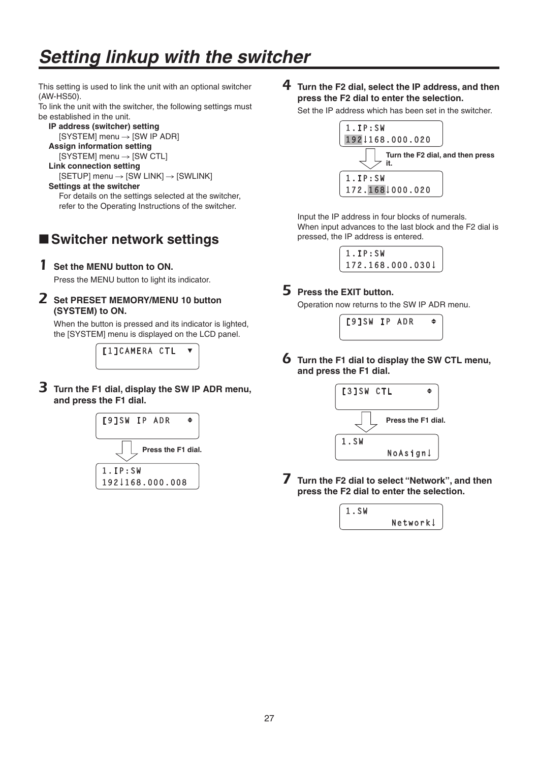# Setting linkup with the switcher

This setting is used to link the unit with an optional switcher (AW-HS50).
To link the unit with the switcher, the following settings must be established in the unit.

**IP address (switcher) setting**
[SYSTEM] menu → [SW IP ADR]
**Assign information setting**
[SYSTEM] menu → [SW CTL]
**Link connection setting**
[SETUP] menu → [SW LINK] → [SWLINK]
**Settings at the switcher**
For details on the settings selected at the switcher, refer to the Operating Instructions of the switcher.

## ■Switcher network settings

**1 Set the MENU button to ON.**

Press the MENU button to light its indicator.

**2 Set PRESET MEMORY/MENU 10 button (SYSTEM) to ON.**

When the button is pressed and its indicator is lighted, the [SYSTEM] menu is displayed on the LCD panel.

```
[1]CAMERA CTL  ▼
```

**3 Turn the F1 dial, display the SW IP ADR menu, and press the F1 dial.**

```
[9]SW IP ADR   ⇕
```

Press the F1 dial.

```
1.IP:SW
192↓168.000.008
```

**4 Turn the F2 dial, select the IP address, and then press the F2 dial to enter the selection.**

Set the IP address which has been set in the switcher.

```
1.IP:SW
192↓168.000.020
```

Turn the F2 dial, and then press it.

```
1.IP:SW
172.168↓000.020
```

Input the IP address in four blocks of numerals.
When input advances to the last block and the F2 dial is pressed, the IP address is entered.

```
1.IP:SW
172.168.000.030↓
```

**5 Press the EXIT button.**

Operation now returns to the SW IP ADR menu.

```
[9]SW IP ADR   ⇕
```

**6 Turn the F1 dial to display the SW CTL menu, and press the F1 dial.**

```
[3]SW CTL      ⇕
```

Press the F1 dial.

```
1.SW
        NoAsign↓
```

**7 Turn the F2 dial to select "Network", and then press the F2 dial to enter the selection.**

```
1.SW
        Network↓
```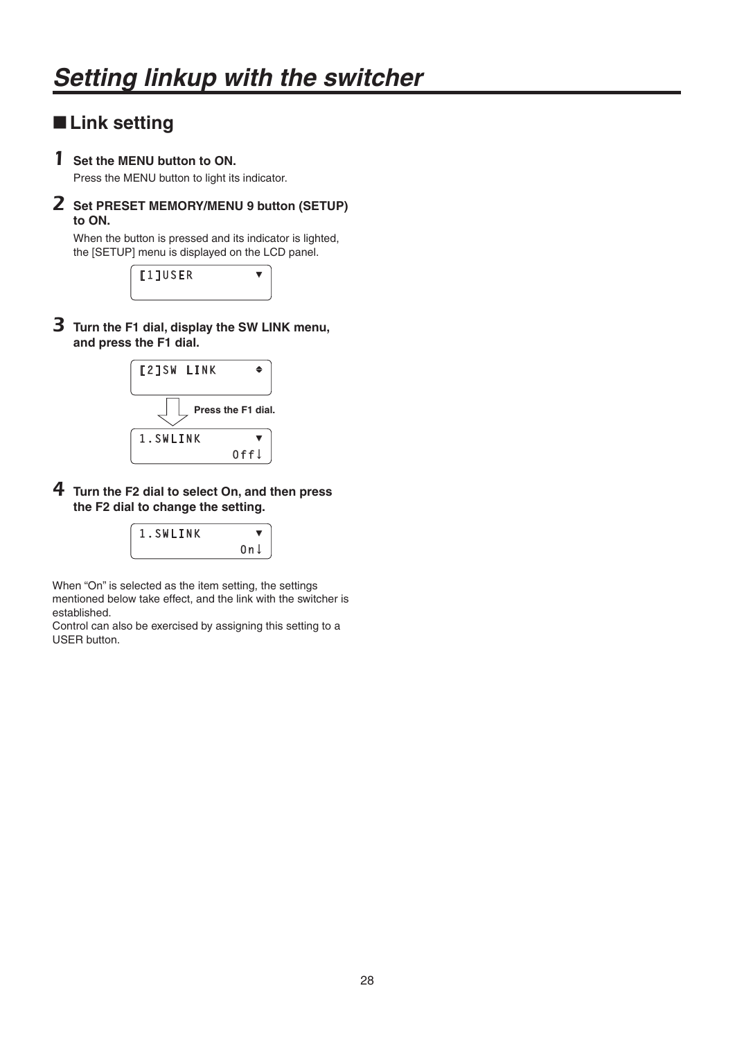# Setting linkup with the switcher

## ■Link setting

**1 Set the MENU button to ON.**

Press the MENU button to light its indicator.

**2 Set PRESET MEMORY/MENU 9 button (SETUP) to ON.**

When the button is pressed and its indicator is lighted, the [SETUP] menu is displayed on the LCD panel.

```
[1]USER          ▼
```

**3 Turn the F1 dial, display the SW LINK menu, and press the F1 dial.**

```
[2]SW LINK       ◆
```

Press the F1 dial.

```
1.SWLINK         ▼
              Off↓
```

**4 Turn the F2 dial to select On, and then press the F2 dial to change the setting.**

```
1.SWLINK         ▼
               On↓
```

When "On" is selected as the item setting, the settings mentioned below take effect, and the link with the switcher is established.

Control can also be exercised by assigning this setting to a USER button.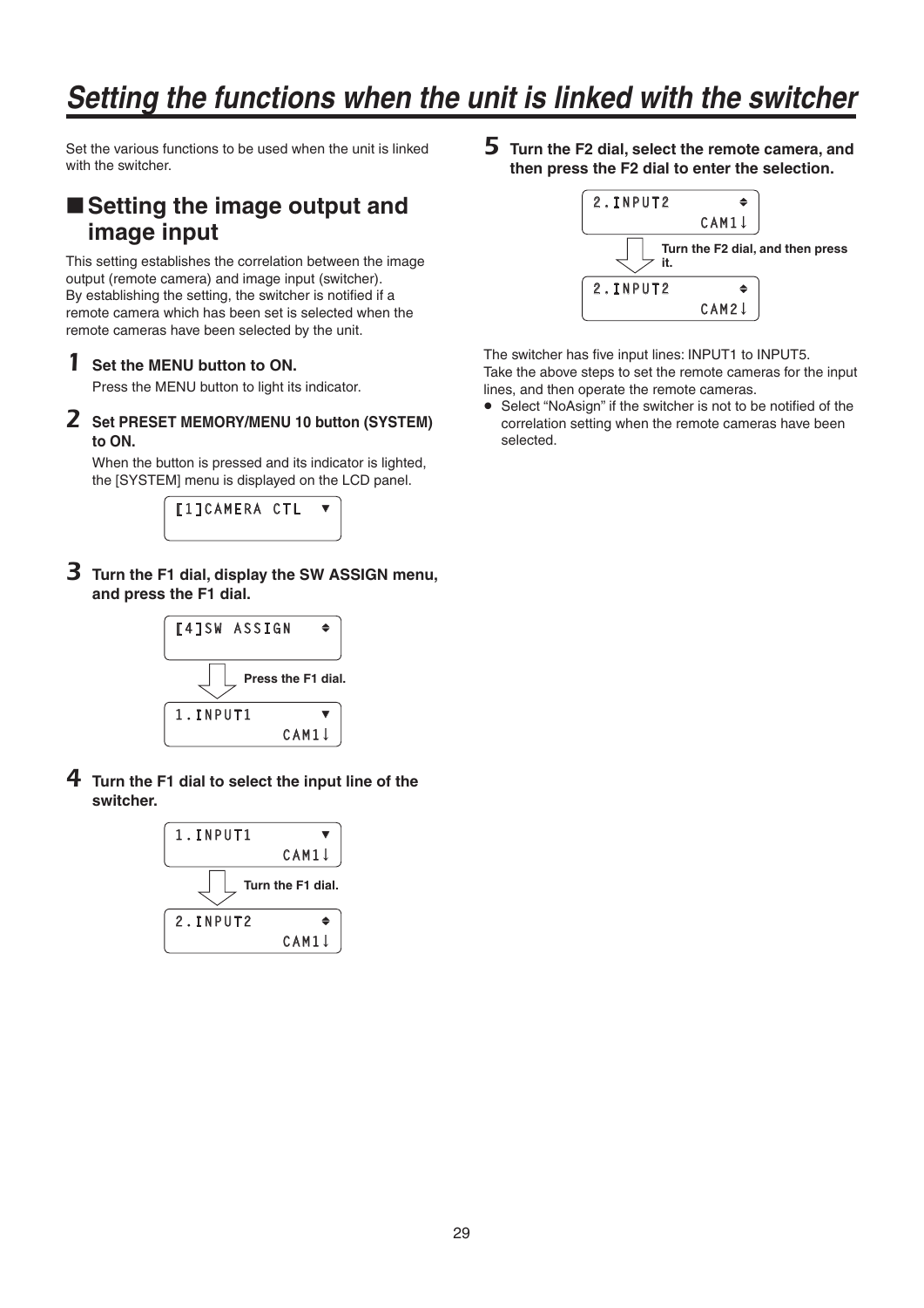# Setting the functions when the unit is linked with the switcher

Set the various functions to be used when the unit is linked with the switcher.

## ■ Setting the image output and image input

This setting establishes the correlation between the image output (remote camera) and image input (switcher).
By establishing the setting, the switcher is notified if a remote camera which has been set is selected when the remote cameras have been selected by the unit.

**1 Set the MENU button to ON.**

Press the MENU button to light its indicator.

**2 Set PRESET MEMORY/MENU 10 button (SYSTEM) to ON.**

When the button is pressed and its indicator is lighted, the [SYSTEM] menu is displayed on the LCD panel.

```
[1]CAMERA CTL  ▼
```

**3 Turn the F1 dial, display the SW ASSIGN menu, and press the F1 dial.**

```
[4]SW ASSIGN   ⇕
```

Press the F1 dial.

```
1.INPUT1       ▼
          CAM1↓
```

**4 Turn the F1 dial to select the input line of the switcher.**

```
1.INPUT1       ▼
          CAM1↓
```

Turn the F1 dial.

```
2.INPUT2       ⇕
          CAM1↓
```

**5 Turn the F2 dial, select the remote camera, and then press the F2 dial to enter the selection.**

```
2.INPUT2       ⇕
          CAM1↓
```

Turn the F2 dial, and then press it.

```
2.INPUT2       ⇕
          CAM2↓
```

The switcher has five input lines: INPUT1 to INPUT5.
Take the above steps to set the remote cameras for the input lines, and then operate the remote cameras.

- Select “NoAsign” if the switcher is not to be notified of the correlation setting when the remote cameras have been selected.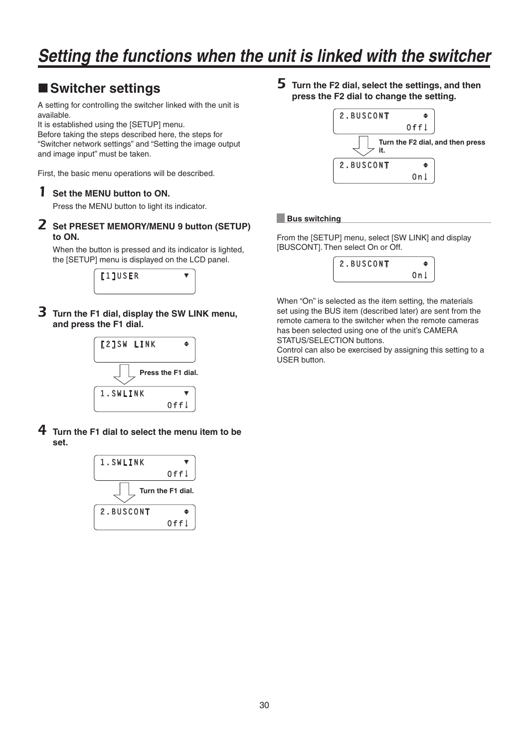# Setting the functions when the unit is linked with the switcher

## ■Switcher settings

A setting for controlling the switcher linked with the unit is available.
It is established using the [SETUP] menu.
Before taking the steps described here, the steps for "Switcher network settings" and "Setting the image output and image input" must be taken.

First, the basic menu operations will be described.

**1 Set the MENU button to ON.**

Press the MENU button to light its indicator.

**2 Set PRESET MEMORY/MENU 9 button (SETUP) to ON.**

When the button is pressed and its indicator is lighted, the [SETUP] menu is displayed on the LCD panel.

```
[1]USER        ▼
```

**3 Turn the F1 dial, display the SW LINK menu, and press the F1 dial.**

```
[2]SW LINK     ♦
```

Press the F1 dial.

```
1.SWLINK       ▼
           Off↓
```

**4 Turn the F1 dial to select the menu item to be set.**

```
1.SWLINK       ▼
           Off↓
```

Turn the F1 dial.

```
2.BUSCONT      ♦
           Off↓
```

**5 Turn the F2 dial, select the settings, and then press the F2 dial to change the setting.**

```
2.BUSCONT      ♦
           Off↓
```

Turn the F2 dial, and then press it.

```
2.BUSCONT      ♦
            On↓
```

### Bus switching

From the [SETUP] menu, select [SW LINK] and display [BUSCONT]. Then select On or Off.

```
2.BUSCONT      ♦
            On↓
```

When "On" is selected as the item setting, the materials set using the BUS item (described later) are sent from the remote camera to the switcher when the remote cameras has been selected using one of the unit's CAMERA STATUS/SELECTION buttons.
Control can also be exercised by assigning this setting to a USER button.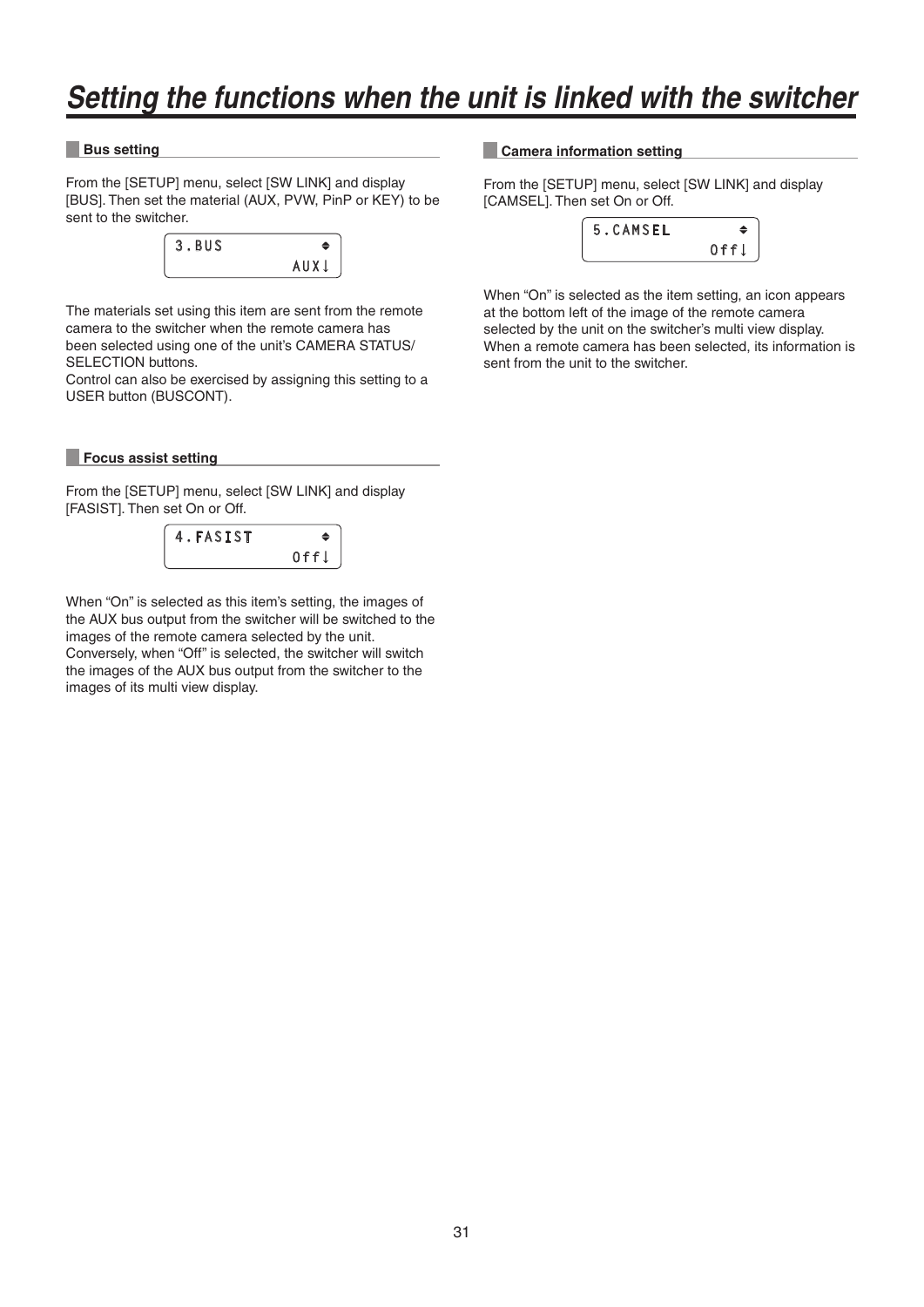# Setting the functions when the unit is linked with the switcher

### Bus setting

From the [SETUP] menu, select [SW LINK] and display [BUS]. Then set the material (AUX, PVW, PinP or KEY) to be sent to the switcher.

```
3.BUS          ◆
            AUX↓
```

The materials set using this item are sent from the remote camera to the switcher when the remote camera has been selected using one of the unit's CAMERA STATUS/SELECTION buttons.
Control can also be exercised by assigning this setting to a USER button (BUSCONT).

### Focus assist setting

From the [SETUP] menu, select [SW LINK] and display [FASIST]. Then set On or Off.

```
4.FASIST       ◆
            Off↓
```

When "On" is selected as this item's setting, the images of the AUX bus output from the switcher will be switched to the images of the remote camera selected by the unit.
Conversely, when "Off" is selected, the switcher will switch the images of the AUX bus output from the switcher to the images of its multi view display.

### Camera information setting

From the [SETUP] menu, select [SW LINK] and display [CAMSEL]. Then set On or Off.

```
5.CAMSEL       ◆
            Off↓
```

When "On" is selected as the item setting, an icon appears at the bottom left of the image of the remote camera selected by the unit on the switcher's multi view display. When a remote camera has been selected, its information is sent from the unit to the switcher.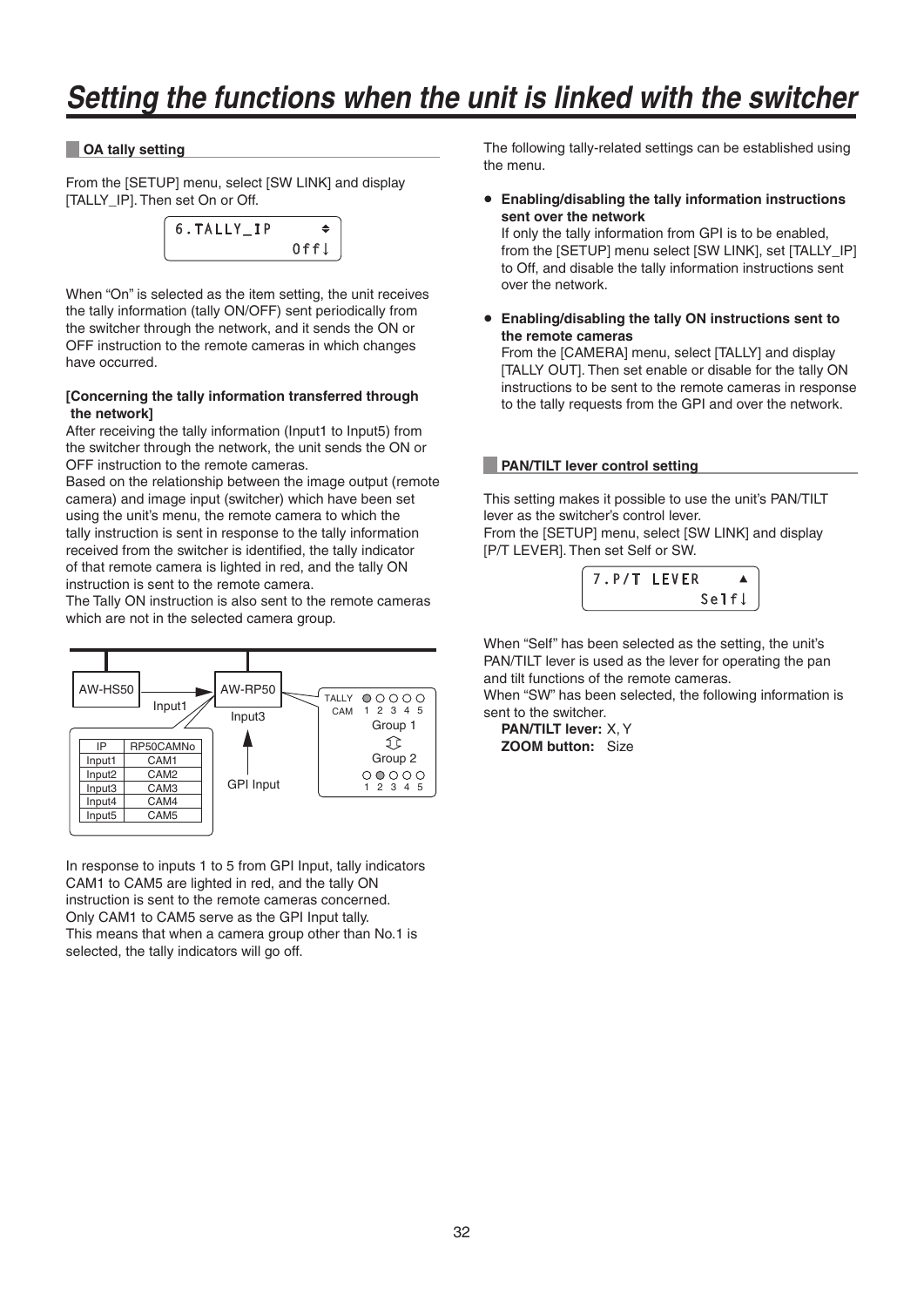# Setting the functions when the unit is linked with the switcher

## OA tally setting

From the [SETUP] menu, select [SW LINK] and display [TALLY_IP]. Then set On or Off.

```
6.TALLY_IP      ⇕
             Off↓
```

When "On" is selected as the item setting, the unit receives the tally information (tally ON/OFF) sent periodically from the switcher through the network, and it sends the ON or OFF instruction to the remote cameras in which changes have occurred.

**[Concerning the tally information transferred through the network]**

After receiving the tally information (Input1 to Input5) from the switcher through the network, the unit sends the ON or OFF instruction to the remote cameras.

Based on the relationship between the image output (remote camera) and image input (switcher) which have been set using the unit's menu, the remote camera to which the tally instruction is sent in response to the tally information received from the switcher is identified, the tally indicator of that remote camera is lighted in red, and the tally ON instruction is sent to the remote camera.

The Tally ON instruction is also sent to the remote cameras which are not in the selected camera group.

AW-HS50 → Input1 → AW-RP50 (Input3, GPI Input)

TALLY CAM 1 2 3 4 5 — Group 1 ⇕ Group 2 — 1 2 3 4 5

| IP | RP50CAMNo |
|---|---|
| Input1 | CAM1 |
| Input2 | CAM2 |
| Input3 | CAM3 |
| Input4 | CAM4 |
| Input5 | CAM5 |

In response to inputs 1 to 5 from GPI Input, tally indicators CAM1 to CAM5 are lighted in red, and the tally ON instruction is sent to the remote cameras concerned.

Only CAM1 to CAM5 serve as the GPI Input tally.

This means that when a camera group other than No.1 is selected, the tally indicators will go off.

The following tally-related settings can be established using the menu.

- **Enabling/disabling the tally information instructions sent over the network**
  If only the tally information from GPI is to be enabled, from the [SETUP] menu select [SW LINK], set [TALLY_IP] to Off, and disable the tally information instructions sent over the network.

- **Enabling/disabling the tally ON instructions sent to the remote cameras**
  From the [CAMERA] menu, select [TALLY] and display [TALLY OUT]. Then set enable or disable for the tally ON instructions to be sent to the remote cameras in response to the tally requests from the GPI and over the network.

## PAN/TILT lever control setting

This setting makes it possible to use the unit's PAN/TILT lever as the switcher's control lever.

From the [SETUP] menu, select [SW LINK] and display [P/T LEVER]. Then set Self or SW.

```
7.P/T LEVER     ▲
            Self↓
```

When "Self" has been selected as the setting, the unit's PAN/TILT lever is used as the lever for operating the pan and tilt functions of the remote cameras.

When "SW" has been selected, the following information is sent to the switcher.

**PAN/TILT lever:** X, Y
**ZOOM button:** Size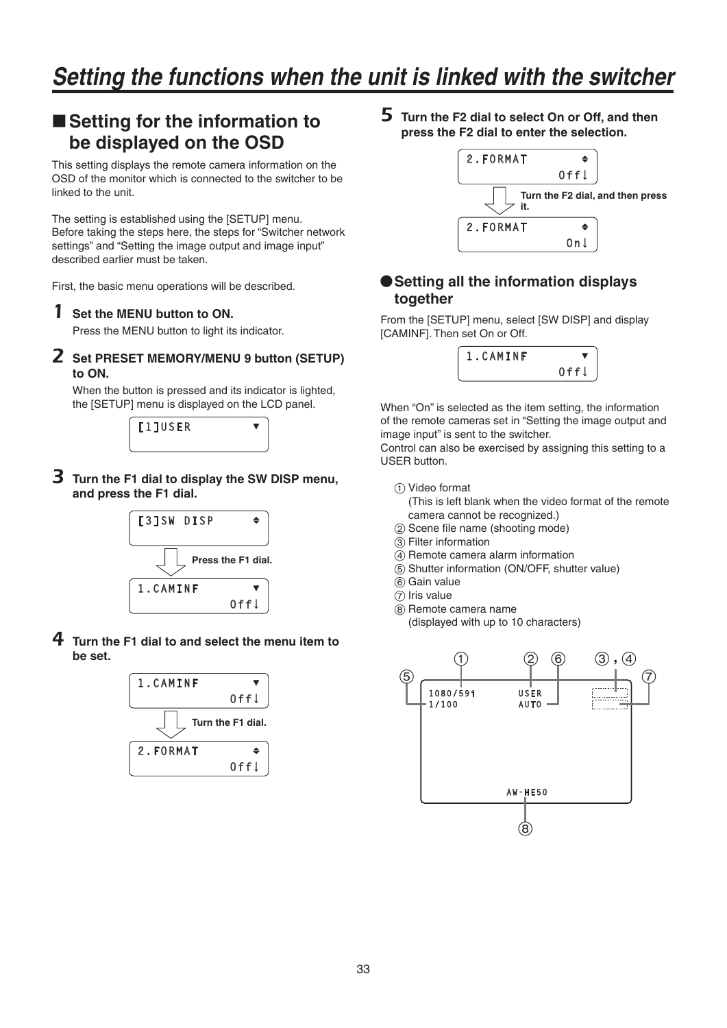# Setting the functions when the unit is linked with the switcher

## ■ Setting for the information to be displayed on the OSD

This setting displays the remote camera information on the OSD of the monitor which is connected to the switcher to be linked to the unit.

The setting is established using the [SETUP] menu.
Before taking the steps here, the steps for "Switcher network settings" and "Setting the image output and image input" described earlier must be taken.

First, the basic menu operations will be described.

**1 Set the MENU button to ON.**

Press the MENU button to light its indicator.

**2 Set PRESET MEMORY/MENU 9 button (SETUP) to ON.**

When the button is pressed and its indicator is lighted, the [SETUP] menu is displayed on the LCD panel.

```
[1]USER          ▼
```

**3 Turn the F1 dial to display the SW DISP menu, and press the F1 dial.**

```
[3]SW DISP       ⬍
```

Press the F1 dial.

```
1.CAMINF         ▼
              Off↓
```

**4 Turn the F1 dial to and select the menu item to be set.**

```
1.CAMINF         ▼
              Off↓
```

Turn the F1 dial.

```
2.FORMAT         ⬍
              Off↓
```

**5 Turn the F2 dial to select On or Off, and then press the F2 dial to enter the selection.**

```
2.FORMAT         ⬍
              Off↓
```

Turn the F2 dial, and then press it.

```
2.FORMAT         ⬍
               On↓
```

### ● Setting all the information displays together

From the [SETUP] menu, select [SW DISP] and display [CAMINF]. Then set On or Off.

```
1.CAMINF         ▼
              Off↓
```

When "On" is selected as the item setting, the information of the remote cameras set in "Setting the image output and image input" is sent to the switcher.
Control can also be exercised by assigning this setting to a USER button.

① Video format
(This is left blank when the video format of the remote camera cannot be recognized.)
② Scene file name (shooting mode)
③ Filter information
④ Remote camera alarm information
⑤ Shutter information (ON/OFF, shutter value)
⑥ Gain value
⑦ Iris value
⑧ Remote camera name
(displayed with up to 10 characters)

```
⑤ 1080/59i    USER
   1/100      AUTO

          AW-HE50 ⑧
```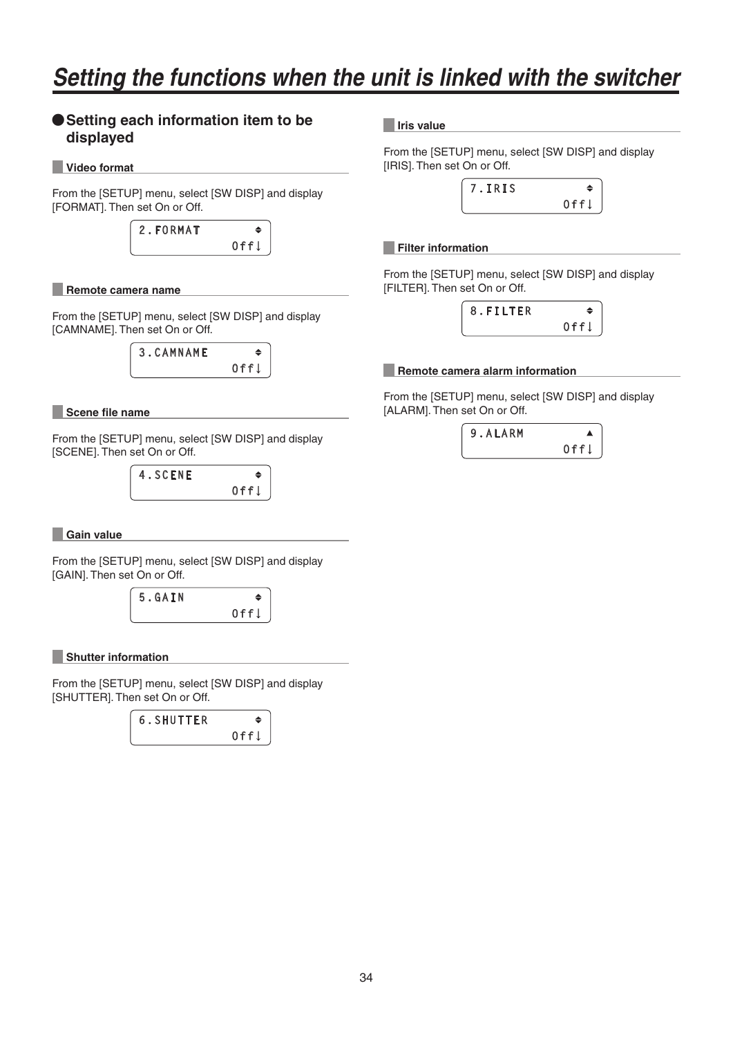# Setting the functions when the unit is linked with the switcher

## ● Setting each information item to be displayed

### Video format

From the [SETUP] menu, select [SW DISP] and display [FORMAT]. Then set On or Off.

```
2.FORMAT        ⇕
            Off↓
```

### Remote camera name

From the [SETUP] menu, select [SW DISP] and display [CAMNAME]. Then set On or Off.

```
3.CAMNAME       ⇕
            Off↓
```

### Scene file name

From the [SETUP] menu, select [SW DISP] and display [SCENE]. Then set On or Off.

```
4.SCENE         ⇕
            Off↓
```

### Gain value

From the [SETUP] menu, select [SW DISP] and display [GAIN]. Then set On or Off.

```
5.GAIN          ⇕
            Off↓
```

### Shutter information

From the [SETUP] menu, select [SW DISP] and display [SHUTTER]. Then set On or Off.

```
6.SHUTTER       ⇕
            Off↓
```

### Iris value

From the [SETUP] menu, select [SW DISP] and display [IRIS]. Then set On or Off.

```
7.IRIS          ⇕
            Off↓
```

### Filter information

From the [SETUP] menu, select [SW DISP] and display [FILTER]. Then set On or Off.

```
8.FILTER        ⇕
            Off↓
```

### Remote camera alarm information

From the [SETUP] menu, select [SW DISP] and display [ALARM]. Then set On or Off.

```
9.ALARM         ▲
            Off↓
```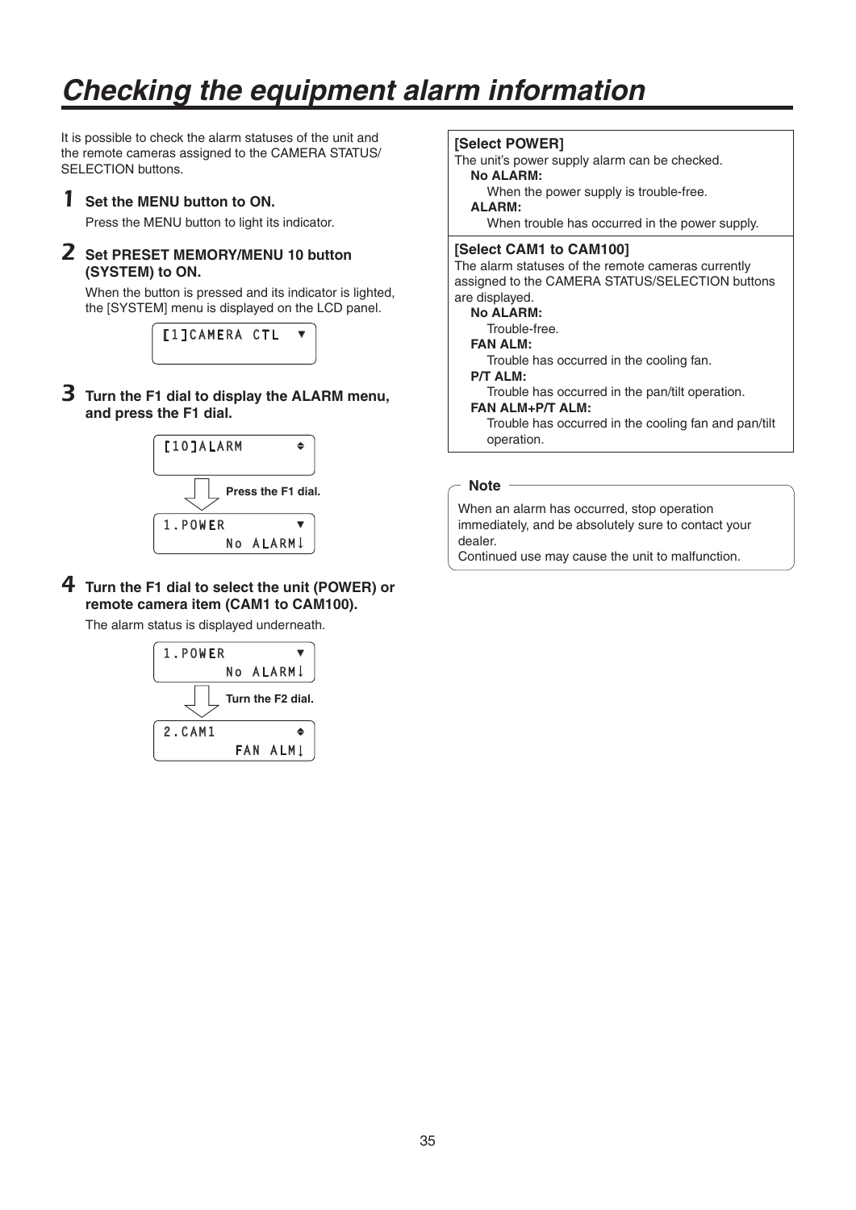# Checking the equipment alarm information

It is possible to check the alarm statuses of the unit and the remote cameras assigned to the CAMERA STATUS/ SELECTION buttons.

**1 Set the MENU button to ON.**

Press the MENU button to light its indicator.

**2 Set PRESET MEMORY/MENU 10 button (SYSTEM) to ON.**

When the button is pressed and its indicator is lighted, the [SYSTEM] menu is displayed on the LCD panel.

```
[1]CAMERA CTL  ▼
```

**3 Turn the F1 dial to display the ALARM menu, and press the F1 dial.**

```
[10]ALARM      ⬍
```

Press the F1 dial.

```
1.POWER        ▼
       No ALARM↓
```

**4 Turn the F1 dial to select the unit (POWER) or remote camera item (CAM1 to CAM100).**

The alarm status is displayed underneath.

```
1.POWER        ▼
       No ALARM↓
```

Turn the F2 dial.

```
2.CAM1         ⬍
        FAN ALM↓
```

**[Select POWER]**
The unit's power supply alarm can be checked.

**No ALARM:**
When the power supply is trouble-free.

**ALARM:**
When trouble has occurred in the power supply.

**[Select CAM1 to CAM100]**
The alarm statuses of the remote cameras currently assigned to the CAMERA STATUS/SELECTION buttons are displayed.

**No ALARM:**
Trouble-free.

**FAN ALM:**
Trouble has occurred in the cooling fan.

**P/T ALM:**
Trouble has occurred in the pan/tilt operation.

**FAN ALM+P/T ALM:**
Trouble has occurred in the cooling fan and pan/tilt operation.

**Note**

When an alarm has occurred, stop operation immediately, and be absolutely sure to contact your dealer.
Continued use may cause the unit to malfunction.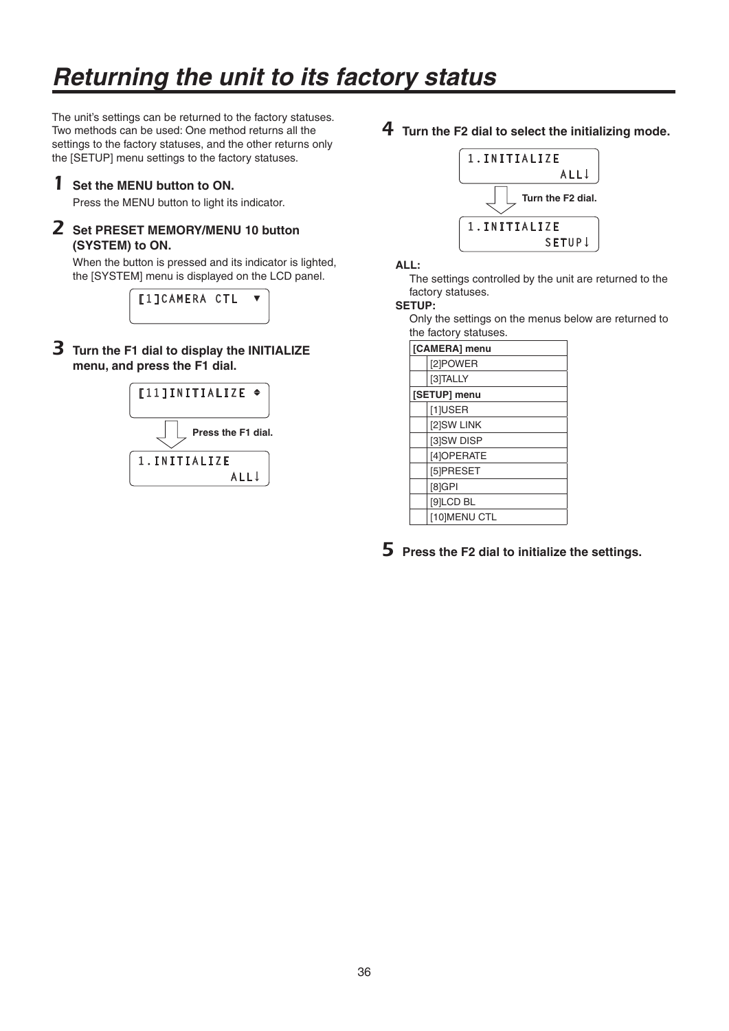# Returning the unit to its factory status

The unit's settings can be returned to the factory statuses. Two methods can be used: One method returns all the settings to the factory statuses, and the other returns only the [SETUP] menu settings to the factory statuses.

**1 Set the MENU button to ON.**

Press the MENU button to light its indicator.

**2 Set PRESET MEMORY/MENU 10 button (SYSTEM) to ON.**

When the button is pressed and its indicator is lighted, the [SYSTEM] menu is displayed on the LCD panel.

```
[1]CAMERA CTL  ▼
```

**3 Turn the F1 dial to display the INITIALIZE menu, and press the F1 dial.**

```
[11]INITIALIZE ⇕
```

Press the F1 dial.

```
1.INITIALIZE
          ALL↓
```

**4 Turn the F2 dial to select the initializing mode.**

```
1.INITIALIZE
          ALL↓
```

Turn the F2 dial.

```
1.INITIALIZE
        SETUP↓
```

**ALL:**

The settings controlled by the unit are returned to the factory statuses.

**SETUP:**

Only the settings on the menus below are returned to the factory statuses.

| **[CAMERA] menu** | |
|---|---|
| | [2]POWER |
| | [3]TALLY |
| **[SETUP] menu** | |
| | [1]USER |
| | [2]SW LINK |
| | [3]SW DISP |
| | [4]OPERATE |
| | [5]PRESET |
| | [8]GPI |
| | [9]LCD BL |
| | [10]MENU CTL |

**5 Press the F2 dial to initialize the settings.**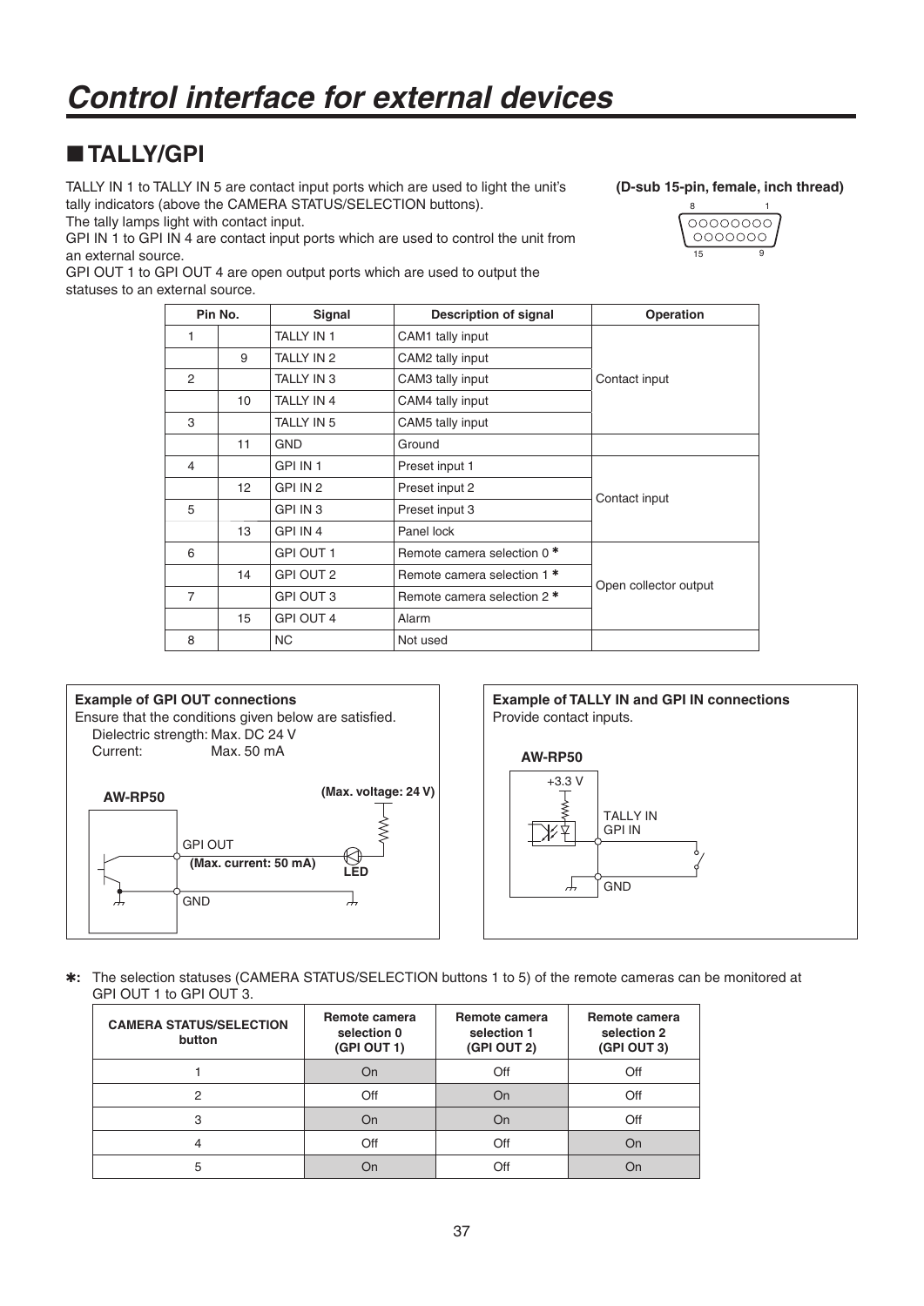# Control interface for external devices

## ■ TALLY/GPI

TALLY IN 1 to TALLY IN 5 are contact input ports which are used to light the unit's tally indicators (above the CAMERA STATUS/SELECTION buttons).
The tally lamps light with contact input.
GPI IN 1 to GPI IN 4 are contact input ports which are used to control the unit from an external source.
GPI OUT 1 to GPI OUT 4 are open output ports which are used to output the statuses to an external source.

**(D-sub 15-pin, female, inch thread)**

| Pin No. | | Signal | Description of signal | Operation |
|---|---|---|---|---|
| 1 | | TALLY IN 1 | CAM1 tally input | Contact input |
| | 9 | TALLY IN 2 | CAM2 tally input | |
| 2 | | TALLY IN 3 | CAM3 tally input | |
| | 10 | TALLY IN 4 | CAM4 tally input | |
| 3 | | TALLY IN 5 | CAM5 tally input | |
| | 11 | GND | Ground | |
| 4 | | GPI IN 1 | Preset input 1 | Contact input |
| | 12 | GPI IN 2 | Preset input 2 | |
| 5 | | GPI IN 3 | Preset input 3 | |
| | 13 | GPI IN 4 | Panel lock | |
| 6 | | GPI OUT 1 | Remote camera selection 0 * | Open collector output |
| | 14 | GPI OUT 2 | Remote camera selection 1 * | |
| 7 | | GPI OUT 3 | Remote camera selection 2 * | |
| | 15 | GPI OUT 4 | Alarm | |
| 8 | | NC | Not used | |

**Example of GPI OUT connections**

Ensure that the conditions given below are satisfied.
Dielectric strength: Max. DC 24 V
Current: Max. 50 mA

AW-RP50 — GPI OUT (Max. current: 50 mA) — LED — (Max. voltage: 24 V) — GND

**Example of TALLY IN and GPI IN connections**

Provide contact inputs.

AW-RP50 — +3.3 V — TALLY IN / GPI IN — GND

*: The selection statuses (CAMERA STATUS/SELECTION buttons 1 to 5) of the remote cameras can be monitored at GPI OUT 1 to GPI OUT 3.

| CAMERA STATUS/SELECTION button | Remote camera selection 0 (GPI OUT 1) | Remote camera selection 1 (GPI OUT 2) | Remote camera selection 2 (GPI OUT 3) |
|---|---|---|---|
| 1 | On | Off | Off |
| 2 | Off | On | Off |
| 3 | On | On | Off |
| 4 | Off | Off | On |
| 5 | On | Off | On |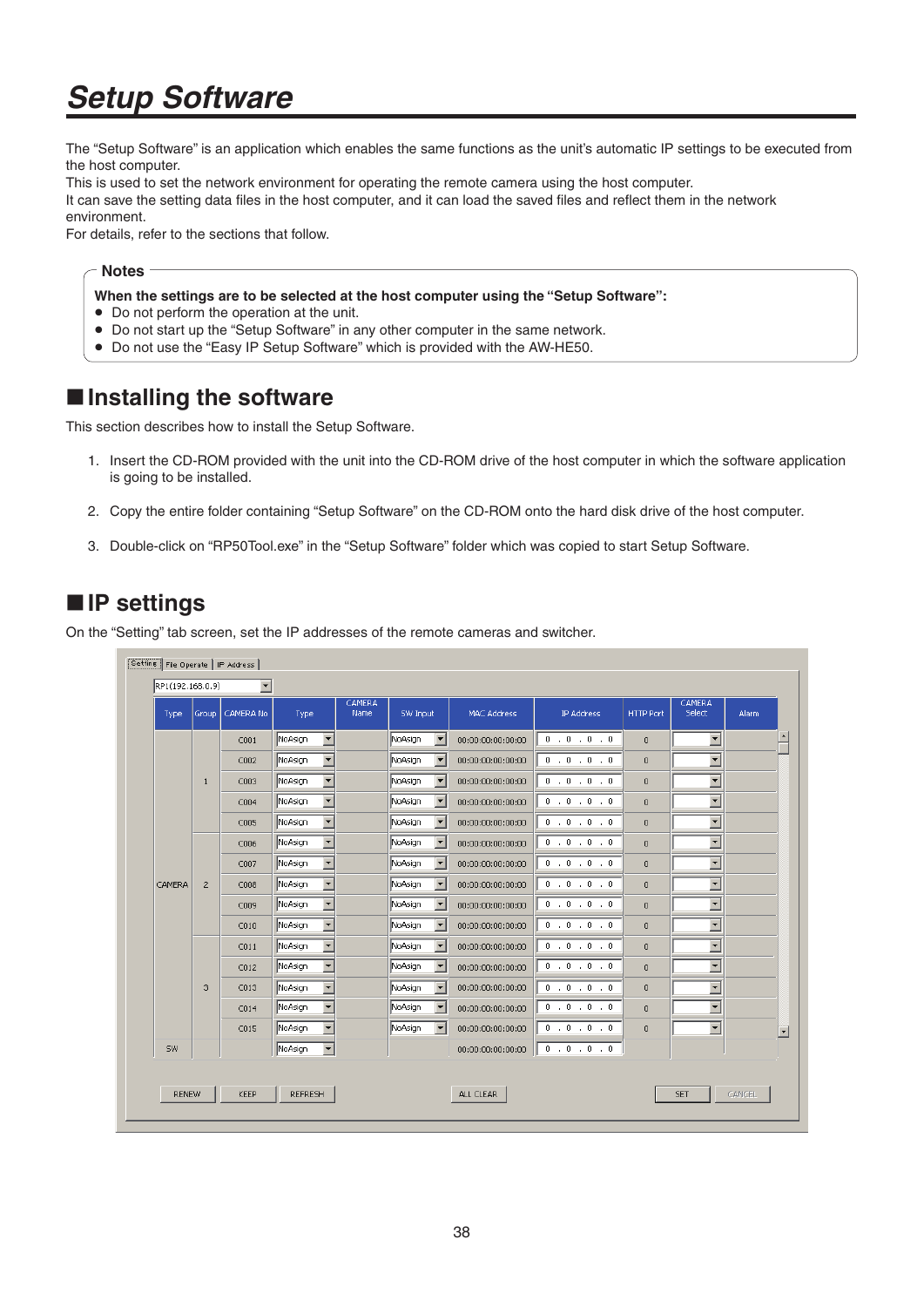# Setup Software

The "Setup Software" is an application which enables the same functions as the unit's automatic IP settings to be executed from the host computer.
This is used to set the network environment for operating the remote camera using the host computer.
It can save the setting data files in the host computer, and it can load the saved files and reflect them in the network environment.
For details, refer to the sections that follow.

> **Notes**
>
> **When the settings are to be selected at the host computer using the "Setup Software":**
> - Do not perform the operation at the unit.
> - Do not start up the "Setup Software" in any other computer in the same network.
> - Do not use the "Easy IP Setup Software" which is provided with the AW-HE50.

## ■ Installing the software

This section describes how to install the Setup Software.

1. Insert the CD-ROM provided with the unit into the CD-ROM drive of the host computer in which the software application is going to be installed.
2. Copy the entire folder containing "Setup Software" on the CD-ROM onto the hard disk drive of the host computer.
3. Double-click on "RP50Tool.exe" in the "Setup Software" folder which was copied to start Setup Software.

## ■ IP settings

On the "Setting" tab screen, set the IP addresses of the remote cameras and switcher.

Setting | File Operate | IP Address

RP1(192.168.0.9)

| Type | Group | CAMERA No | Type | CAMERA Name | SW Input | MAC Address | IP Address | HTTP Port | CAMERA Select | Alarm |
|---|---|---|---|---|---|---|---|---|---|---|
| CAMERA | 1 | C001 | NoAsign | | NoAsign | 00:00:00:00:00:00 | 0 . 0 . 0 . 0 | 0 | | |
| | | C002 | NoAsign | | NoAsign | 00:00:00:00:00:00 | 0 . 0 . 0 . 0 | 0 | | |
| | | C003 | NoAsign | | NoAsign | 00:00:00:00:00:00 | 0 . 0 . 0 . 0 | 0 | | |
| | | C004 | NoAsign | | NoAsign | 00:00:00:00:00:00 | 0 . 0 . 0 . 0 | 0 | | |
| | | C005 | NoAsign | | NoAsign | 00:00:00:00:00:00 | 0 . 0 . 0 . 0 | 0 | | |
| | 2 | C006 | NoAsign | | NoAsign | 00:00:00:00:00:00 | 0 . 0 . 0 . 0 | 0 | | |
| | | C007 | NoAsign | | NoAsign | 00:00:00:00:00:00 | 0 . 0 . 0 . 0 | 0 | | |
| | | C008 | NoAsign | | NoAsign | 00:00:00:00:00:00 | 0 . 0 . 0 . 0 | 0 | | |
| | | C009 | NoAsign | | NoAsign | 00:00:00:00:00:00 | 0 . 0 . 0 . 0 | 0 | | |
| | | C010 | NoAsign | | NoAsign | 00:00:00:00:00:00 | 0 . 0 . 0 . 0 | 0 | | |
| | 3 | C011 | NoAsign | | NoAsign | 00:00:00:00:00:00 | 0 . 0 . 0 . 0 | 0 | | |
| | | C012 | NoAsign | | NoAsign | 00:00:00:00:00:00 | 0 . 0 . 0 . 0 | 0 | | |
| | | C013 | NoAsign | | NoAsign | 00:00:00:00:00:00 | 0 . 0 . 0 . 0 | 0 | | |
| | | C014 | NoAsign | | NoAsign | 00:00:00:00:00:00 | 0 . 0 . 0 . 0 | 0 | | |
| | | C015 | NoAsign | | NoAsign | 00:00:00:00:00:00 | 0 . 0 . 0 . 0 | 0 | | |
| SW | | | NoAsign | | | 00:00:00:00:00:00 | 0 . 0 . 0 . 0 | | | |

RENEW | KEEP | REFRESH | ALL CLEAR | SET | CANCEL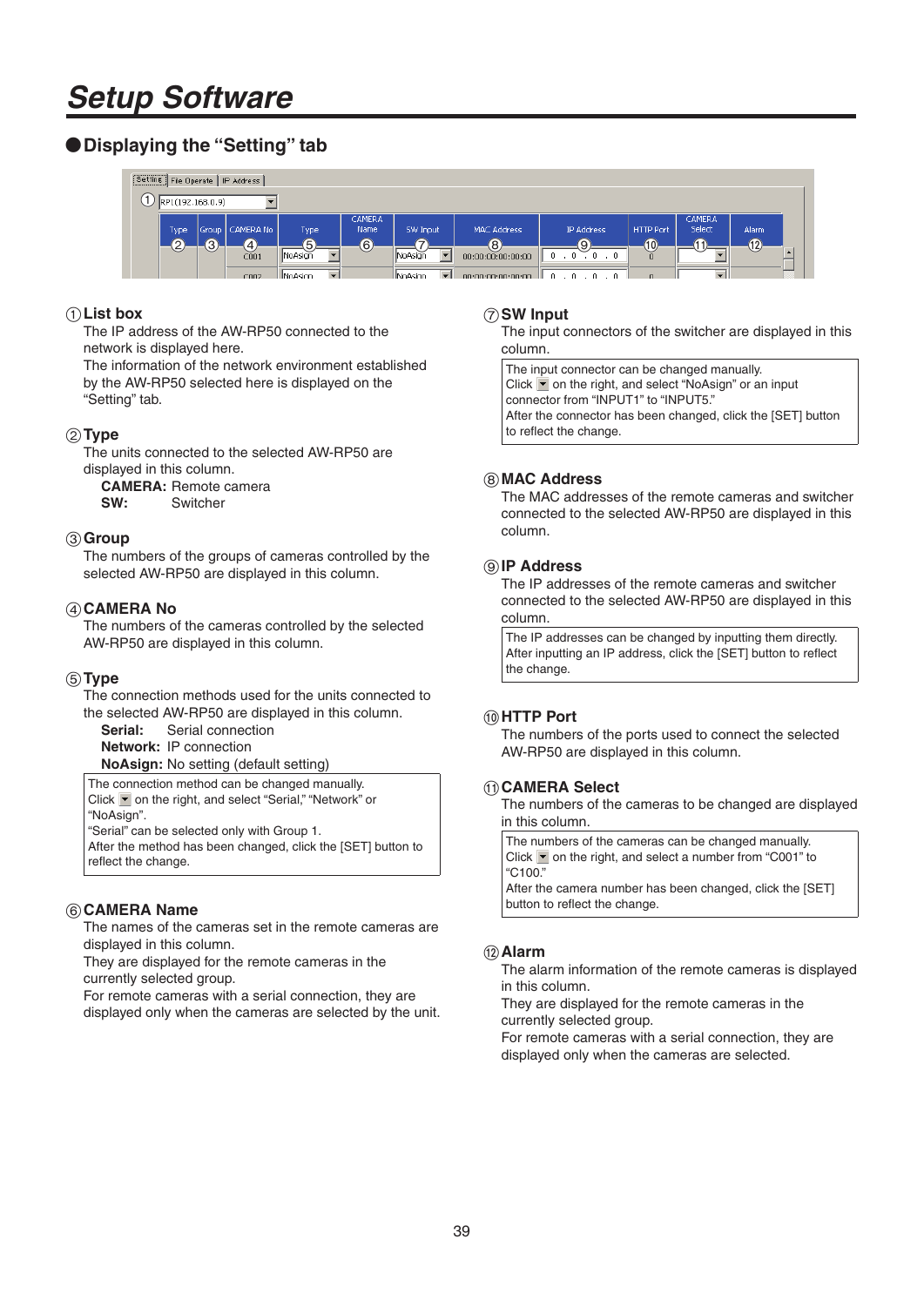# Setup Software

## ● Displaying the “Setting” tab

### ① List box

The IP address of the AW-RP50 connected to the network is displayed here.
The information of the network environment established by the AW-RP50 selected here is displayed on the “Setting” tab.

### ② Type

The units connected to the selected AW-RP50 are displayed in this column.

**CAMERA:** Remote camera
**SW:** Switcher

### ③ Group

The numbers of the groups of cameras controlled by the selected AW-RP50 are displayed in this column.

### ④ CAMERA No

The numbers of the cameras controlled by the selected AW-RP50 are displayed in this column.

### ⑤ Type

The connection methods used for the units connected to the selected AW-RP50 are displayed in this column.

**Serial:** Serial connection
**Network:** IP connection
**NoAsign:** No setting (default setting)

> The connection method can be changed manually.
> Click ▼ on the right, and select “Serial,” “Network” or “NoAsign”.
> “Serial” can be selected only with Group 1.
> After the method has been changed, click the [SET] button to reflect the change.

### ⑥ CAMERA Name

The names of the cameras set in the remote cameras are displayed in this column.
They are displayed for the remote cameras in the currently selected group.
For remote cameras with a serial connection, they are displayed only when the cameras are selected by the unit.

### ⑦ SW Input

The input connectors of the switcher are displayed in this column.

> The input connector can be changed manually.
> Click ▼ on the right, and select “NoAsign” or an input connector from “INPUT1” to “INPUT5.”
> After the connector has been changed, click the [SET] button to reflect the change.

### ⑧ MAC Address

The MAC addresses of the remote cameras and switcher connected to the selected AW-RP50 are displayed in this column.

### ⑨ IP Address

The IP addresses of the remote cameras and switcher connected to the selected AW-RP50 are displayed in this column.

> The IP addresses can be changed by inputting them directly.
> After inputting an IP address, click the [SET] button to reflect the change.

### ⑩ HTTP Port

The numbers of the ports used to connect the selected AW-RP50 are displayed in this column.

### ⑪ CAMERA Select

The numbers of the cameras to be changed are displayed in this column.

> The numbers of the cameras can be changed manually.
> Click ▼ on the right, and select a number from “C001” to “C100.”
> After the camera number has been changed, click the [SET] button to reflect the change.

### ⑫ Alarm

The alarm information of the remote cameras is displayed in this column.
They are displayed for the remote cameras in the currently selected group.
For remote cameras with a serial connection, they are displayed only when the cameras are selected.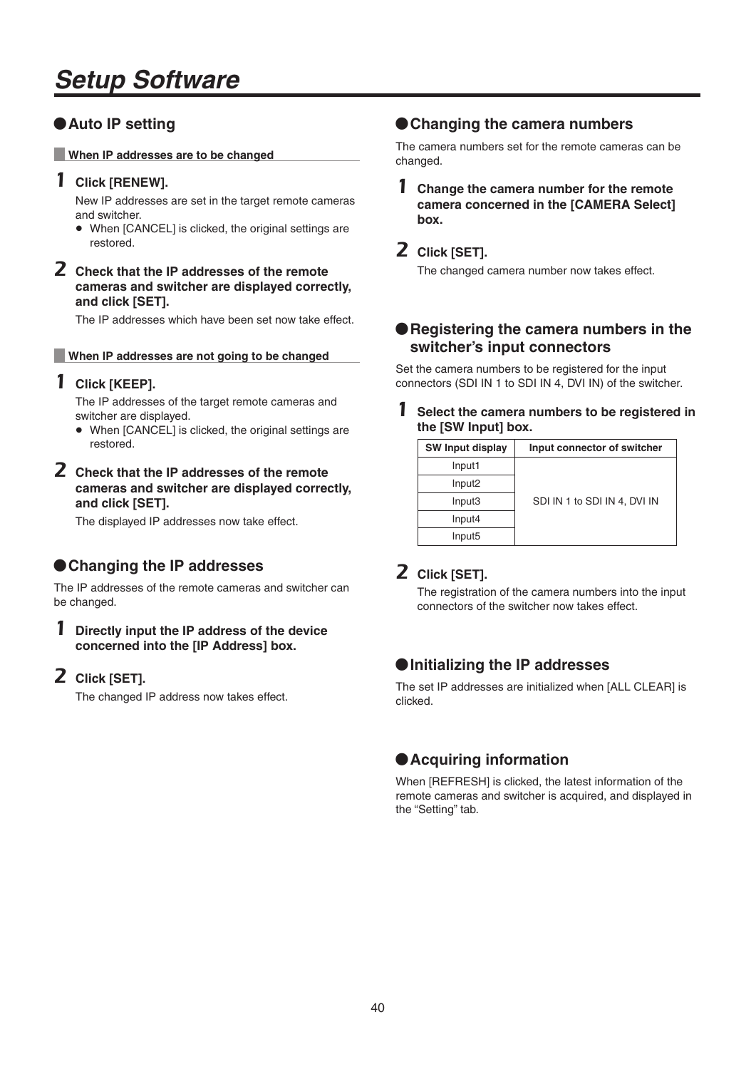// Setup Software

## Auto IP setting

### When IP addresses are to be changed

**1 Click [RENEW].**

New IP addresses are set in the target remote cameras and switcher.

- When [CANCEL] is clicked, the original settings are restored.

**2 Check that the IP addresses of the remote cameras and switcher are displayed correctly, and click [SET].**

The IP addresses which have been set now take effect.

### When IP addresses are not going to be changed

**1 Click [KEEP].**

The IP addresses of the target remote cameras and switcher are displayed.

- When [CANCEL] is clicked, the original settings are restored.

**2 Check that the IP addresses of the remote cameras and switcher are displayed correctly, and click [SET].**

The displayed IP addresses now take effect.

## Changing the IP addresses

The IP addresses of the remote cameras and switcher can be changed.

**1 Directly input the IP address of the device concerned into the [IP Address] box.**

**2 Click [SET].**

The changed IP address now takes effect.

## Changing the camera numbers

The camera numbers set for the remote cameras can be changed.

**1 Change the camera number for the remote camera concerned in the [CAMERA Select] box.**

**2 Click [SET].**

The changed camera number now takes effect.

## Registering the camera numbers in the switcher's input connectors

Set the camera numbers to be registered for the input connectors (SDI IN 1 to SDI IN 4, DVI IN) of the switcher.

**1 Select the camera numbers to be registered in the [SW Input] box.**

| SW Input display | Input connector of switcher |
|---|---|
| Input1 | SDI IN 1 to SDI IN 4, DVI IN |
| Input2 | |
| Input3 | |
| Input4 | |
| Input5 | |

**2 Click [SET].**

The registration of the camera numbers into the input connectors of the switcher now takes effect.

## Initializing the IP addresses

The set IP addresses are initialized when [ALL CLEAR] is clicked.

## Acquiring information

When [REFRESH] is clicked, the latest information of the remote cameras and switcher is acquired, and displayed in the "Setting" tab.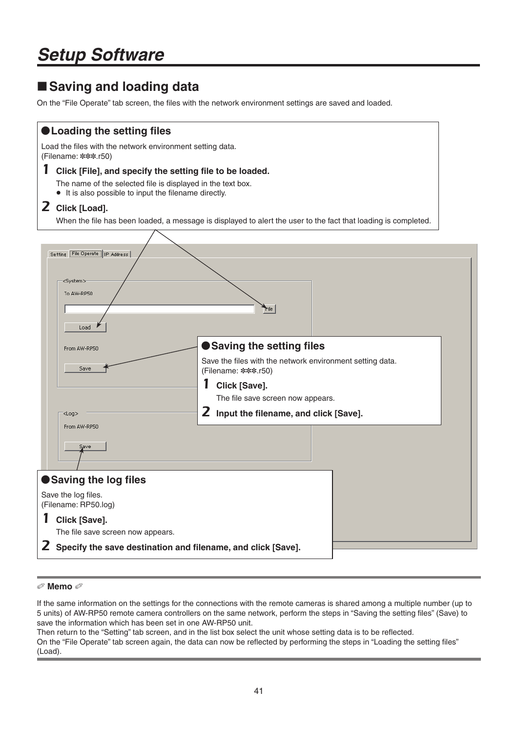# Setup Software

## ■ Saving and loading data

On the “File Operate” tab screen, the files with the network environment settings are saved and loaded.

### ● Loading the setting files

Load the files with the network environment setting data.
(Filename: ✻✻✻.r50)

**1 Click [File], and specify the setting file to be loaded.**

The name of the selected file is displayed in the text box.

- It is also possible to input the filename directly.

**2 Click [Load].**

When the file has been loaded, a message is displayed to alert the user to the fact that loading is completed.

### ● Saving the setting files

Save the files with the network environment setting data.
(Filename: ✻✻✻.r50)

**1 Click [Save].**

The file save screen now appears.

**2 Input the filename, and click [Save].**

### ● Saving the log files

Save the log files.
(Filename: RP50.log)

**1 Click [Save].**

The file save screen now appears.

**2 Specify the save destination and filename, and click [Save].**

**Memo**

If the same information on the settings for the connections with the remote cameras is shared among a multiple number (up to 5 units) of AW-RP50 remote camera controllers on the same network, perform the steps in “Saving the setting files” (Save) to save the information which has been set in one AW-RP50 unit.
Then return to the “Setting” tab screen, and in the list box select the unit whose setting data is to be reflected.
On the “File Operate” tab screen again, the data can now be reflected by performing the steps in “Loading the setting files” (Load).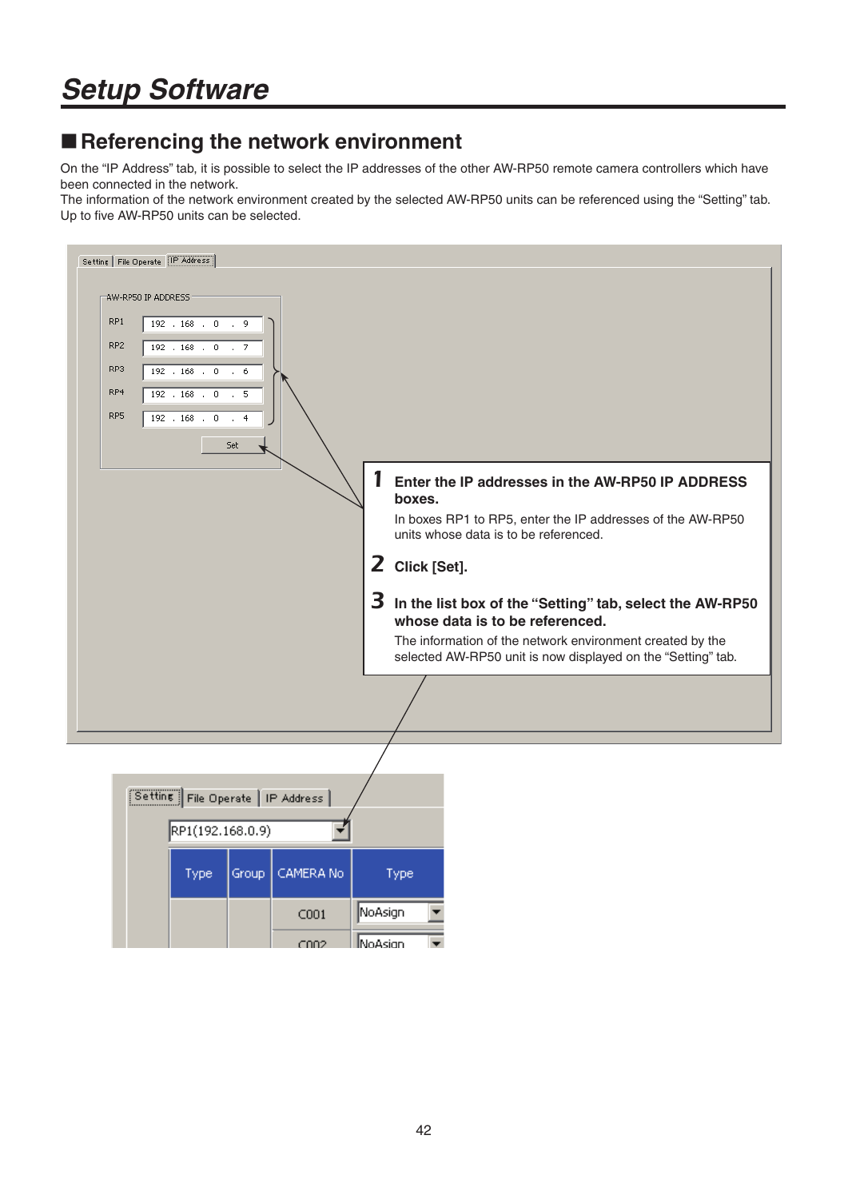# Setup Software

## ■ Referencing the network environment

On the "IP Address" tab, it is possible to select the IP addresses of the other AW-RP50 remote camera controllers which have been connected in the network.
The information of the network environment created by the selected AW-RP50 units can be referenced using the "Setting" tab.
Up to five AW-RP50 units can be selected.

**1 Enter the IP addresses in the AW-RP50 IP ADDRESS boxes.**

In boxes RP1 to RP5, enter the IP addresses of the AW-RP50 units whose data is to be referenced.

**2 Click [Set].**

**3 In the list box of the "Setting" tab, select the AW-RP50 whose data is to be referenced.**

The information of the network environment created by the selected AW-RP50 unit is now displayed on the "Setting" tab.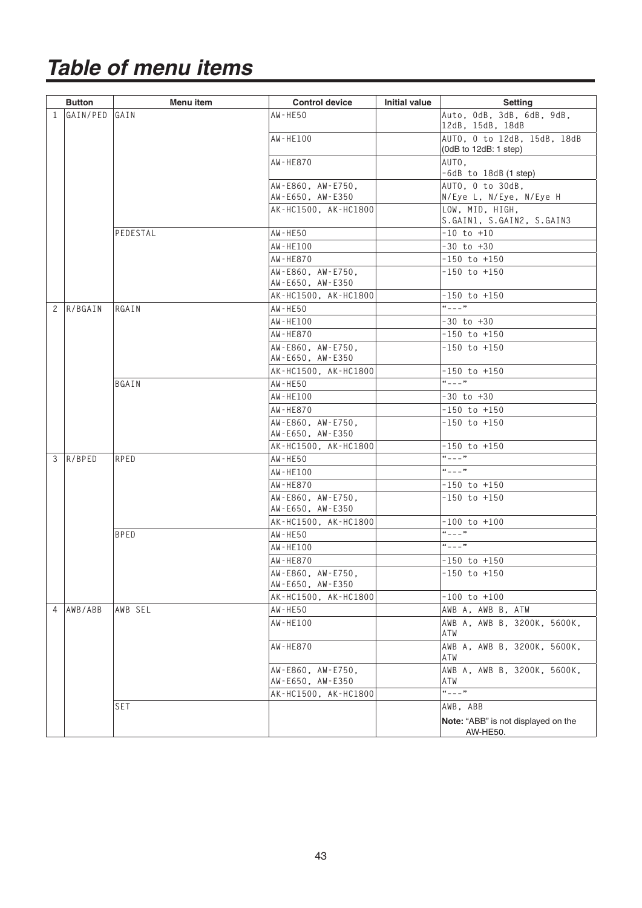# Table of menu items

| | Button | Menu item | Control device | Initial value | Setting |
|---|---|---|---|---|---|
| 1 | GAIN/PED | GAIN | AW-HE50 | | Auto, 0dB, 3dB, 6dB, 9dB, 12dB, 15dB, 18dB |
| | | | AW-HE100 | | AUTO, 0 to 12dB, 15dB, 18dB (0dB to 12dB: 1 step) |
| | | | AW-HE870 | | AUTO, -6dB to 18dB (1 step) |
| | | | AW-E860, AW-E750, AW-E650, AW-E350 | | AUTO, 0 to 30dB, N/Eye L, N/Eye, N/Eye H |
| | | | AK-HC1500, AK-HC1800 | | LOW, MID, HIGH, S.GAIN1, S.GAIN2, S.GAIN3 |
| | | PEDESTAL | AW-HE50 | | -10 to +10 |
| | | | AW-HE100 | | -30 to +30 |
| | | | AW-HE870 | | -150 to +150 |
| | | | AW-E860, AW-E750, AW-E650, AW-E350 | | -150 to +150 |
| | | | AK-HC1500, AK-HC1800 | | -150 to +150 |
| 2 | R/BGAIN | RGAIN | AW-HE50 | | "---" |
| | | | AW-HE100 | | -30 to +30 |
| | | | AW-HE870 | | -150 to +150 |
| | | | AW-E860, AW-E750, AW-E650, AW-E350 | | -150 to +150 |
| | | | AK-HC1500, AK-HC1800 | | -150 to +150 |
| | | BGAIN | AW-HE50 | | "---" |
| | | | AW-HE100 | | -30 to +30 |
| | | | AW-HE870 | | -150 to +150 |
| | | | AW-E860, AW-E750, AW-E650, AW-E350 | | -150 to +150 |
| | | | AK-HC1500, AK-HC1800 | | -150 to +150 |
| 3 | R/BPED | RPED | AW-HE50 | | "---" |
| | | | AW-HE100 | | "---" |
| | | | AW-HE870 | | -150 to +150 |
| | | | AW-E860, AW-E750, AW-E650, AW-E350 | | -150 to +150 |
| | | | AK-HC1500, AK-HC1800 | | -100 to +100 |
| | | BPED | AW-HE50 | | "---" |
| | | | AW-HE100 | | "---" |
| | | | AW-HE870 | | -150 to +150 |
| | | | AW-E860, AW-E750, AW-E650, AW-E350 | | -150 to +150 |
| | | | AK-HC1500, AK-HC1800 | | -100 to +100 |
| 4 | AWB/ABB | AWB SEL | AW-HE50 | | AWB A, AWB B, ATW |
| | | | AW-HE100 | | AWB A, AWB B, 3200K, 5600K, ATW |
| | | | AW-HE870 | | AWB A, AWB B, 3200K, 5600K, ATW |
| | | | AW-E860, AW-E750, AW-E650, AW-E350 | | AWB A, AWB B, 3200K, 5600K, ATW |
| | | | AK-HC1500, AK-HC1800 | | "---" |
| | | SET | | | AWB, ABB<br>**Note:** "ABB" is not displayed on the AW-HE50. |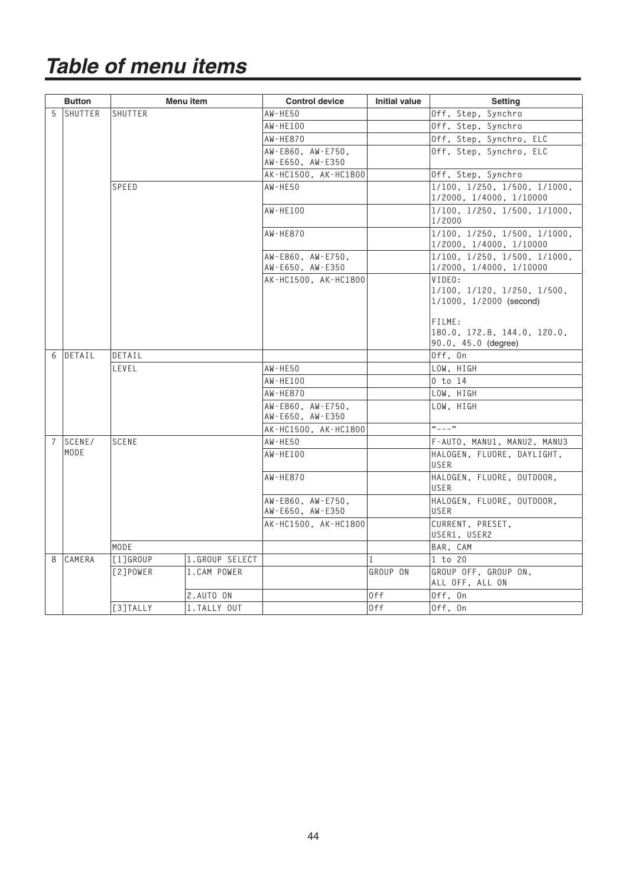# Table of menu items

| Button | | Menu item | | Control device | Initial value | Setting |
|---|---|---|---|---|---|---|
| 5 | SHUTTER | SHUTTER | | AW-HE50 | | Off, Step, Synchro |
| | | | | AW-HE100 | | Off, Step, Synchro |
| | | | | AW-HE870 | | Off, Step, Synchro, ELC |
| | | | | AW-E860, AW-E750, AW-E650, AW-E350 | | Off, Step, Synchro, ELC |
| | | | | AK-HC1500, AK-HC1800 | | Off, Step, Synchro |
| | | SPEED | | AW-HE50 | | 1/100, 1/250, 1/500, 1/1000, 1/2000, 1/4000, 1/10000 |
| | | | | AW-HE100 | | 1/100, 1/250, 1/500, 1/1000, 1/2000 |
| | | | | AW-HE870 | | 1/100, 1/250, 1/500, 1/1000, 1/2000, 1/4000, 1/10000 |
| | | | | AW-E860, AW-E750, AW-E650, AW-E350 | | 1/100, 1/250, 1/500, 1/1000, 1/2000, 1/4000, 1/10000 |
| | | | | AK-HC1500, AK-HC1800 | | VIDEO: 1/100, 1/120, 1/250, 1/500, 1/1000, 1/2000 (second)<br><br>FILME: 180.0, 172.8, 144.0, 120.0, 90.0, 45.0 (degree) |
| 6 | DETAIL | DETAIL | | | | Off, On |
| | | LEVEL | | AW-HE50 | | LOW, HIGH |
| | | | | AW-HE100 | | 0 to 14 |
| | | | | AW-HE870 | | LOW, HIGH |
| | | | | AW-E860, AW-E750, AW-E650, AW-E350 | | LOW, HIGH |
| | | | | AK-HC1500, AK-HC1800 | | "---" |
| 7 | SCENE/ MODE | SCENE | | AW-HE50 | | F-AUTO, MANU1, MANU2, MANU3 |
| | | | | AW-HE100 | | HALOGEN, FLUORE, DAYLIGHT, USER |
| | | | | AW-HE870 | | HALOGEN, FLUORE, OUTDOOR, USER |
| | | | | AW-E860, AW-E750, AW-E650, AW-E350 | | HALOGEN, FLUORE, OUTDOOR, USER |
| | | | | AK-HC1500, AK-HC1800 | | CURRENT, PRESET, USER1, USER2 |
| | | MODE | | | | BAR, CAM |
| 8 | CAMERA | [1]GROUP | 1.GROUP SELECT | | 1 | 1 to 20 |
| | | [2]POWER | 1.CAM POWER | | GROUP ON | GROUP OFF, GROUP ON, ALL OFF, ALL ON |
| | | | 2.AUTO ON | | Off | Off, On |
| | | [3]TALLY | 1.TALLY OUT | | Off | Off, On |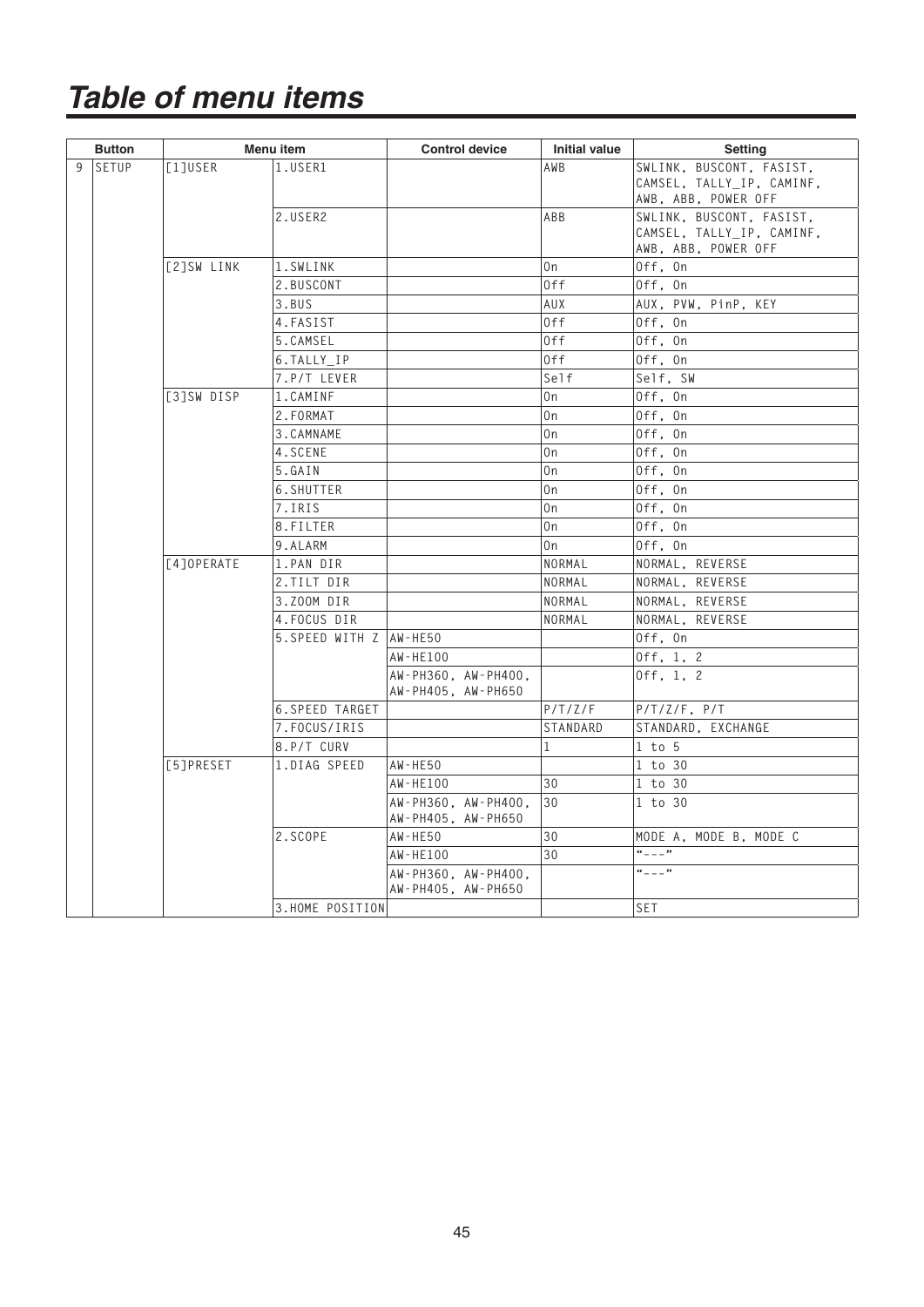# Table of menu items

| Button | | Menu item | | Control device | Initial value | Setting |
|---|---|---|---|---|---|---|
| 9 | SETUP | [1]USER | 1.USER1 | | AWB | SWLINK, BUSCONT, FASIST, CAMSEL, TALLY_IP, CAMINF, AWB, ABB, POWER OFF |
| | | | 2.USER2 | | ABB | SWLINK, BUSCONT, FASIST, CAMSEL, TALLY_IP, CAMINF, AWB, ABB, POWER OFF |
| | | [2]SW LINK | 1.SWLINK | | On | Off, On |
| | | | 2.BUSCONT | | Off | Off, On |
| | | | 3.BUS | | AUX | AUX, PVW, PinP, KEY |
| | | | 4.FASIST | | Off | Off, On |
| | | | 5.CAMSEL | | Off | Off, On |
| | | | 6.TALLY_IP | | Off | Off, On |
| | | | 7.P/T LEVER | | Self | Self, SW |
| | | [3]SW DISP | 1.CAMINF | | On | Off, On |
| | | | 2.FORMAT | | On | Off, On |
| | | | 3.CAMNAME | | On | Off, On |
| | | | 4.SCENE | | On | Off, On |
| | | | 5.GAIN | | On | Off, On |
| | | | 6.SHUTTER | | On | Off, On |
| | | | 7.IRIS | | On | Off, On |
| | | | 8.FILTER | | On | Off, On |
| | | | 9.ALARM | | On | Off, On |
| | | [4]OPERATE | 1.PAN DIR | | NORMAL | NORMAL, REVERSE |
| | | | 2.TILT DIR | | NORMAL | NORMAL, REVERSE |
| | | | 3.ZOOM DIR | | NORMAL | NORMAL, REVERSE |
| | | | 4.FOCUS DIR | | NORMAL | NORMAL, REVERSE |
| | | | 5.SPEED WITH Z | AW-HE50 | | Off, On |
| | | | | AW-HE100 | | Off, 1, 2 |
| | | | | AW-PH360, AW-PH400, AW-PH405, AW-PH650 | | Off, 1, 2 |
| | | | 6.SPEED TARGET | | P/T/Z/F | P/T/Z/F, P/T |
| | | | 7.FOCUS/IRIS | | STANDARD | STANDARD, EXCHANGE |
| | | | 8.P/T CURV | | 1 | 1 to 5 |
| | | [5]PRESET | 1.DIAG SPEED | AW-HE50 | | 1 to 30 |
| | | | | AW-HE100 | 30 | 1 to 30 |
| | | | | AW-PH360, AW-PH400, AW-PH405, AW-PH650 | 30 | 1 to 30 |
| | | | 2.SCOPE | AW-HE50 | 30 | MODE A, MODE B, MODE C |
| | | | | AW-HE100 | 30 | "---" |
| | | | | AW-PH360, AW-PH400, AW-PH405, AW-PH650 | | "---" |
| | | | 3.HOME POSITION | | | SET |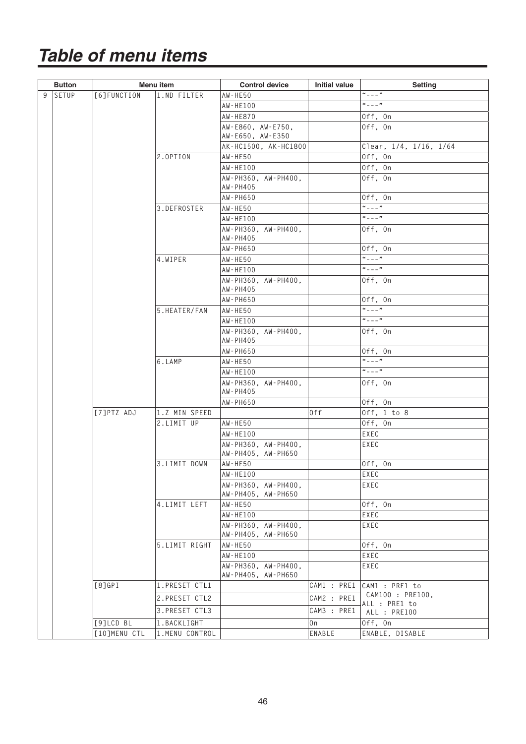# Table of menu items

| Button | | Menu item | | Control device | Initial value | Setting |
|---|---|---|---|---|---|---|
| 9 | SETUP | [6]FUNCTION | 1.ND FILTER | AW-HE50 | | "---" |
| | | | | AW-HE100 | | "---" |
| | | | | AW-HE870 | | Off, On |
| | | | | AW-E860, AW-E750, AW-E650, AW-E350 | | Off, On |
| | | | | AK-HC1500, AK-HC1800 | | Clear, 1/4, 1/16, 1/64 |
| | | | 2.OPTION | AW-HE50 | | Off, On |
| | | | | AW-HE100 | | Off, On |
| | | | | AW-PH360, AW-PH400, AW-PH405 | | Off, On |
| | | | | AW-PH650 | | Off, On |
| | | | 3.DEFROSTER | AW-HE50 | | "---" |
| | | | | AW-HE100 | | "---" |
| | | | | AW-PH360, AW-PH400, AW-PH405 | | Off, On |
| | | | | AW-PH650 | | Off, On |
| | | | 4.WIPER | AW-HE50 | | "---" |
| | | | | AW-HE100 | | "---" |
| | | | | AW-PH360, AW-PH400, AW-PH405 | | Off, On |
| | | | | AW-PH650 | | Off, On |
| | | | 5.HEATER/FAN | AW-HE50 | | "---" |
| | | | | AW-HE100 | | "---" |
| | | | | AW-PH360, AW-PH400, AW-PH405 | | Off, On |
| | | | | AW-PH650 | | Off, On |
| | | | 6.LAMP | AW-HE50 | | "---" |
| | | | | AW-HE100 | | "---" |
| | | | | AW-PH360, AW-PH400, AW-PH405 | | Off, On |
| | | | | AW-PH650 | | Off, On |
| | | [7]PTZ ADJ | 1.Z MIN SPEED | | Off | Off, 1 to 8 |
| | | | 2.LIMIT UP | AW-HE50 | | Off, On |
| | | | | AW-HE100 | | EXEC |
| | | | | AW-PH360, AW-PH400, AW-PH405, AW-PH650 | | EXEC |
| | | | 3.LIMIT DOWN | AW-HE50 | | Off, On |
| | | | | AW-HE100 | | EXEC |
| | | | | AW-PH360, AW-PH400, AW-PH405, AW-PH650 | | EXEC |
| | | | 4.LIMIT LEFT | AW-HE50 | | Off, On |
| | | | | AW-HE100 | | EXEC |
| | | | | AW-PH360, AW-PH400, AW-PH405, AW-PH650 | | EXEC |
| | | | 5.LIMIT RIGHT | AW-HE50 | | Off, On |
| | | | | AW-HE100 | | EXEC |
| | | | | AW-PH360, AW-PH400, AW-PH405, AW-PH650 | | EXEC |
| | | [8]GPI | 1.PRESET CTL1 | | CAM1 : PRE1 | CAM1 : PRE1 to CAM100 : PRE100, ALL : PRE1 to ALL : PRE100 |
| | | | 2.PRESET CTL2 | | CAM2 : PRE1 | |
| | | | 3.PRESET CTL3 | | CAM3 : PRE1 | |
| | | [9]LCD BL | 1.BACKLIGHT | | On | Off, On |
| | | [10]MENU CTL | 1.MENU CONTROL | | ENABLE | ENABLE, DISABLE |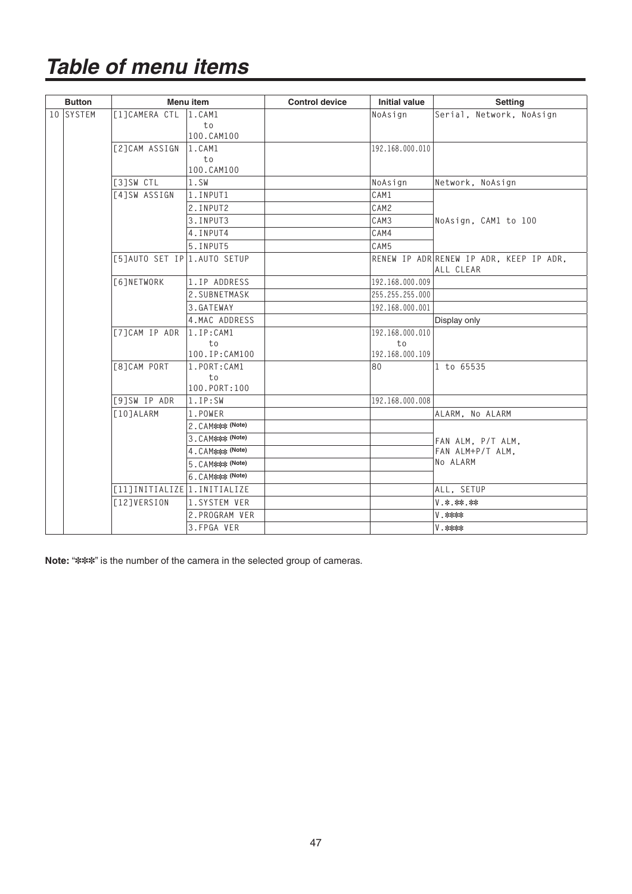# Table of menu items

| Button | | Menu item | | Control device | Initial value | Setting |
|---|---|---|---|---|---|---|
| 10 | SYSTEM | [1]CAMERA CTL | 1.CAM1 to 100.CAM100 | | NoAsign | Serial, Network, NoAsign |
| | | [2]CAM ASSIGN | 1.CAM1 to 100.CAM100 | | 192.168.000.010 | |
| | | [3]SW CTL | 1.SW | | NoAsign | Network, NoAsign |
| | | [4]SW ASSIGN | 1.INPUT1 | | CAM1 | NoAsign, CAM1 to 100 |
| | | | 2.INPUT2 | | CAM2 | |
| | | | 3.INPUT3 | | CAM3 | |
| | | | 4.INPUT4 | | CAM4 | |
| | | | 5.INPUT5 | | CAM5 | |
| | | [5]AUTO SET IP | 1.AUTO SETUP | | RENEW IP ADR | RENEW IP ADR, KEEP IP ADR, ALL CLEAR |
| | | [6]NETWORK | 1.IP ADDRESS | | 192.168.000.009 | |
| | | | 2.SUBNETMASK | | 255.255.255.000 | |
| | | | 3.GATEWAY | | 192.168.000.001 | |
| | | | 4.MAC ADDRESS | | | Display only |
| | | [7]CAM IP ADR | 1.IP:CAM1 to 100.IP:CAM100 | | 192.168.000.010 to 192.168.000.109 | |
| | | [8]CAM PORT | 1.PORT:CAM1 to 100.PORT:100 | | 80 | 1 to 65535 |
| | | [9]SW IP ADR | 1.IP:SW | | 192.168.000.008 | |
| | | [10]ALARM | 1.POWER | | | ALARM, No ALARM |
| | | | 2.CAM*** (Note) | | | FAN ALM, P/T ALM, FAN ALM+P/T ALM, No ALARM |
| | | | 3.CAM*** (Note) | | | |
| | | | 4.CAM*** (Note) | | | |
| | | | 5.CAM*** (Note) | | | |
| | | | 6.CAM*** (Note) | | | |
| | | [11]INITIALIZE | 1.INITIALIZE | | | ALL, SETUP |
| | | [12]VERSION | 1.SYSTEM VER | | | V.*.**.** |
| | | | 2.PROGRAM VER | | | V.**** |
| | | | 3.FPGA VER | | | V.**** |

**Note:** "***" is the number of the camera in the selected group of cameras.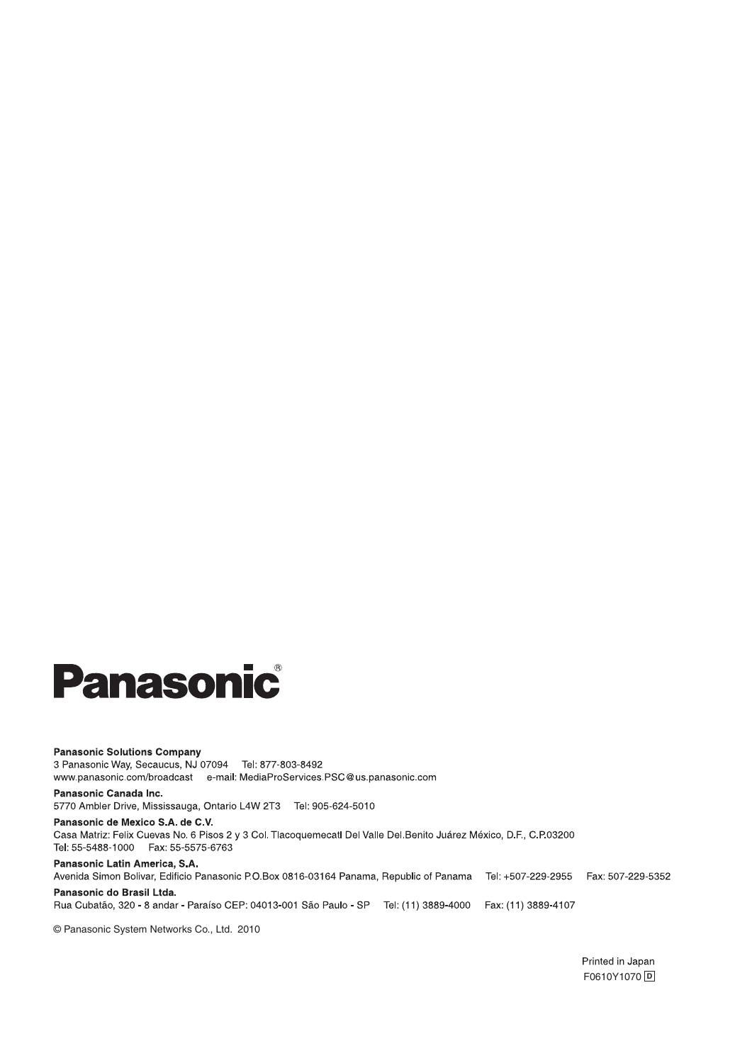# Panasonic®

**Panasonic Solutions Company**
3 Panasonic Way, Secaucus, NJ 07094  Tel: 877-803-8492
www.panasonic.com/broadcast  e-mail: MediaProServices.PSC@us.panasonic.com

**Panasonic Canada Inc.**
5770 Ambler Drive, Mississauga, Ontario L4W 2T3  Tel: 905-624-5010

**Panasonic de Mexico S.A. de C.V.**
Casa Matriz: Felix Cuevas No. 6 Pisos 2 y 3 Col. Tlacoquemecatl Del Valle Del.Benito Juárez México, D.F., C.P.03200
Tel: 55-5488-1000  Fax: 55-5575-6763

**Panasonic Latin America, S.A.**
Avenida Simon Bolivar, Edificio Panasonic P.O.Box 0816-03164 Panama, Republic of Panama  Tel: +507-229-2955  Fax: 507-229-5352

**Panasonic do Brasil Ltda.**
Rua Cubatão, 320 - 8 andar - Paraíso CEP: 04013-001 São Paulo - SP  Tel: (11) 3889-4000  Fax: (11) 3889-4107

© Panasonic System Networks Co., Ltd. 2010

Printed in Japan
F0610Y1070 D